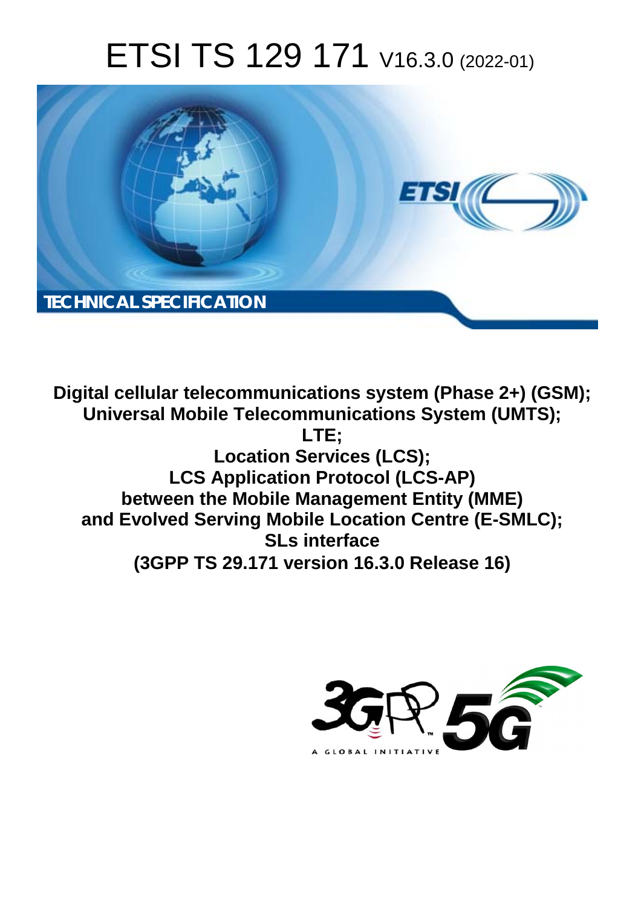# ETSI TS 129 171 V16.3.0 (2022-01)

TECHNICAL SPECIFICATION

**Digital cellular telecommunications system (Phase 2+) (GSM);**
**Universal Mobile Telecommunications System (UMTS);**
**LTE;**
**Location Services (LCS);**
**LCS Application Protocol (LCS-AP)**
**between the Mobile Management Entity (MME)**
**and Evolved Serving Mobile Location Centre (E-SMLC);**
**SLs interface**
**(3GPP TS 29.171 version 16.3.0 Release 16)**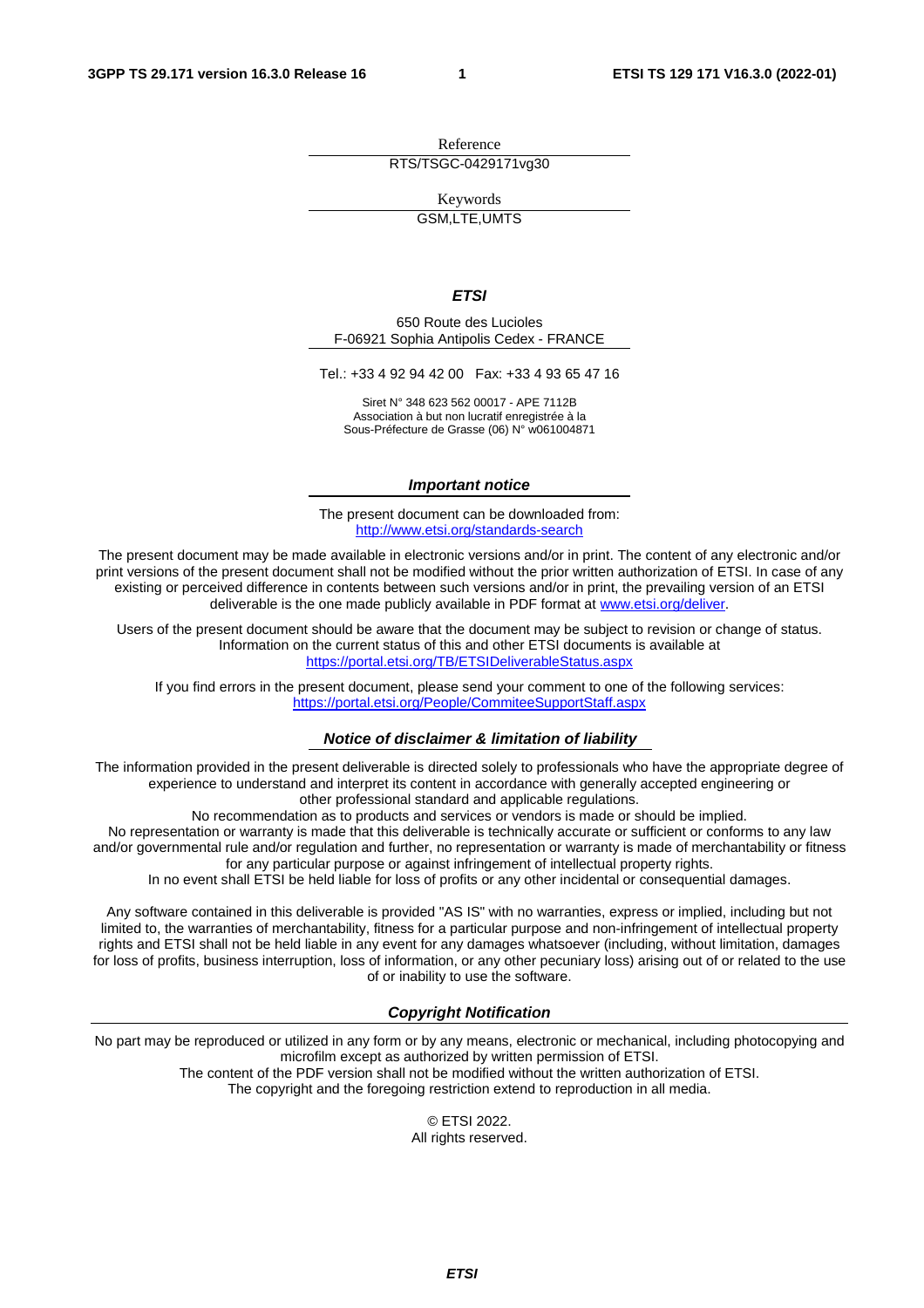Reference

RTS/TSGC-0429171vg30

Keywords

GSM,LTE,UMTS

***ETSI***

650 Route des Lucioles
F-06921 Sophia Antipolis Cedex - FRANCE

Tel.: +33 4 92 94 42 00   Fax: +33 4 93 65 47 16

Siret N° 348 623 562 00017 - APE 7112B
Association à but non lucratif enregistrée à la
Sous-Préfecture de Grasse (06) N° w061004871

***Important notice***

The present document can be downloaded from:
http://www.etsi.org/standards-search

The present document may be made available in electronic versions and/or in print. The content of any electronic and/or print versions of the present document shall not be modified without the prior written authorization of ETSI. In case of any existing or perceived difference in contents between such versions and/or in print, the prevailing version of an ETSI deliverable is the one made publicly available in PDF format at www.etsi.org/deliver.

Users of the present document should be aware that the document may be subject to revision or change of status. Information on the current status of this and other ETSI documents is available at https://portal.etsi.org/TB/ETSIDeliverableStatus.aspx

If you find errors in the present document, please send your comment to one of the following services:
https://portal.etsi.org/People/CommiteeSupportStaff.aspx

***Notice of disclaimer & limitation of liability***

The information provided in the present deliverable is directed solely to professionals who have the appropriate degree of experience to understand and interpret its content in accordance with generally accepted engineering or other professional standard and applicable regulations.
No recommendation as to products and services or vendors is made or should be implied.
No representation or warranty is made that this deliverable is technically accurate or sufficient or conforms to any law and/or governmental rule and/or regulation and further, no representation or warranty is made of merchantability or fitness for any particular purpose or against infringement of intellectual property rights.
In no event shall ETSI be held liable for loss of profits or any other incidental or consequential damages.

Any software contained in this deliverable is provided "AS IS" with no warranties, express or implied, including but not limited to, the warranties of merchantability, fitness for a particular purpose and non-infringement of intellectual property rights and ETSI shall not be held liable in any event for any damages whatsoever (including, without limitation, damages for loss of profits, business interruption, loss of information, or any other pecuniary loss) arising out of or related to the use of or inability to use the software.

***Copyright Notification***

No part may be reproduced or utilized in any form or by any means, electronic or mechanical, including photocopying and microfilm except as authorized by written permission of ETSI.
The content of the PDF version shall not be modified without the written authorization of ETSI.
The copyright and the foregoing restriction extend to reproduction in all media.

© ETSI 2022.
All rights reserved.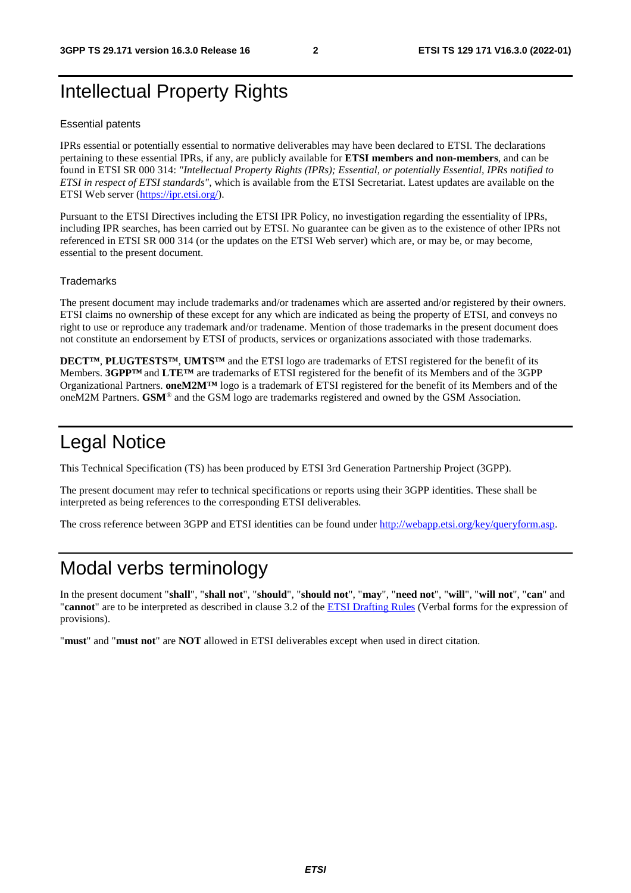# Intellectual Property Rights

### Essential patents

IPRs essential or potentially essential to normative deliverables may have been declared to ETSI. The declarations pertaining to these essential IPRs, if any, are publicly available for **ETSI members and non-members**, and can be found in ETSI SR 000 314: *"Intellectual Property Rights (IPRs); Essential, or potentially Essential, IPRs notified to ETSI in respect of ETSI standards"*, which is available from the ETSI Secretariat. Latest updates are available on the ETSI Web server (https://ipr.etsi.org/).

Pursuant to the ETSI Directives including the ETSI IPR Policy, no investigation regarding the essentiality of IPRs, including IPR searches, has been carried out by ETSI. No guarantee can be given as to the existence of other IPRs not referenced in ETSI SR 000 314 (or the updates on the ETSI Web server) which are, or may be, or may become, essential to the present document.

### Trademarks

The present document may include trademarks and/or tradenames which are asserted and/or registered by their owners. ETSI claims no ownership of these except for any which are indicated as being the property of ETSI, and conveys no right to use or reproduce any trademark and/or tradename. Mention of those trademarks in the present document does not constitute an endorsement by ETSI of products, services or organizations associated with those trademarks.

**DECT™**, **PLUGTESTS™**, **UMTS™** and the ETSI logo are trademarks of ETSI registered for the benefit of its Members. **3GPP™** and **LTE™** are trademarks of ETSI registered for the benefit of its Members and of the 3GPP Organizational Partners. **oneM2M™** logo is a trademark of ETSI registered for the benefit of its Members and of the oneM2M Partners. **GSM**® and the GSM logo are trademarks registered and owned by the GSM Association.

# Legal Notice

This Technical Specification (TS) has been produced by ETSI 3rd Generation Partnership Project (3GPP).

The present document may refer to technical specifications or reports using their 3GPP identities. These shall be interpreted as being references to the corresponding ETSI deliverables.

The cross reference between 3GPP and ETSI identities can be found under http://webapp.etsi.org/key/queryform.asp.

# Modal verbs terminology

In the present document "**shall**", "**shall not**", "**should**", "**should not**", "**may**", "**need not**", "**will**", "**will not**", "**can**" and "**cannot**" are to be interpreted as described in clause 3.2 of the ETSI Drafting Rules (Verbal forms for the expression of provisions).

"**must**" and "**must not**" are **NOT** allowed in ETSI deliverables except when used in direct citation.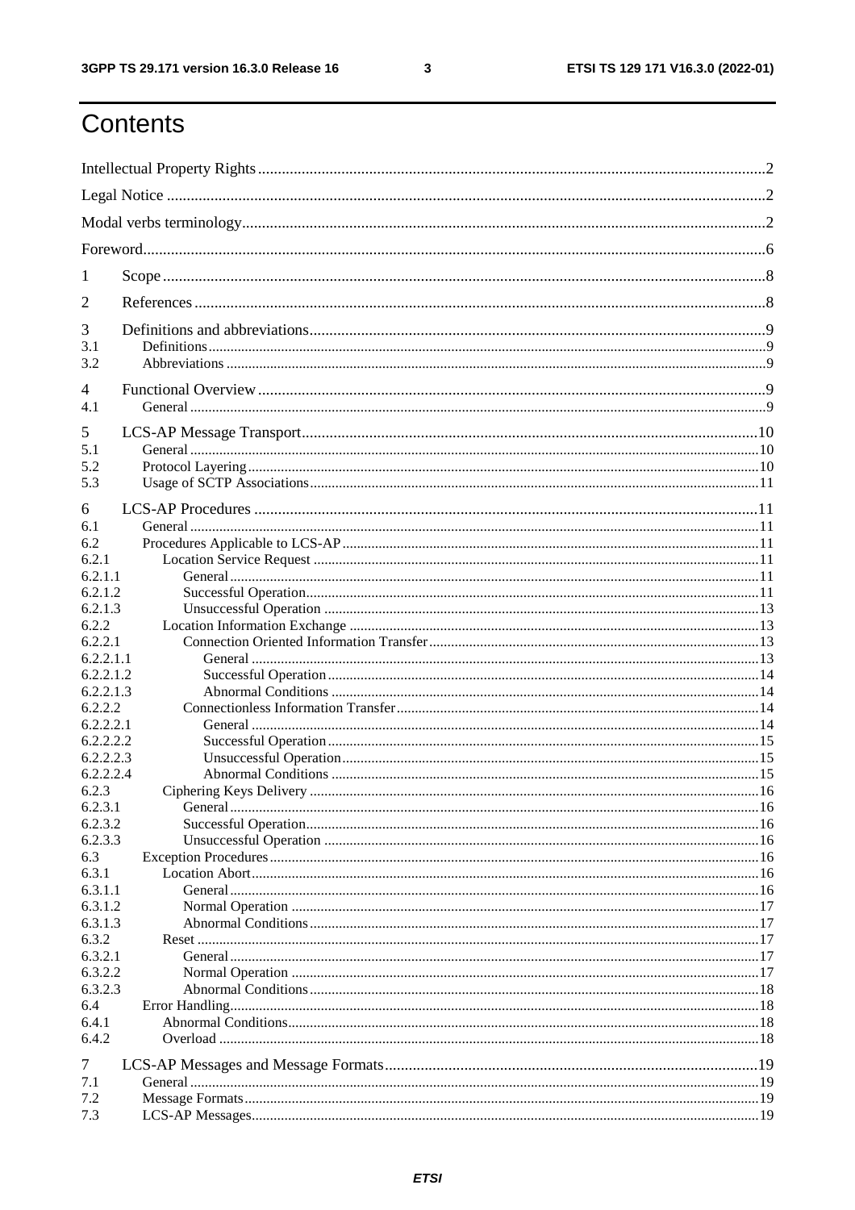# Contents

Intellectual Property Rights ...............................................................................................................................2

Legal Notice .......................................................................................................................................................2

Modal verbs terminology....................................................................................................................................2

Foreword.............................................................................................................................................................6

1 Scope........................................................................................................................................................8

2 References................................................................................................................................................8

3 Definitions and abbreviations...................................................................................................................9

3.1 Definitions.........................................................................................................................................................9

3.2 Abbreviations ...................................................................................................................................................9

4 Functional Overview ................................................................................................................................9

4.1 General ..............................................................................................................................................................9

5 LCS-AP Message Transport...................................................................................................................10

5.1 General ............................................................................................................................................................10

5.2 Protocol Layering............................................................................................................................................10

5.3 Usage of SCTP Associations...........................................................................................................................11

6 LCS-AP Procedures ...............................................................................................................................11

6.1 General ............................................................................................................................................................11

6.2 Procedures Applicable to LCS-AP..................................................................................................................11

6.2.1 Location Service Request ..........................................................................................................................11

6.2.1.1 General.................................................................................................................................................11

6.2.1.2 Successful Operation............................................................................................................................11

6.2.1.3 Unsuccessful Operation .......................................................................................................................13

6.2.2 Location Information Exchange ................................................................................................................13

6.2.2.1 Connection Oriented Information Transfer..........................................................................................13

6.2.2.1.1 General ...........................................................................................................................................13

6.2.2.1.2 Successful Operation......................................................................................................................14

6.2.2.1.3 Abnormal Conditions .....................................................................................................................14

6.2.2.2 Connectionless Information Transfer...................................................................................................14

6.2.2.2.1 General ...........................................................................................................................................14

6.2.2.2.2 Successful Operation......................................................................................................................15

6.2.2.2.3 Unsuccessful Operation..................................................................................................................15

6.2.2.2.4 Abnormal Conditions .....................................................................................................................15

6.2.3 Ciphering Keys Delivery ...........................................................................................................................16

6.2.3.1 General.................................................................................................................................................16

6.2.3.2 Successful Operation............................................................................................................................16

6.2.3.3 Unsuccessful Operation .......................................................................................................................16

6.3 Exception Procedures......................................................................................................................................16

6.3.1 Location Abort...........................................................................................................................................16

6.3.1.1 General.................................................................................................................................................16

6.3.1.2 Normal Operation ................................................................................................................................17

6.3.1.3 Abnormal Conditions...........................................................................................................................17

6.3.2 Reset ..........................................................................................................................................................17

6.3.2.1 General.................................................................................................................................................17

6.3.2.2 Normal Operation ................................................................................................................................17

6.3.2.3 Abnormal Conditions...........................................................................................................................18

6.4 Error Handling.................................................................................................................................................18

6.4.1 Abnormal Conditions.................................................................................................................................18

6.4.2 Overload ....................................................................................................................................................18

7 LCS-AP Messages and Message Formats..............................................................................................19

7.1 General ............................................................................................................................................................19

7.2 Message Formats.............................................................................................................................................19

7.3 LCS-AP Messages...........................................................................................................................................19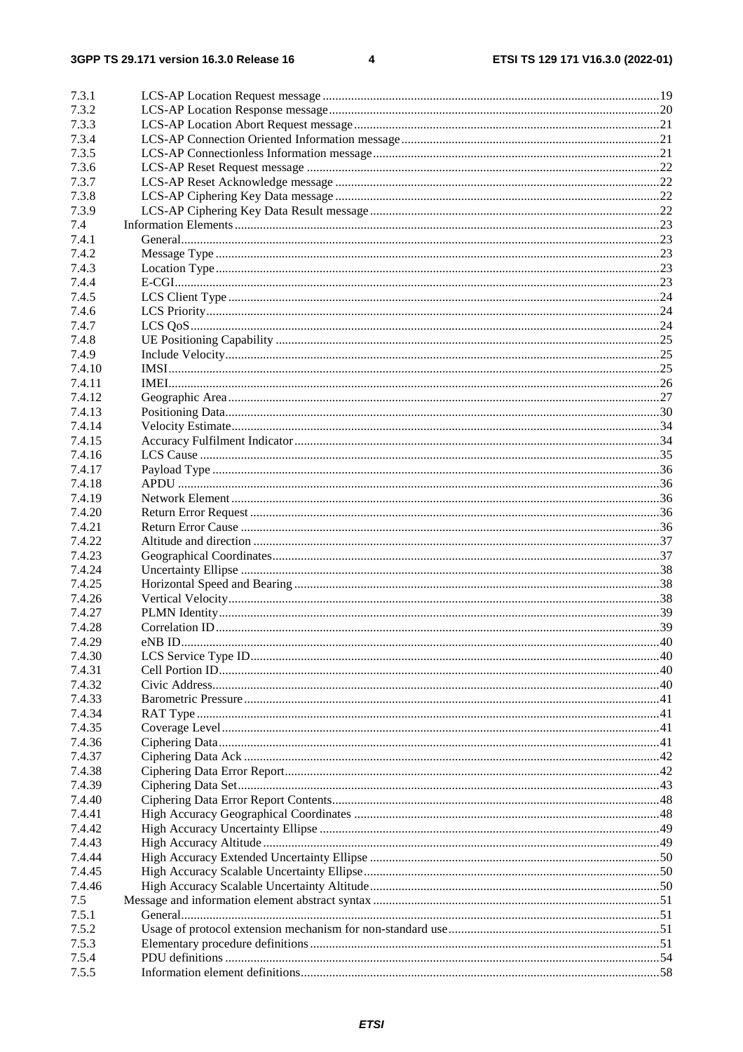7.3.1 LCS-AP Location Request message ..... 19
7.3.2 LCS-AP Location Response message ..... 20
7.3.3 LCS-AP Location Abort Request message ..... 21
7.3.4 LCS-AP Connection Oriented Information message ..... 21
7.3.5 LCS-AP Connectionless Information message ..... 21
7.3.6 LCS-AP Reset Request message ..... 22
7.3.7 LCS-AP Reset Acknowledge message ..... 22
7.3.8 LCS-AP Ciphering Key Data message ..... 22
7.3.9 LCS-AP Ciphering Key Data Result message ..... 22
7.4 Information Elements ..... 23
7.4.1 General ..... 23
7.4.2 Message Type ..... 23
7.4.3 Location Type ..... 23
7.4.4 E-CGI ..... 23
7.4.5 LCS Client Type ..... 24
7.4.6 LCS Priority ..... 24
7.4.7 LCS QoS ..... 24
7.4.8 UE Positioning Capability ..... 25
7.4.9 Include Velocity ..... 25
7.4.10 IMSI ..... 25
7.4.11 IMEI ..... 26
7.4.12 Geographic Area ..... 27
7.4.13 Positioning Data ..... 30
7.4.14 Velocity Estimate ..... 34
7.4.15 Accuracy Fulfilment Indicator ..... 34
7.4.16 LCS Cause ..... 35
7.4.17 Payload Type ..... 36
7.4.18 APDU ..... 36
7.4.19 Network Element ..... 36
7.4.20 Return Error Request ..... 36
7.4.21 Return Error Cause ..... 36
7.4.22 Altitude and direction ..... 37
7.4.23 Geographical Coordinates ..... 37
7.4.24 Uncertainty Ellipse ..... 38
7.4.25 Horizontal Speed and Bearing ..... 38
7.4.26 Vertical Velocity ..... 38
7.4.27 PLMN Identity ..... 39
7.4.28 Correlation ID ..... 39
7.4.29 eNB ID ..... 40
7.4.30 LCS Service Type ID ..... 40
7.4.31 Cell Portion ID ..... 40
7.4.32 Civic Address ..... 40
7.4.33 Barometric Pressure ..... 41
7.4.34 RAT Type ..... 41
7.4.35 Coverage Level ..... 41
7.4.36 Ciphering Data ..... 41
7.4.37 Ciphering Data Ack ..... 42
7.4.38 Ciphering Data Error Report ..... 42
7.4.39 Ciphering Data Set ..... 43
7.4.40 Ciphering Data Error Report Contents ..... 48
7.4.41 High Accuracy Geographical Coordinates ..... 48
7.4.42 High Accuracy Uncertainty Ellipse ..... 49
7.4.43 High Accuracy Altitude ..... 49
7.4.44 High Accuracy Extended Uncertainty Ellipse ..... 50
7.4.45 High Accuracy Scalable Uncertainty Ellipse ..... 50
7.4.46 High Accuracy Scalable Uncertainty Altitude ..... 50
7.5 Message and information element abstract syntax ..... 51
7.5.1 General ..... 51
7.5.2 Usage of protocol extension mechanism for non-standard use ..... 51
7.5.3 Elementary procedure definitions ..... 51
7.5.4 PDU definitions ..... 54
7.5.5 Information element definitions ..... 58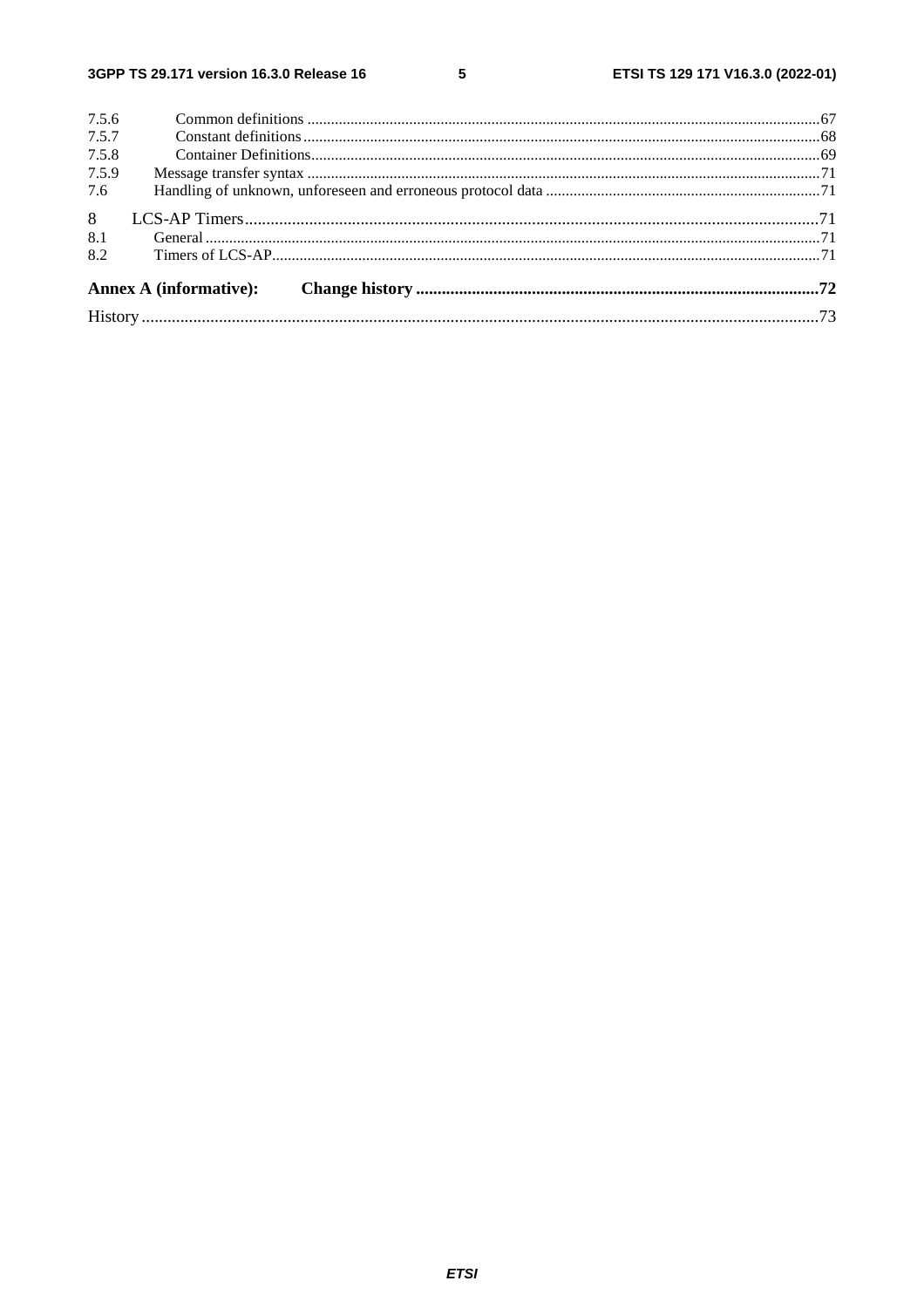7.5.6 Common definitions ... 67
7.5.7 Constant definitions ... 68
7.5.8 Container Definitions ... 69
7.5.9 Message transfer syntax ... 71
7.6 Handling of unknown, unforeseen and erroneous protocol data ... 71

8 LCS-AP Timers ... 71
8.1 General ... 71
8.2 Timers of LCS-AP ... 71

**Annex A (informative): Change history ... 72**

History ... 73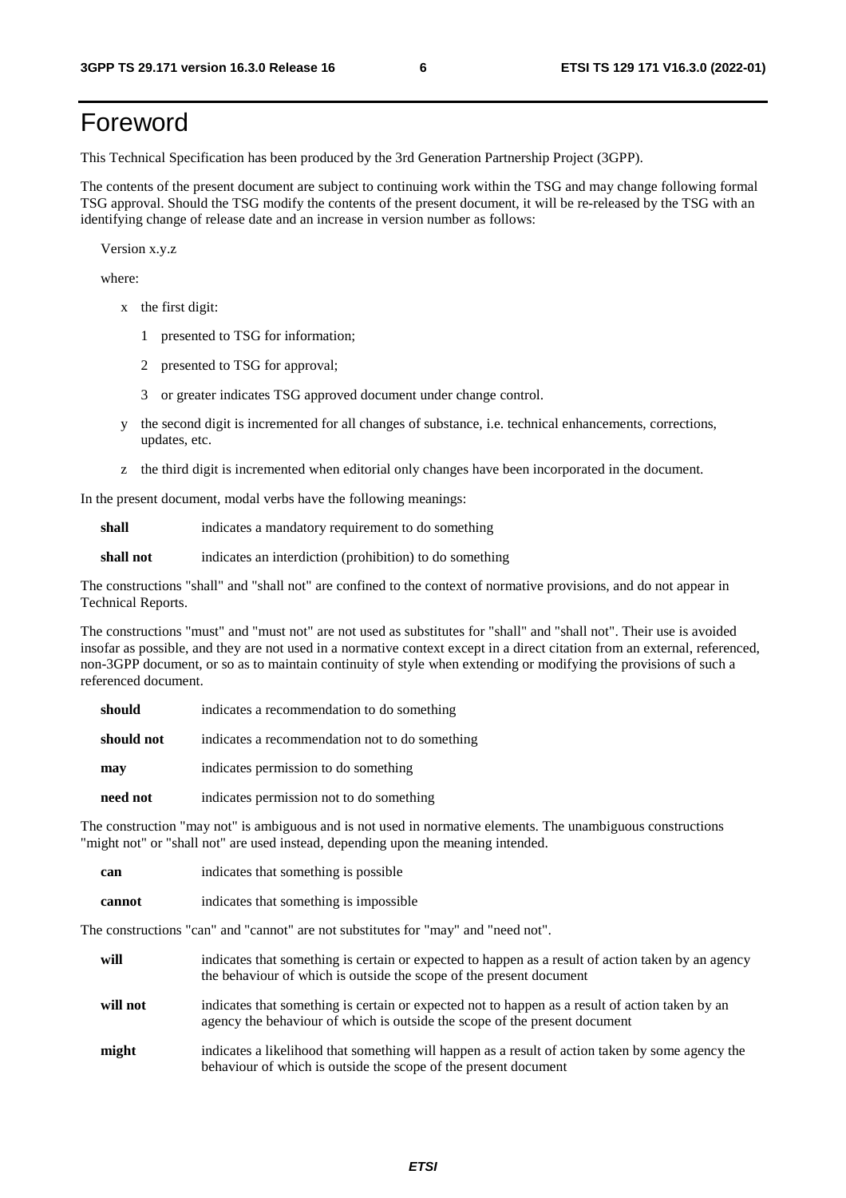# Foreword

This Technical Specification has been produced by the 3rd Generation Partnership Project (3GPP).

The contents of the present document are subject to continuing work within the TSG and may change following formal TSG approval. Should the TSG modify the contents of the present document, it will be re-released by the TSG with an identifying change of release date and an increase in version number as follows:

Version x.y.z

where:

- x the first digit:
  - 1 presented to TSG for information;
  - 2 presented to TSG for approval;
  - 3 or greater indicates TSG approved document under change control.
- y the second digit is incremented for all changes of substance, i.e. technical enhancements, corrections, updates, etc.
- z the third digit is incremented when editorial only changes have been incorporated in the document.

In the present document, modal verbs have the following meanings:

**shall** indicates a mandatory requirement to do something

**shall not** indicates an interdiction (prohibition) to do something

The constructions "shall" and "shall not" are confined to the context of normative provisions, and do not appear in Technical Reports.

The constructions "must" and "must not" are not used as substitutes for "shall" and "shall not". Their use is avoided insofar as possible, and they are not used in a normative context except in a direct citation from an external, referenced, non-3GPP document, or so as to maintain continuity of style when extending or modifying the provisions of such a referenced document.

**should** indicates a recommendation to do something

**should not** indicates a recommendation not to do something

**may** indicates permission to do something

**need not** indicates permission not to do something

The construction "may not" is ambiguous and is not used in normative elements. The unambiguous constructions "might not" or "shall not" are used instead, depending upon the meaning intended.

**can** indicates that something is possible

**cannot** indicates that something is impossible

The constructions "can" and "cannot" are not substitutes for "may" and "need not".

**will** indicates that something is certain or expected to happen as a result of action taken by an agency the behaviour of which is outside the scope of the present document

**will not** indicates that something is certain or expected not to happen as a result of action taken by an agency the behaviour of which is outside the scope of the present document

**might** indicates a likelihood that something will happen as a result of action taken by some agency the behaviour of which is outside the scope of the present document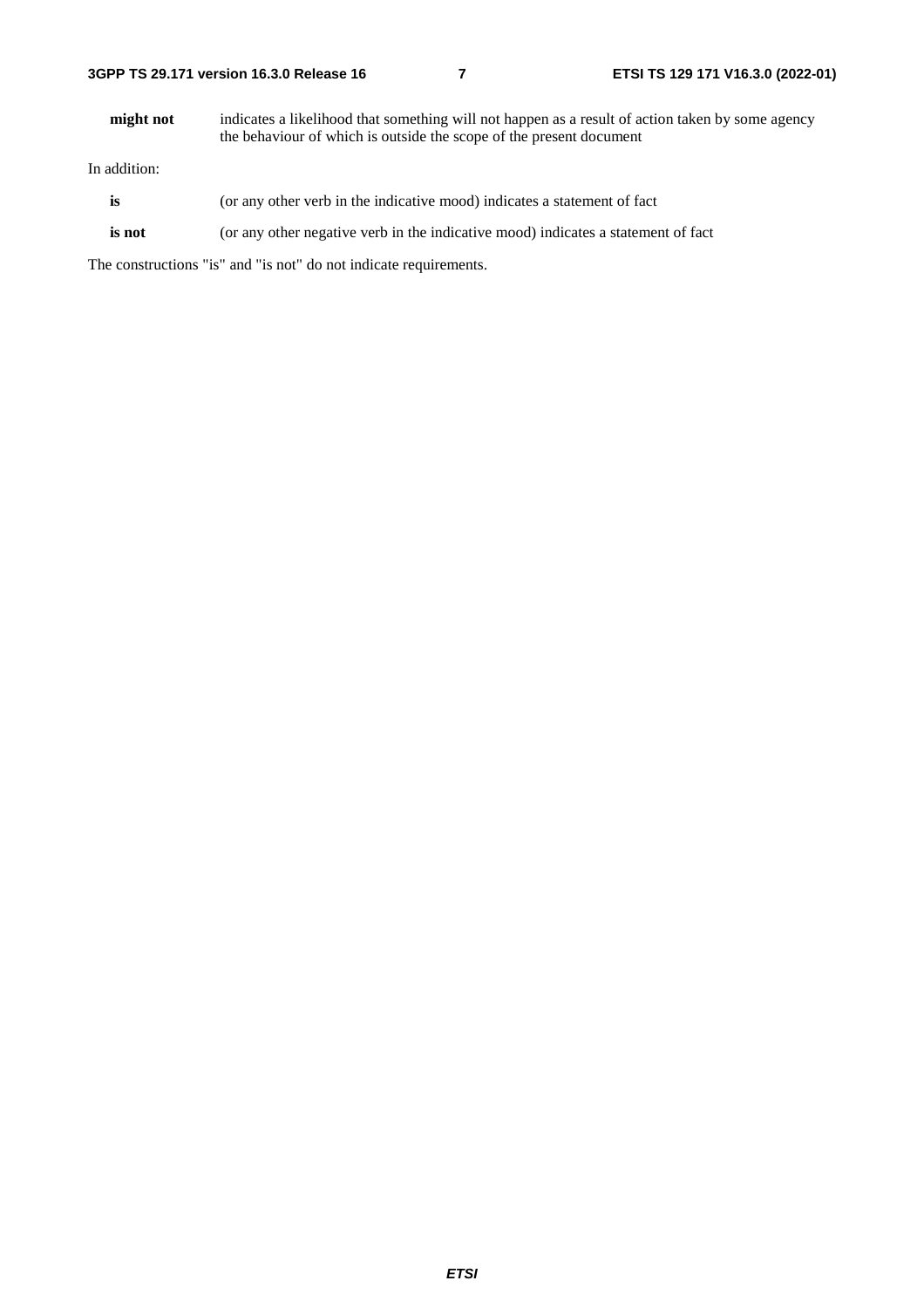**might not** indicates a likelihood that something will not happen as a result of action taken by some agency the behaviour of which is outside the scope of the present document

In addition:

**is** (or any other verb in the indicative mood) indicates a statement of fact

**is not** (or any other negative verb in the indicative mood) indicates a statement of fact

The constructions "is" and "is not" do not indicate requirements.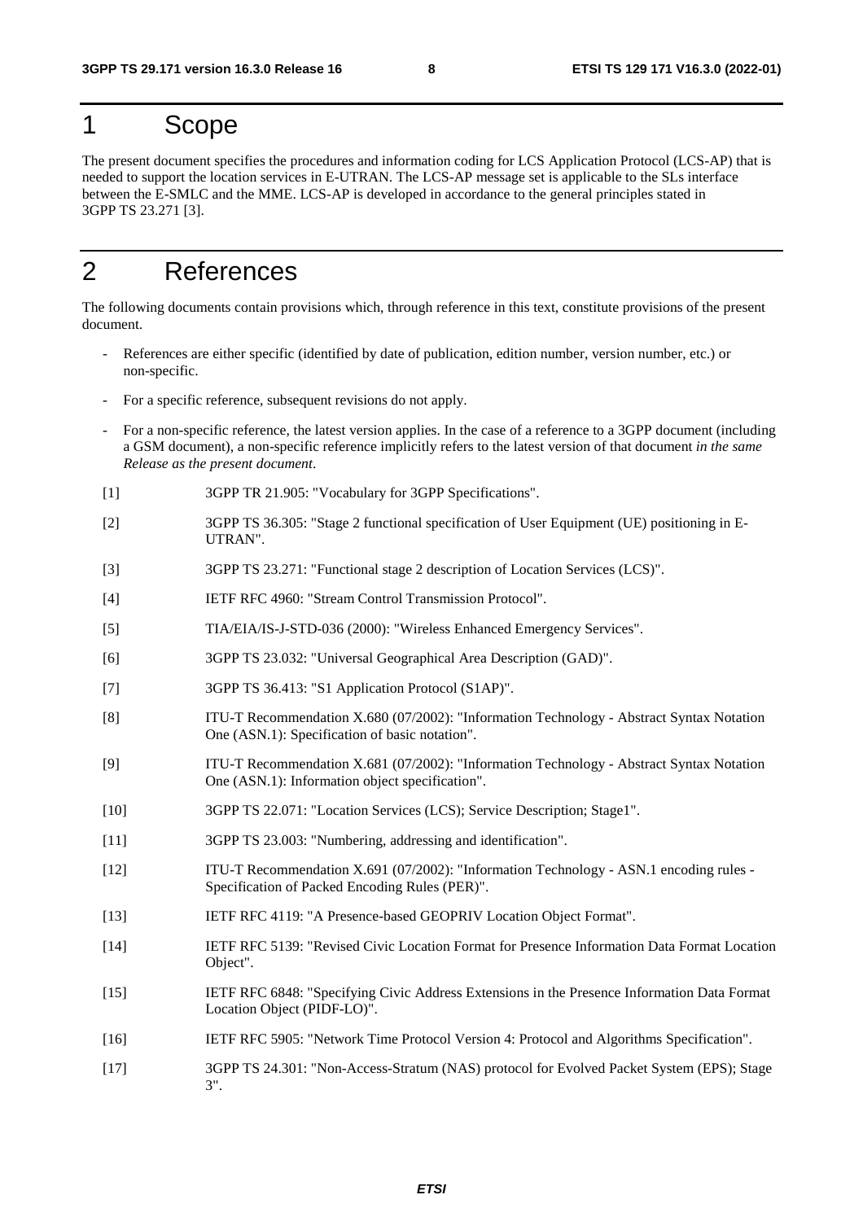# 1 Scope

The present document specifies the procedures and information coding for LCS Application Protocol (LCS-AP) that is needed to support the location services in E-UTRAN. The LCS-AP message set is applicable to the SLs interface between the E-SMLC and the MME. LCS-AP is developed in accordance to the general principles stated in 3GPP TS 23.271 [3].

# 2 References

The following documents contain provisions which, through reference in this text, constitute provisions of the present document.

- References are either specific (identified by date of publication, edition number, version number, etc.) or non-specific.
- For a specific reference, subsequent revisions do not apply.
- For a non-specific reference, the latest version applies. In the case of a reference to a 3GPP document (including a GSM document), a non-specific reference implicitly refers to the latest version of that document *in the same Release as the present document*.

[1] 3GPP TR 21.905: "Vocabulary for 3GPP Specifications".

[2] 3GPP TS 36.305: "Stage 2 functional specification of User Equipment (UE) positioning in E-UTRAN".

[3] 3GPP TS 23.271: "Functional stage 2 description of Location Services (LCS)".

[4] IETF RFC 4960: "Stream Control Transmission Protocol".

[5] TIA/EIA/IS-J-STD-036 (2000): "Wireless Enhanced Emergency Services".

[6] 3GPP TS 23.032: "Universal Geographical Area Description (GAD)".

[7] 3GPP TS 36.413: "S1 Application Protocol (S1AP)".

[8] ITU-T Recommendation X.680 (07/2002): "Information Technology - Abstract Syntax Notation One (ASN.1): Specification of basic notation".

[9] ITU-T Recommendation X.681 (07/2002): "Information Technology - Abstract Syntax Notation One (ASN.1): Information object specification".

[10] 3GPP TS 22.071: "Location Services (LCS); Service Description; Stage1".

[11] 3GPP TS 23.003: "Numbering, addressing and identification".

[12] ITU-T Recommendation X.691 (07/2002): "Information Technology - ASN.1 encoding rules - Specification of Packed Encoding Rules (PER)".

[13] IETF RFC 4119: "A Presence-based GEOPRIV Location Object Format".

[14] IETF RFC 5139: "Revised Civic Location Format for Presence Information Data Format Location Object".

[15] IETF RFC 6848: "Specifying Civic Address Extensions in the Presence Information Data Format Location Object (PIDF-LO)".

[16] IETF RFC 5905: "Network Time Protocol Version 4: Protocol and Algorithms Specification".

[17] 3GPP TS 24.301: "Non-Access-Stratum (NAS) protocol for Evolved Packet System (EPS); Stage 3".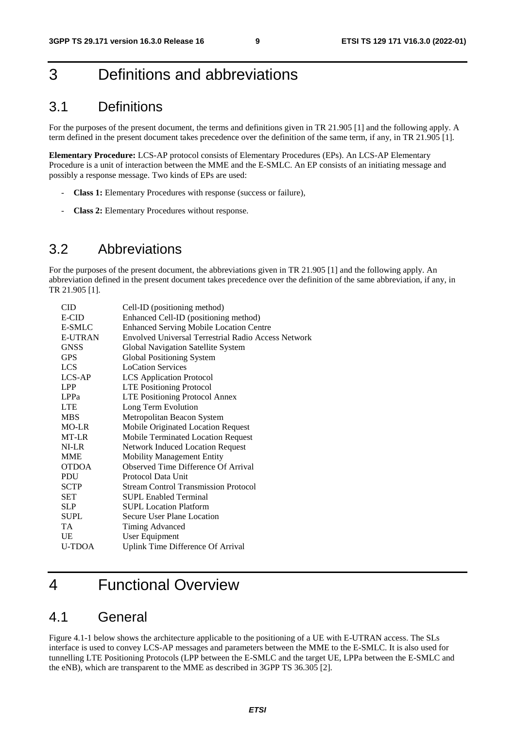# 3 Definitions and abbreviations

## 3.1 Definitions

For the purposes of the present document, the terms and definitions given in TR 21.905 [1] and the following apply. A term defined in the present document takes precedence over the definition of the same term, if any, in TR 21.905 [1].

**Elementary Procedure:** LCS-AP protocol consists of Elementary Procedures (EPs). An LCS-AP Elementary Procedure is a unit of interaction between the MME and the E-SMLC. An EP consists of an initiating message and possibly a response message. Two kinds of EPs are used:

- **Class 1:** Elementary Procedures with response (success or failure),
- **Class 2:** Elementary Procedures without response.

## 3.2 Abbreviations

For the purposes of the present document, the abbreviations given in TR 21.905 [1] and the following apply. An abbreviation defined in the present document takes precedence over the definition of the same abbreviation, if any, in TR 21.905 [1].

| | |
|---|---|
| CID | Cell-ID (positioning method) |
| E-CID | Enhanced Cell-ID (positioning method) |
| E-SMLC | Enhanced Serving Mobile Location Centre |
| E-UTRAN | Envolved Universal Terrestrial Radio Access Network |
| GNSS | Global Navigation Satellite System |
| GPS | Global Positioning System |
| LCS | LoCation Services |
| LCS-AP | LCS Application Protocol |
| LPP | LTE Positioning Protocol |
| LPPa | LTE Positioning Protocol Annex |
| LTE | Long Term Evolution |
| MBS | Metropolitan Beacon System |
| MO-LR | Mobile Originated Location Request |
| MT-LR | Mobile Terminated Location Request |
| NI-LR | Network Induced Location Request |
| MME | Mobility Management Entity |
| OTDOA | Observed Time Difference Of Arrival |
| PDU | Protocol Data Unit |
| SCTP | Stream Control Transmission Protocol |
| SET | SUPL Enabled Terminal |
| SLP | SUPL Location Platform |
| SUPL | Secure User Plane Location |
| TA | Timing Advanced |
| UE | User Equipment |
| U-TDOA | Uplink Time Difference Of Arrival |

# 4 Functional Overview

## 4.1 General

Figure 4.1-1 below shows the architecture applicable to the positioning of a UE with E-UTRAN access. The SLs interface is used to convey LCS-AP messages and parameters between the MME to the E-SMLC. It is also used for tunnelling LTE Positioning Protocols (LPP between the E-SMLC and the target UE, LPPa between the E-SMLC and the eNB), which are transparent to the MME as described in 3GPP TS 36.305 [2].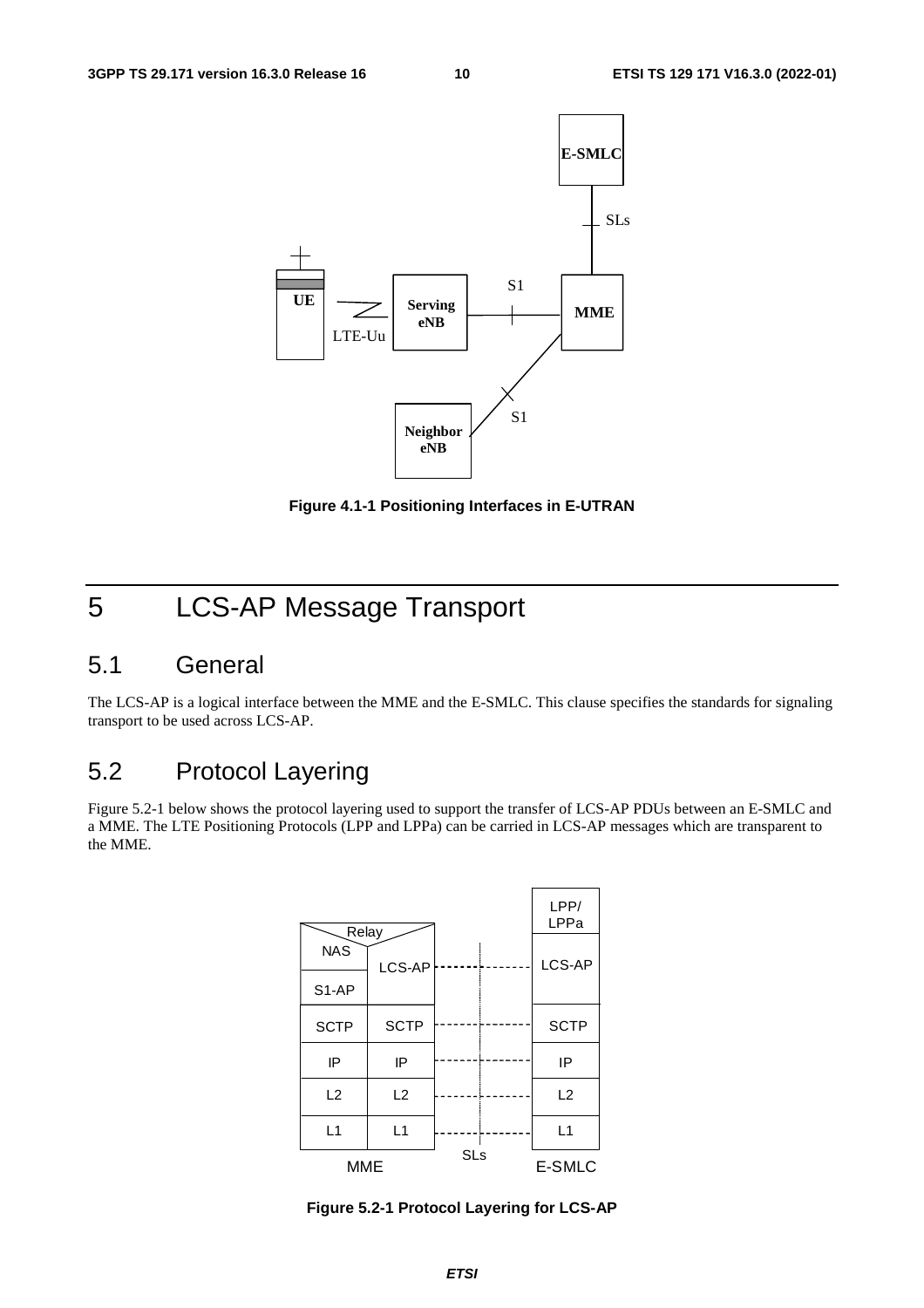Figure 4.1-1 Positioning Interfaces in E-UTRAN

# 5 LCS-AP Message Transport

## 5.1 General

The LCS-AP is a logical interface between the MME and the E-SMLC. This clause specifies the standards for signaling transport to be used across LCS-AP.

## 5.2 Protocol Layering

Figure 5.2-1 below shows the protocol layering used to support the transfer of LCS-AP PDUs between an E-SMLC and a MME. The LTE Positioning Protocols (LPP and LPPa) can be carried in LCS-AP messages which are transparent to the MME.

Figure 5.2-1 Protocol Layering for LCS-AP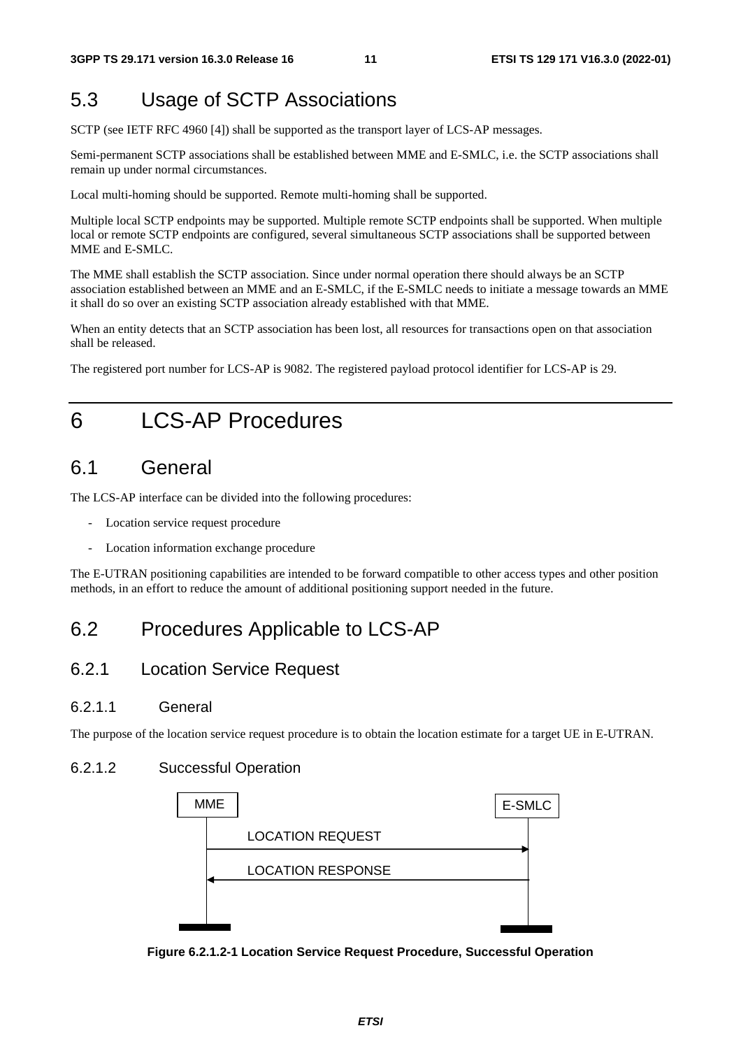## 5.3 Usage of SCTP Associations

SCTP (see IETF RFC 4960 [4]) shall be supported as the transport layer of LCS-AP messages.

Semi-permanent SCTP associations shall be established between MME and E-SMLC, i.e. the SCTP associations shall remain up under normal circumstances.

Local multi-homing should be supported. Remote multi-homing shall be supported.

Multiple local SCTP endpoints may be supported. Multiple remote SCTP endpoints shall be supported. When multiple local or remote SCTP endpoints are configured, several simultaneous SCTP associations shall be supported between MME and E-SMLC.

The MME shall establish the SCTP association. Since under normal operation there should always be an SCTP association established between an MME and an E-SMLC, if the E-SMLC needs to initiate a message towards an MME it shall do so over an existing SCTP association already established with that MME.

When an entity detects that an SCTP association has been lost, all resources for transactions open on that association shall be released.

The registered port number for LCS-AP is 9082. The registered payload protocol identifier for LCS-AP is 29.

# 6 LCS-AP Procedures

## 6.1 General

The LCS-AP interface can be divided into the following procedures:

- Location service request procedure
- Location information exchange procedure

The E-UTRAN positioning capabilities are intended to be forward compatible to other access types and other position methods, in an effort to reduce the amount of additional positioning support needed in the future.

## 6.2 Procedures Applicable to LCS-AP

### 6.2.1 Location Service Request

#### 6.2.1.1 General

The purpose of the location service request procedure is to obtain the location estimate for a target UE in E-UTRAN.

#### 6.2.1.2 Successful Operation

MME → E-SMLC: LOCATION REQUEST

E-SMLC → MME: LOCATION RESPONSE

**Figure 6.2.1.2-1 Location Service Request Procedure, Successful Operation**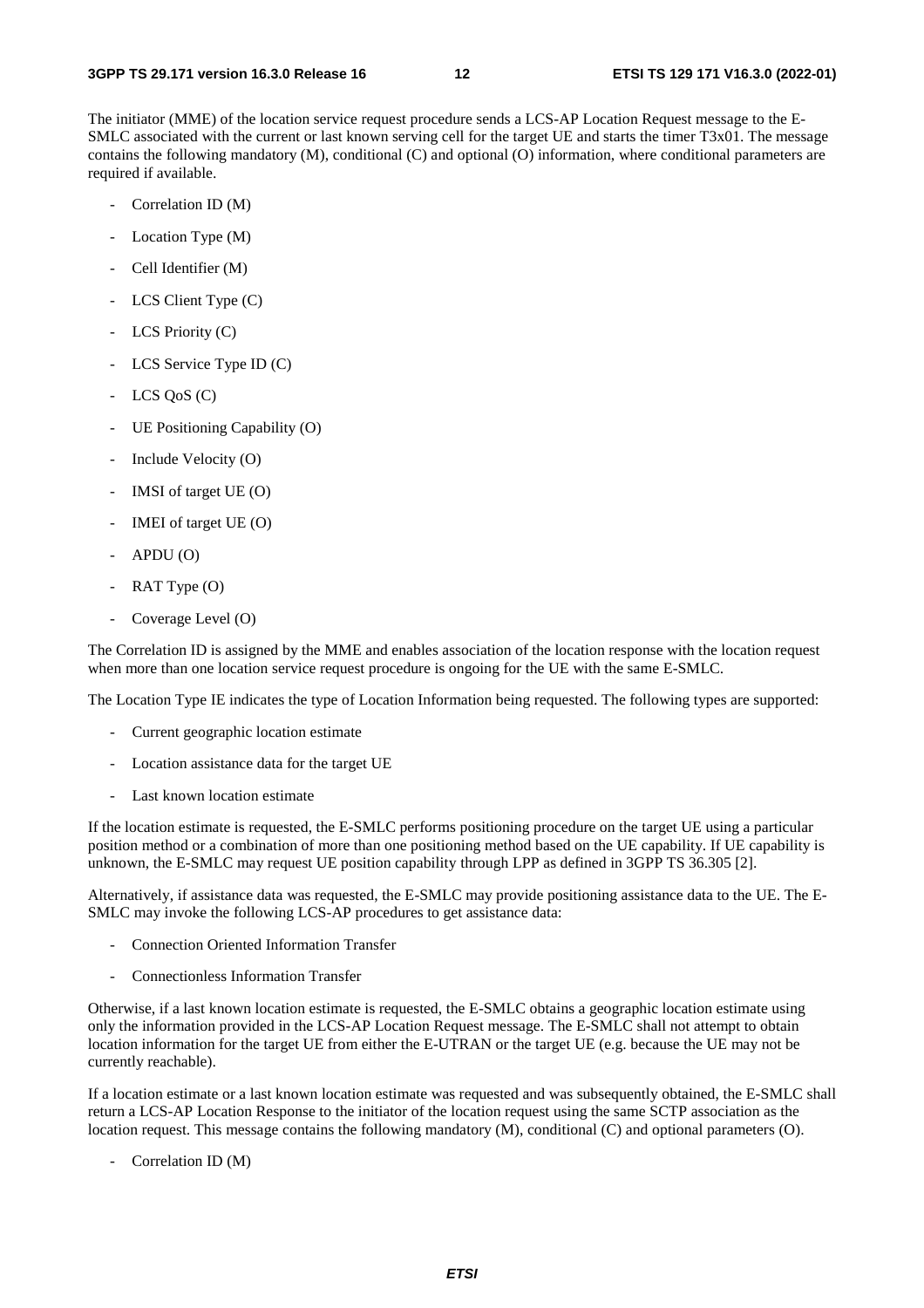The initiator (MME) of the location service request procedure sends a LCS-AP Location Request message to the E-SMLC associated with the current or last known serving cell for the target UE and starts the timer T3x01. The message contains the following mandatory (M), conditional (C) and optional (O) information, where conditional parameters are required if available.

- Correlation ID (M)
- Location Type (M)
- Cell Identifier (M)
- LCS Client Type (C)
- LCS Priority (C)
- LCS Service Type ID (C)
- LCS QoS (C)
- UE Positioning Capability (O)
- Include Velocity (O)
- IMSI of target UE (O)
- IMEI of target UE (O)
- APDU (O)
- RAT Type (O)
- Coverage Level (O)

The Correlation ID is assigned by the MME and enables association of the location response with the location request when more than one location service request procedure is ongoing for the UE with the same E-SMLC.

The Location Type IE indicates the type of Location Information being requested. The following types are supported:

- Current geographic location estimate
- Location assistance data for the target UE
- Last known location estimate

If the location estimate is requested, the E-SMLC performs positioning procedure on the target UE using a particular position method or a combination of more than one positioning method based on the UE capability. If UE capability is unknown, the E-SMLC may request UE position capability through LPP as defined in 3GPP TS 36.305 [2].

Alternatively, if assistance data was requested, the E-SMLC may provide positioning assistance data to the UE. The E-SMLC may invoke the following LCS-AP procedures to get assistance data:

- Connection Oriented Information Transfer
- Connectionless Information Transfer

Otherwise, if a last known location estimate is requested, the E-SMLC obtains a geographic location estimate using only the information provided in the LCS-AP Location Request message. The E-SMLC shall not attempt to obtain location information for the target UE from either the E-UTRAN or the target UE (e.g. because the UE may not be currently reachable).

If a location estimate or a last known location estimate was requested and was subsequently obtained, the E-SMLC shall return a LCS-AP Location Response to the initiator of the location request using the same SCTP association as the location request. This message contains the following mandatory (M), conditional (C) and optional parameters (O).

- Correlation ID (M)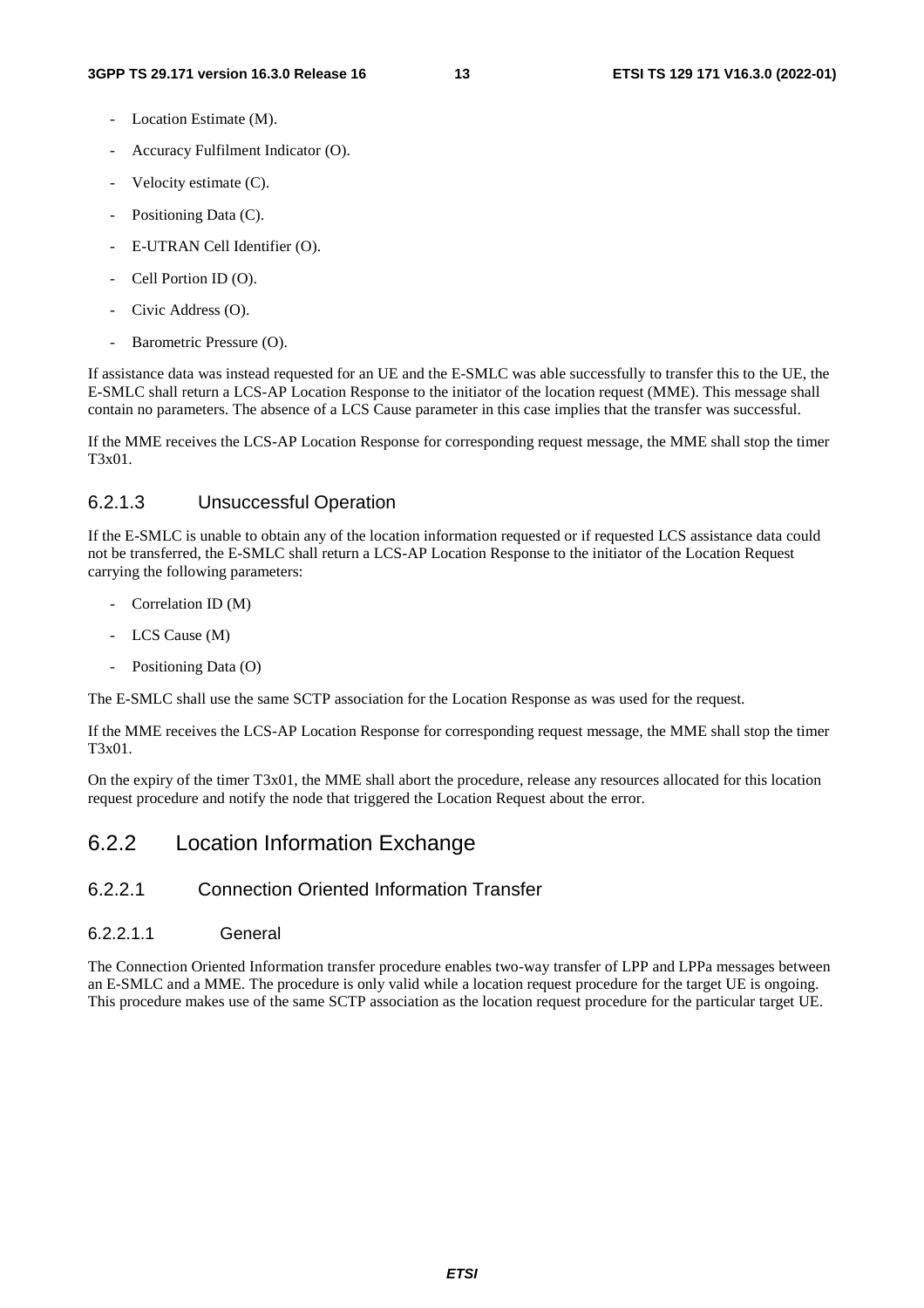- Location Estimate (M).
- Accuracy Fulfilment Indicator (O).
- Velocity estimate (C).
- Positioning Data (C).
- E-UTRAN Cell Identifier (O).
- Cell Portion ID (O).
- Civic Address (O).
- Barometric Pressure (O).

If assistance data was instead requested for an UE and the E-SMLC was able successfully to transfer this to the UE, the E-SMLC shall return a LCS-AP Location Response to the initiator of the location request (MME). This message shall contain no parameters. The absence of a LCS Cause parameter in this case implies that the transfer was successful.

If the MME receives the LCS-AP Location Response for corresponding request message, the MME shall stop the timer T3x01.

#### 6.2.1.3 Unsuccessful Operation

If the E-SMLC is unable to obtain any of the location information requested or if requested LCS assistance data could not be transferred, the E-SMLC shall return a LCS-AP Location Response to the initiator of the Location Request carrying the following parameters:

- Correlation ID (M)
- LCS Cause (M)
- Positioning Data (O)

The E-SMLC shall use the same SCTP association for the Location Response as was used for the request.

If the MME receives the LCS-AP Location Response for corresponding request message, the MME shall stop the timer T3x01.

On the expiry of the timer T3x01, the MME shall abort the procedure, release any resources allocated for this location request procedure and notify the node that triggered the Location Request about the error.

### 6.2.2 Location Information Exchange

#### 6.2.2.1 Connection Oriented Information Transfer

##### 6.2.2.1.1 General

The Connection Oriented Information transfer procedure enables two-way transfer of LPP and LPPa messages between an E-SMLC and a MME. The procedure is only valid while a location request procedure for the target UE is ongoing. This procedure makes use of the same SCTP association as the location request procedure for the particular target UE.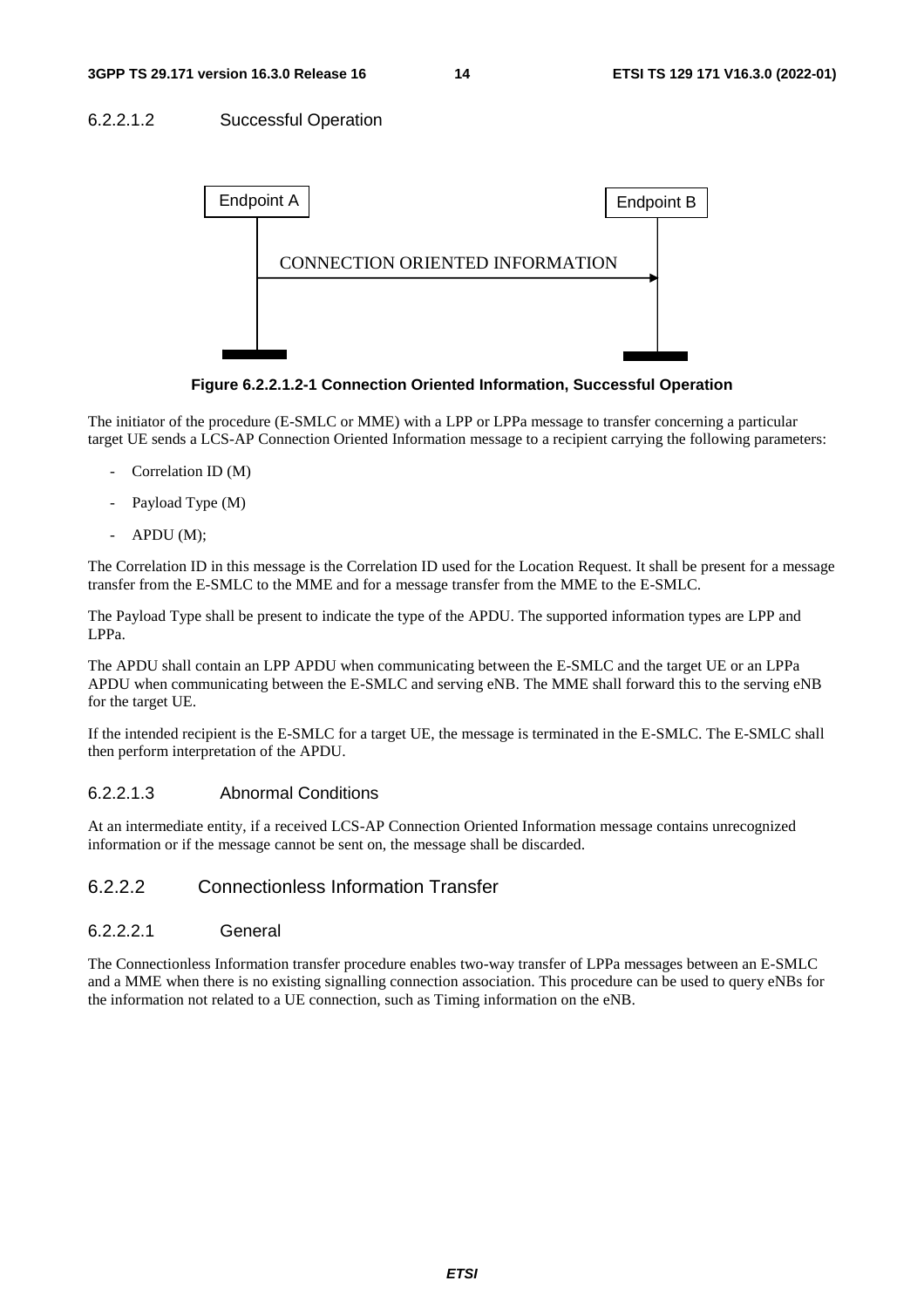#### 6.2.2.1.2 Successful Operation

Endpoint A → Endpoint B: CONNECTION ORIENTED INFORMATION

**Figure 6.2.2.1.2-1 Connection Oriented Information, Successful Operation**

The initiator of the procedure (E-SMLC or MME) with a LPP or LPPa message to transfer concerning a particular target UE sends a LCS-AP Connection Oriented Information message to a recipient carrying the following parameters:

- Correlation ID (M)
- Payload Type (M)
- APDU (M);

The Correlation ID in this message is the Correlation ID used for the Location Request. It shall be present for a message transfer from the E-SMLC to the MME and for a message transfer from the MME to the E-SMLC.

The Payload Type shall be present to indicate the type of the APDU. The supported information types are LPP and LPPa.

The APDU shall contain an LPP APDU when communicating between the E-SMLC and the target UE or an LPPa APDU when communicating between the E-SMLC and serving eNB. The MME shall forward this to the serving eNB for the target UE.

If the intended recipient is the E-SMLC for a target UE, the message is terminated in the E-SMLC. The E-SMLC shall then perform interpretation of the APDU.

#### 6.2.2.1.3 Abnormal Conditions

At an intermediate entity, if a received LCS-AP Connection Oriented Information message contains unrecognized information or if the message cannot be sent on, the message shall be discarded.

### 6.2.2.2 Connectionless Information Transfer

#### 6.2.2.2.1 General

The Connectionless Information transfer procedure enables two-way transfer of LPPa messages between an E-SMLC and a MME when there is no existing signalling connection association. This procedure can be used to query eNBs for the information not related to a UE connection, such as Timing information on the eNB.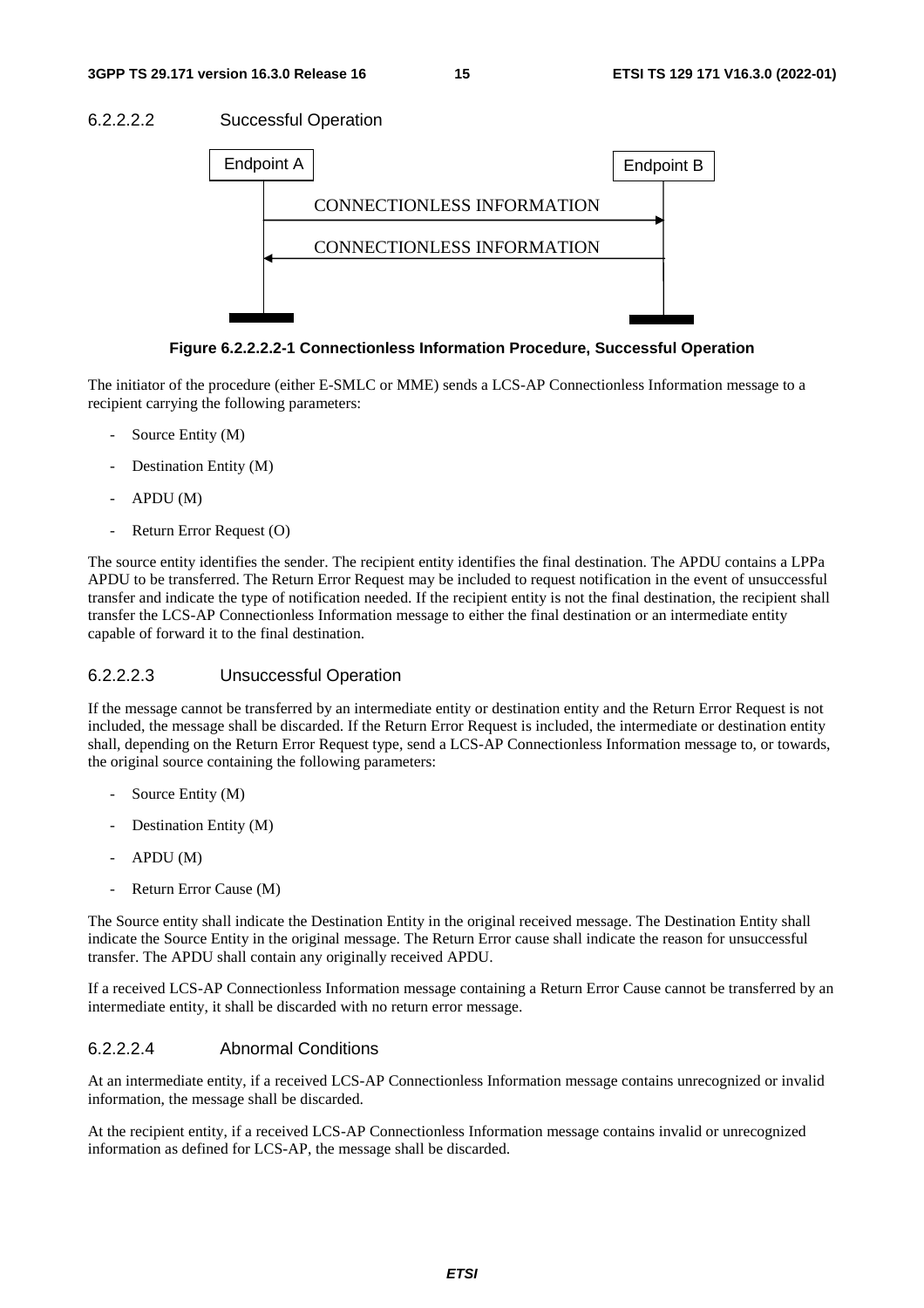#### 6.2.2.2.2 Successful Operation

Endpoint A | Endpoint B

CONNECTIONLESS INFORMATION

CONNECTIONLESS INFORMATION

**Figure 6.2.2.2.2-1 Connectionless Information Procedure, Successful Operation**

The initiator of the procedure (either E-SMLC or MME) sends a LCS-AP Connectionless Information message to a recipient carrying the following parameters:

- Source Entity (M)
- Destination Entity (M)
- APDU (M)
- Return Error Request (O)

The source entity identifies the sender. The recipient entity identifies the final destination. The APDU contains a LPPa APDU to be transferred. The Return Error Request may be included to request notification in the event of unsuccessful transfer and indicate the type of notification needed. If the recipient entity is not the final destination, the recipient shall transfer the LCS-AP Connectionless Information message to either the final destination or an intermediate entity capable of forward it to the final destination.

#### 6.2.2.2.3 Unsuccessful Operation

If the message cannot be transferred by an intermediate entity or destination entity and the Return Error Request is not included, the message shall be discarded. If the Return Error Request is included, the intermediate or destination entity shall, depending on the Return Error Request type, send a LCS-AP Connectionless Information message to, or towards, the original source containing the following parameters:

- Source Entity (M)
- Destination Entity (M)
- APDU (M)
- Return Error Cause (M)

The Source entity shall indicate the Destination Entity in the original received message. The Destination Entity shall indicate the Source Entity in the original message. The Return Error cause shall indicate the reason for unsuccessful transfer. The APDU shall contain any originally received APDU.

If a received LCS-AP Connectionless Information message containing a Return Error Cause cannot be transferred by an intermediate entity, it shall be discarded with no return error message.

#### 6.2.2.2.4 Abnormal Conditions

At an intermediate entity, if a received LCS-AP Connectionless Information message contains unrecognized or invalid information, the message shall be discarded.

At the recipient entity, if a received LCS-AP Connectionless Information message contains invalid or unrecognized information as defined for LCS-AP, the message shall be discarded.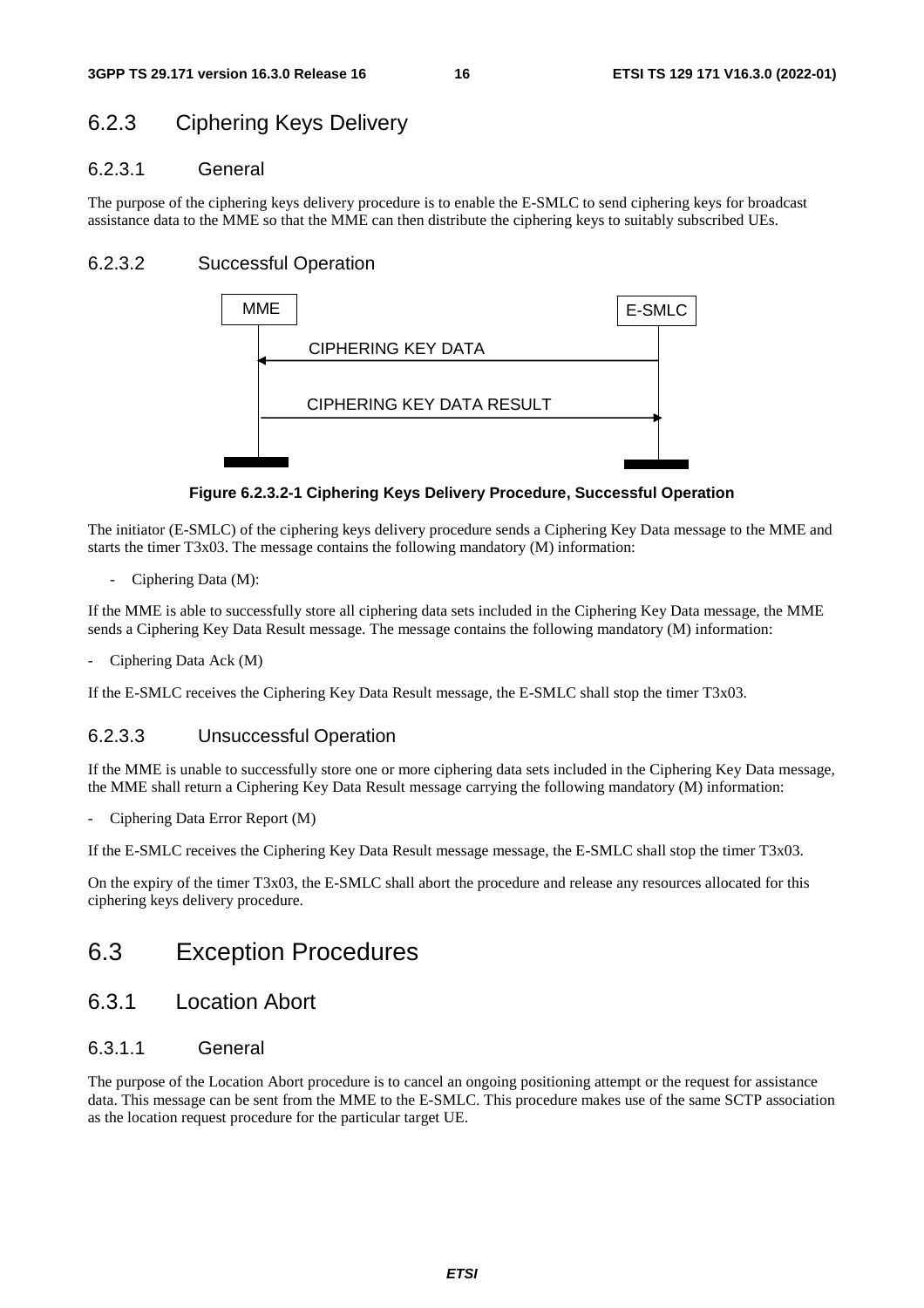### 6.2.3 Ciphering Keys Delivery

#### 6.2.3.1 General

The purpose of the ciphering keys delivery procedure is to enable the E-SMLC to send ciphering keys for broadcast assistance data to the MME so that the MME can then distribute the ciphering keys to suitably subscribed UEs.

#### 6.2.3.2 Successful Operation

**Figure 6.2.3.2-1 Ciphering Keys Delivery Procedure, Successful Operation**

The initiator (E-SMLC) of the ciphering keys delivery procedure sends a Ciphering Key Data message to the MME and starts the timer T3x03. The message contains the following mandatory (M) information:

- Ciphering Data (M):

If the MME is able to successfully store all ciphering data sets included in the Ciphering Key Data message, the MME sends a Ciphering Key Data Result message. The message contains the following mandatory (M) information:

- Ciphering Data Ack (M)

If the E-SMLC receives the Ciphering Key Data Result message, the E-SMLC shall stop the timer T3x03.

#### 6.2.3.3 Unsuccessful Operation

If the MME is unable to successfully store one or more ciphering data sets included in the Ciphering Key Data message, the MME shall return a Ciphering Key Data Result message carrying the following mandatory (M) information:

- Ciphering Data Error Report (M)

If the E-SMLC receives the Ciphering Key Data Result message message, the E-SMLC shall stop the timer T3x03.

On the expiry of the timer T3x03, the E-SMLC shall abort the procedure and release any resources allocated for this ciphering keys delivery procedure.

## 6.3 Exception Procedures

### 6.3.1 Location Abort

#### 6.3.1.1 General

The purpose of the Location Abort procedure is to cancel an ongoing positioning attempt or the request for assistance data. This message can be sent from the MME to the E-SMLC. This procedure makes use of the same SCTP association as the location request procedure for the particular target UE.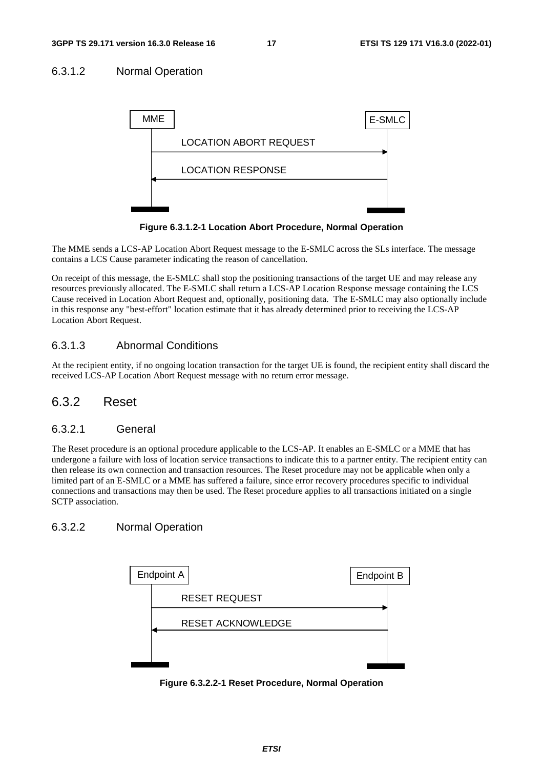#### 6.3.1.2 Normal Operation

Figure 6.3.1.2-1 Location Abort Procedure, Normal Operation

The MME sends a LCS-AP Location Abort Request message to the E-SMLC across the SLs interface. The message contains a LCS Cause parameter indicating the reason of cancellation.

On receipt of this message, the E-SMLC shall stop the positioning transactions of the target UE and may release any resources previously allocated. The E-SMLC shall return a LCS-AP Location Response message containing the LCS Cause received in Location Abort Request and, optionally, positioning data. The E-SMLC may also optionally include in this response any "best-effort" location estimate that it has already determined prior to receiving the LCS-AP Location Abort Request.

#### 6.3.1.3 Abnormal Conditions

At the recipient entity, if no ongoing location transaction for the target UE is found, the recipient entity shall discard the received LCS-AP Location Abort Request message with no return error message.

### 6.3.2 Reset

#### 6.3.2.1 General

The Reset procedure is an optional procedure applicable to the LCS-AP. It enables an E-SMLC or a MME that has undergone a failure with loss of location service transactions to indicate this to a partner entity. The recipient entity can then release its own connection and transaction resources. The Reset procedure may not be applicable when only a limited part of an E-SMLC or a MME has suffered a failure, since error recovery procedures specific to individual connections and transactions may then be used. The Reset procedure applies to all transactions initiated on a single SCTP association.

#### 6.3.2.2 Normal Operation

Figure 6.3.2.2-1 Reset Procedure, Normal Operation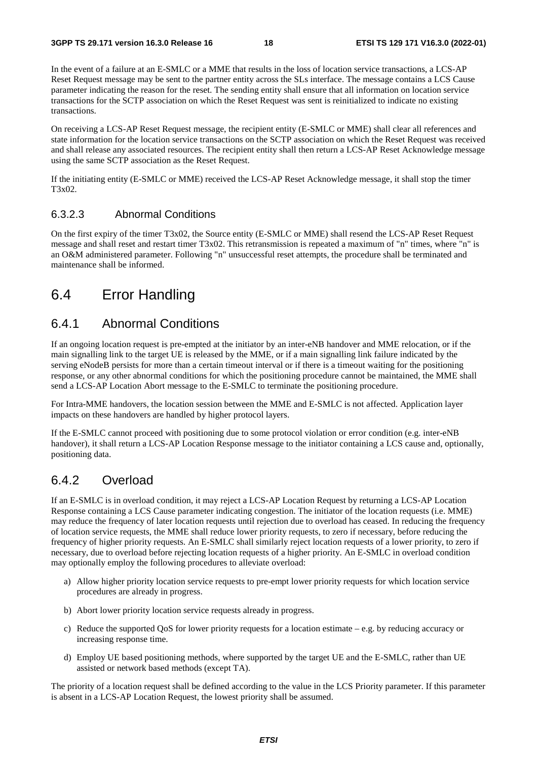In the event of a failure at an E-SMLC or a MME that results in the loss of location service transactions, a LCS-AP Reset Request message may be sent to the partner entity across the SLs interface. The message contains a LCS Cause parameter indicating the reason for the reset. The sending entity shall ensure that all information on location service transactions for the SCTP association on which the Reset Request was sent is reinitialized to indicate no existing transactions.

On receiving a LCS-AP Reset Request message, the recipient entity (E-SMLC or MME) shall clear all references and state information for the location service transactions on the SCTP association on which the Reset Request was received and shall release any associated resources. The recipient entity shall then return a LCS-AP Reset Acknowledge message using the same SCTP association as the Reset Request.

If the initiating entity (E-SMLC or MME) received the LCS-AP Reset Acknowledge message, it shall stop the timer T3x02.

#### 6.3.2.3 Abnormal Conditions

On the first expiry of the timer T3x02, the Source entity (E-SMLC or MME) shall resend the LCS-AP Reset Request message and shall reset and restart timer T3x02. This retransmission is repeated a maximum of "n" times, where "n" is an O&M administered parameter. Following "n" unsuccessful reset attempts, the procedure shall be terminated and maintenance shall be informed.

## 6.4 Error Handling

### 6.4.1 Abnormal Conditions

If an ongoing location request is pre-empted at the initiator by an inter-eNB handover and MME relocation, or if the main signalling link to the target UE is released by the MME, or if a main signalling link failure indicated by the serving eNodeB persists for more than a certain timeout interval or if there is a timeout waiting for the positioning response, or any other abnormal conditions for which the positioning procedure cannot be maintained, the MME shall send a LCS-AP Location Abort message to the E-SMLC to terminate the positioning procedure.

For Intra-MME handovers, the location session between the MME and E-SMLC is not affected. Application layer impacts on these handovers are handled by higher protocol layers.

If the E-SMLC cannot proceed with positioning due to some protocol violation or error condition (e.g. inter-eNB handover), it shall return a LCS-AP Location Response message to the initiator containing a LCS cause and, optionally, positioning data.

### 6.4.2 Overload

If an E-SMLC is in overload condition, it may reject a LCS-AP Location Request by returning a LCS-AP Location Response containing a LCS Cause parameter indicating congestion. The initiator of the location requests (i.e. MME) may reduce the frequency of later location requests until rejection due to overload has ceased. In reducing the frequency of location service requests, the MME shall reduce lower priority requests, to zero if necessary, before reducing the frequency of higher priority requests. An E-SMLC shall similarly reject location requests of a lower priority, to zero if necessary, due to overload before rejecting location requests of a higher priority. An E-SMLC in overload condition may optionally employ the following procedures to alleviate overload:

a) Allow higher priority location service requests to pre-empt lower priority requests for which location service procedures are already in progress.

b) Abort lower priority location service requests already in progress.

c) Reduce the supported QoS for lower priority requests for a location estimate – e.g. by reducing accuracy or increasing response time.

d) Employ UE based positioning methods, where supported by the target UE and the E-SMLC, rather than UE assisted or network based methods (except TA).

The priority of a location request shall be defined according to the value in the LCS Priority parameter. If this parameter is absent in a LCS-AP Location Request, the lowest priority shall be assumed.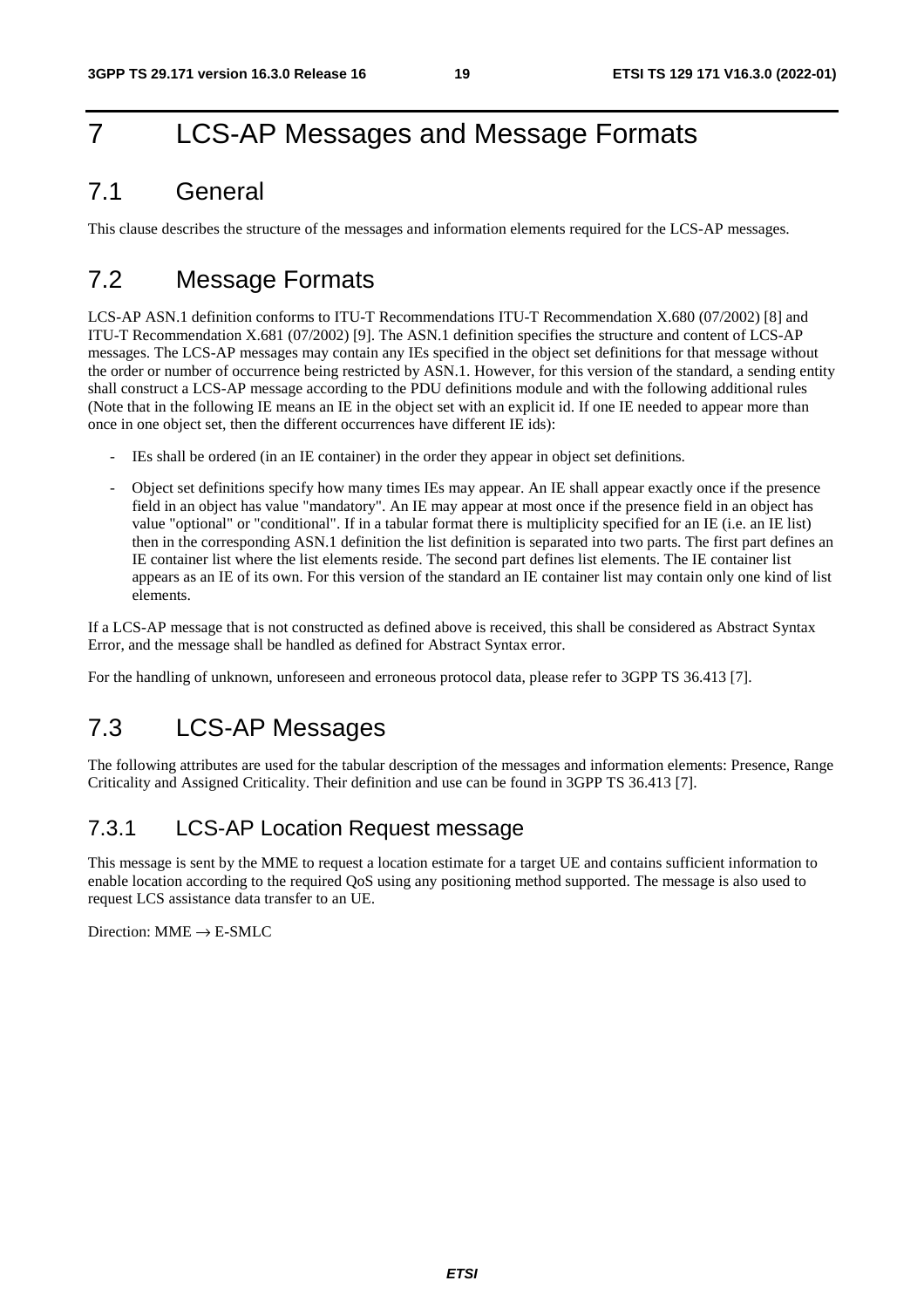# 7 LCS-AP Messages and Message Formats

## 7.1 General

This clause describes the structure of the messages and information elements required for the LCS-AP messages.

## 7.2 Message Formats

LCS-AP ASN.1 definition conforms to ITU-T Recommendations ITU-T Recommendation X.680 (07/2002) [8] and ITU-T Recommendation X.681 (07/2002) [9]. The ASN.1 definition specifies the structure and content of LCS-AP messages. The LCS-AP messages may contain any IEs specified in the object set definitions for that message without the order or number of occurrence being restricted by ASN.1. However, for this version of the standard, a sending entity shall construct a LCS-AP message according to the PDU definitions module and with the following additional rules (Note that in the following IE means an IE in the object set with an explicit id. If one IE needed to appear more than once in one object set, then the different occurrences have different IE ids):

- IEs shall be ordered (in an IE container) in the order they appear in object set definitions.
- Object set definitions specify how many times IEs may appear. An IE shall appear exactly once if the presence field in an object has value "mandatory". An IE may appear at most once if the presence field in an object has value "optional" or "conditional". If in a tabular format there is multiplicity specified for an IE (i.e. an IE list) then in the corresponding ASN.1 definition the list definition is separated into two parts. The first part defines an IE container list where the list elements reside. The second part defines list elements. The IE container list appears as an IE of its own. For this version of the standard an IE container list may contain only one kind of list elements.

If a LCS-AP message that is not constructed as defined above is received, this shall be considered as Abstract Syntax Error, and the message shall be handled as defined for Abstract Syntax error.

For the handling of unknown, unforeseen and erroneous protocol data, please refer to 3GPP TS 36.413 [7].

## 7.3 LCS-AP Messages

The following attributes are used for the tabular description of the messages and information elements: Presence, Range Criticality and Assigned Criticality. Their definition and use can be found in 3GPP TS 36.413 [7].

### 7.3.1 LCS-AP Location Request message

This message is sent by the MME to request a location estimate for a target UE and contains sufficient information to enable location according to the required QoS using any positioning method supported. The message is also used to request LCS assistance data transfer to an UE.

Direction: MME → E-SMLC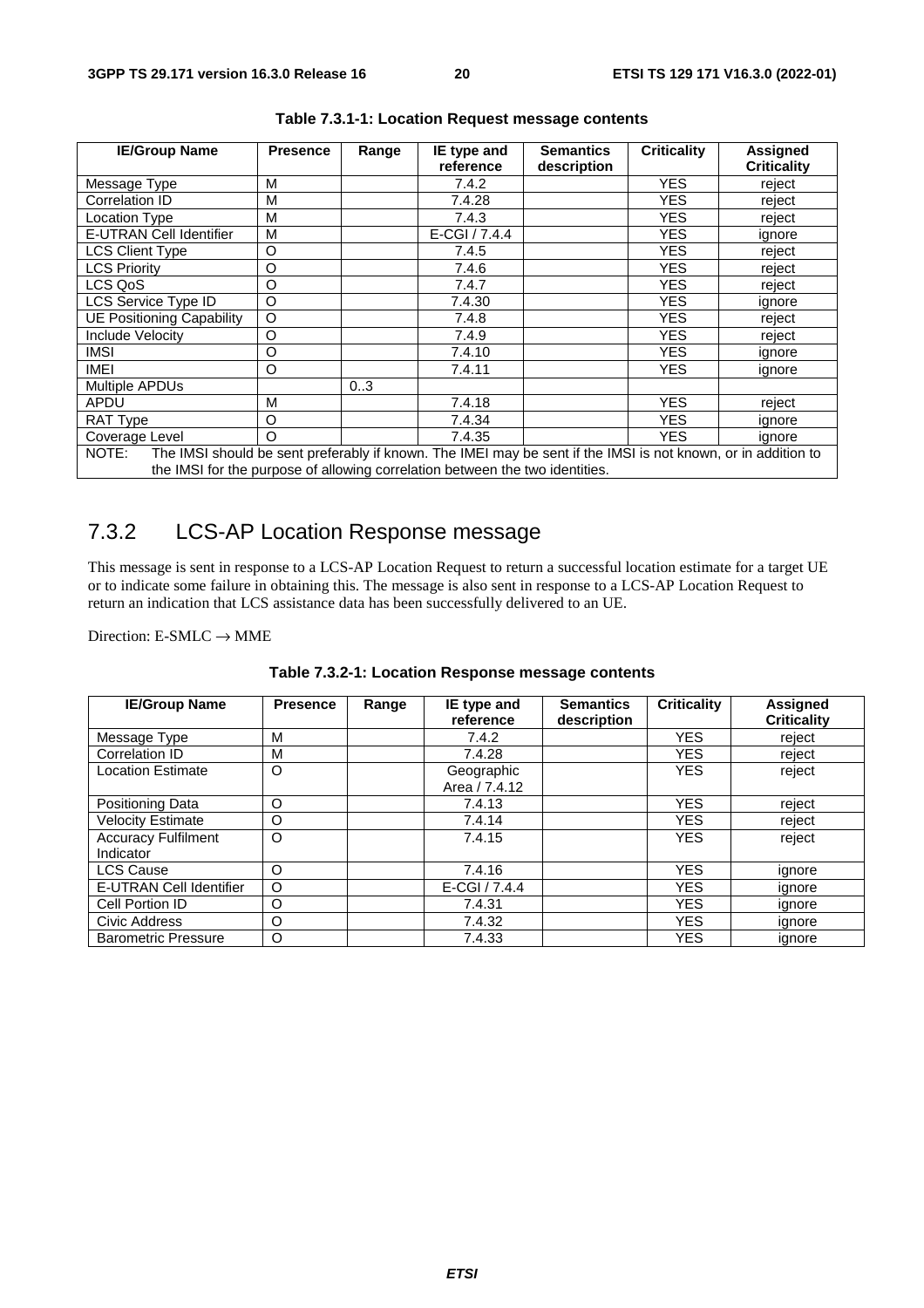**Table 7.3.1-1: Location Request message contents**

| IE/Group Name | Presence | Range | IE type and reference | Semantics description | Criticality | Assigned Criticality |
|---|---|---|---|---|---|---|
| Message Type | M | | 7.4.2 | | YES | reject |
| Correlation ID | M | | 7.4.28 | | YES | reject |
| Location Type | M | | 7.4.3 | | YES | reject |
| E-UTRAN Cell Identifier | M | | E-CGI / 7.4.4 | | YES | ignore |
| LCS Client Type | O | | 7.4.5 | | YES | reject |
| LCS Priority | O | | 7.4.6 | | YES | reject |
| LCS QoS | O | | 7.4.7 | | YES | reject |
| LCS Service Type ID | O | | 7.4.30 | | YES | ignore |
| UE Positioning Capability | O | | 7.4.8 | | YES | reject |
| Include Velocity | O | | 7.4.9 | | YES | reject |
| IMSI | O | | 7.4.10 | | YES | ignore |
| IMEI | O | | 7.4.11 | | YES | ignore |
| Multiple APDUs | | 0..3 | | | | |
| APDU | M | | 7.4.18 | | YES | reject |
| RAT Type | O | | 7.4.34 | | YES | ignore |
| Coverage Level | O | | 7.4.35 | | YES | ignore |
| NOTE: The IMSI should be sent preferably if known. The IMEI may be sent if the IMSI is not known, or in addition to the IMSI for the purpose of allowing correlation between the two identities. | | | | | | |

## 7.3.2 LCS-AP Location Response message

This message is sent in response to a LCS-AP Location Request to return a successful location estimate for a target UE or to indicate some failure in obtaining this. The message is also sent in response to a LCS-AP Location Request to return an indication that LCS assistance data has been successfully delivered to an UE.

Direction: E-SMLC → MME

**Table 7.3.2-1: Location Response message contents**

| IE/Group Name | Presence | Range | IE type and reference | Semantics description | Criticality | Assigned Criticality |
|---|---|---|---|---|---|---|
| Message Type | M | | 7.4.2 | | YES | reject |
| Correlation ID | M | | 7.4.28 | | YES | reject |
| Location Estimate | O | | Geographic Area / 7.4.12 | | YES | reject |
| Positioning Data | O | | 7.4.13 | | YES | reject |
| Velocity Estimate | O | | 7.4.14 | | YES | reject |
| Accuracy Fulfilment Indicator | O | | 7.4.15 | | YES | reject |
| LCS Cause | O | | 7.4.16 | | YES | ignore |
| E-UTRAN Cell Identifier | O | | E-CGI / 7.4.4 | | YES | ignore |
| Cell Portion ID | O | | 7.4.31 | | YES | ignore |
| Civic Address | O | | 7.4.32 | | YES | ignore |
| Barometric Pressure | O | | 7.4.33 | | YES | ignore |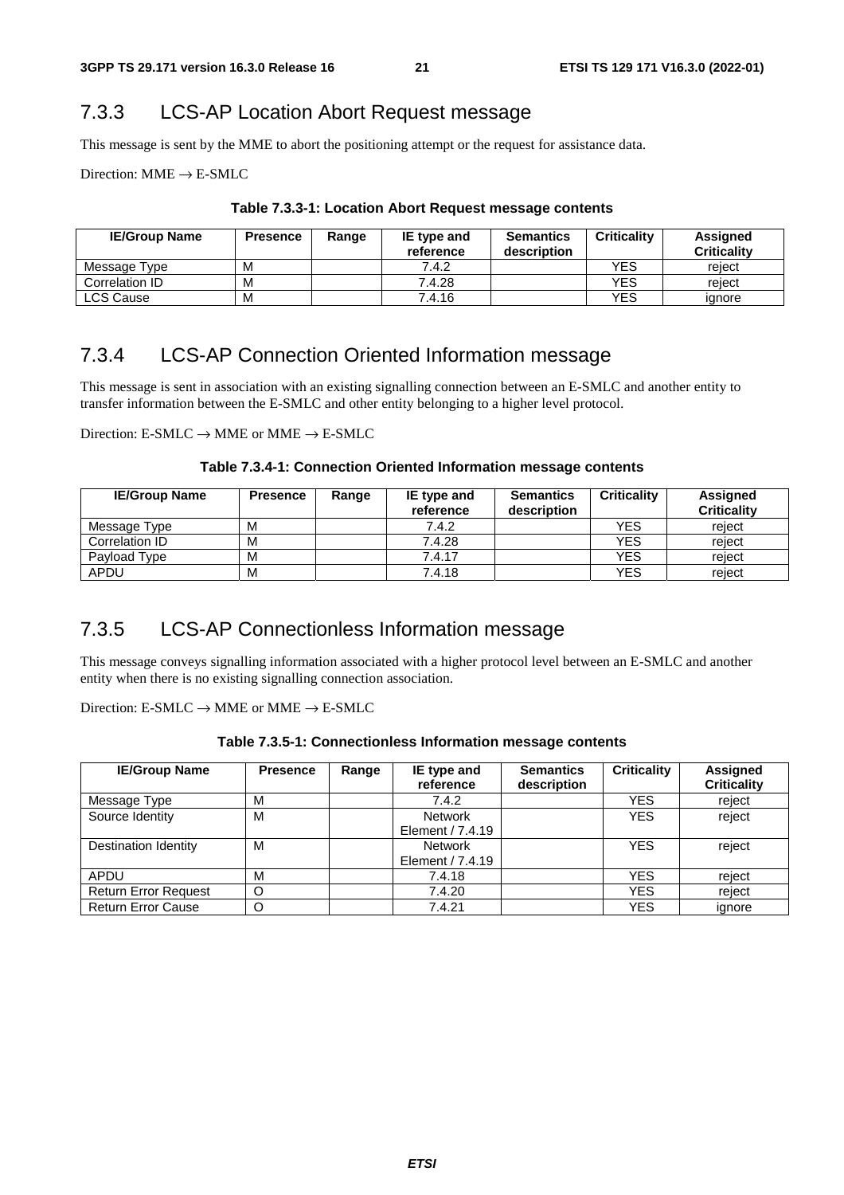### 7.3.3 LCS-AP Location Abort Request message

This message is sent by the MME to abort the positioning attempt or the request for assistance data.

Direction: MME → E-SMLC

**Table 7.3.3-1: Location Abort Request message contents**

| IE/Group Name | Presence | Range | IE type and reference | Semantics description | Criticality | Assigned Criticality |
|---|---|---|---|---|---|---|
| Message Type | M | | 7.4.2 | | YES | reject |
| Correlation ID | M | | 7.4.28 | | YES | reject |
| LCS Cause | M | | 7.4.16 | | YES | ignore |

### 7.3.4 LCS-AP Connection Oriented Information message

This message is sent in association with an existing signalling connection between an E-SMLC and another entity to transfer information between the E-SMLC and other entity belonging to a higher level protocol.

Direction: E-SMLC → MME or MME → E-SMLC

**Table 7.3.4-1: Connection Oriented Information message contents**

| IE/Group Name | Presence | Range | IE type and reference | Semantics description | Criticality | Assigned Criticality |
|---|---|---|---|---|---|---|
| Message Type | M | | 7.4.2 | | YES | reject |
| Correlation ID | M | | 7.4.28 | | YES | reject |
| Payload Type | M | | 7.4.17 | | YES | reject |
| APDU | M | | 7.4.18 | | YES | reject |

### 7.3.5 LCS-AP Connectionless Information message

This message conveys signalling information associated with a higher protocol level between an E-SMLC and another entity when there is no existing signalling connection association.

Direction: E-SMLC → MME or MME → E-SMLC

**Table 7.3.5-1: Connectionless Information message contents**

| IE/Group Name | Presence | Range | IE type and reference | Semantics description | Criticality | Assigned Criticality |
|---|---|---|---|---|---|---|
| Message Type | M | | 7.4.2 | | YES | reject |
| Source Identity | M | | Network Element / 7.4.19 | | YES | reject |
| Destination Identity | M | | Network Element / 7.4.19 | | YES | reject |
| APDU | M | | 7.4.18 | | YES | reject |
| Return Error Request | O | | 7.4.20 | | YES | reject |
| Return Error Cause | O | | 7.4.21 | | YES | ignore |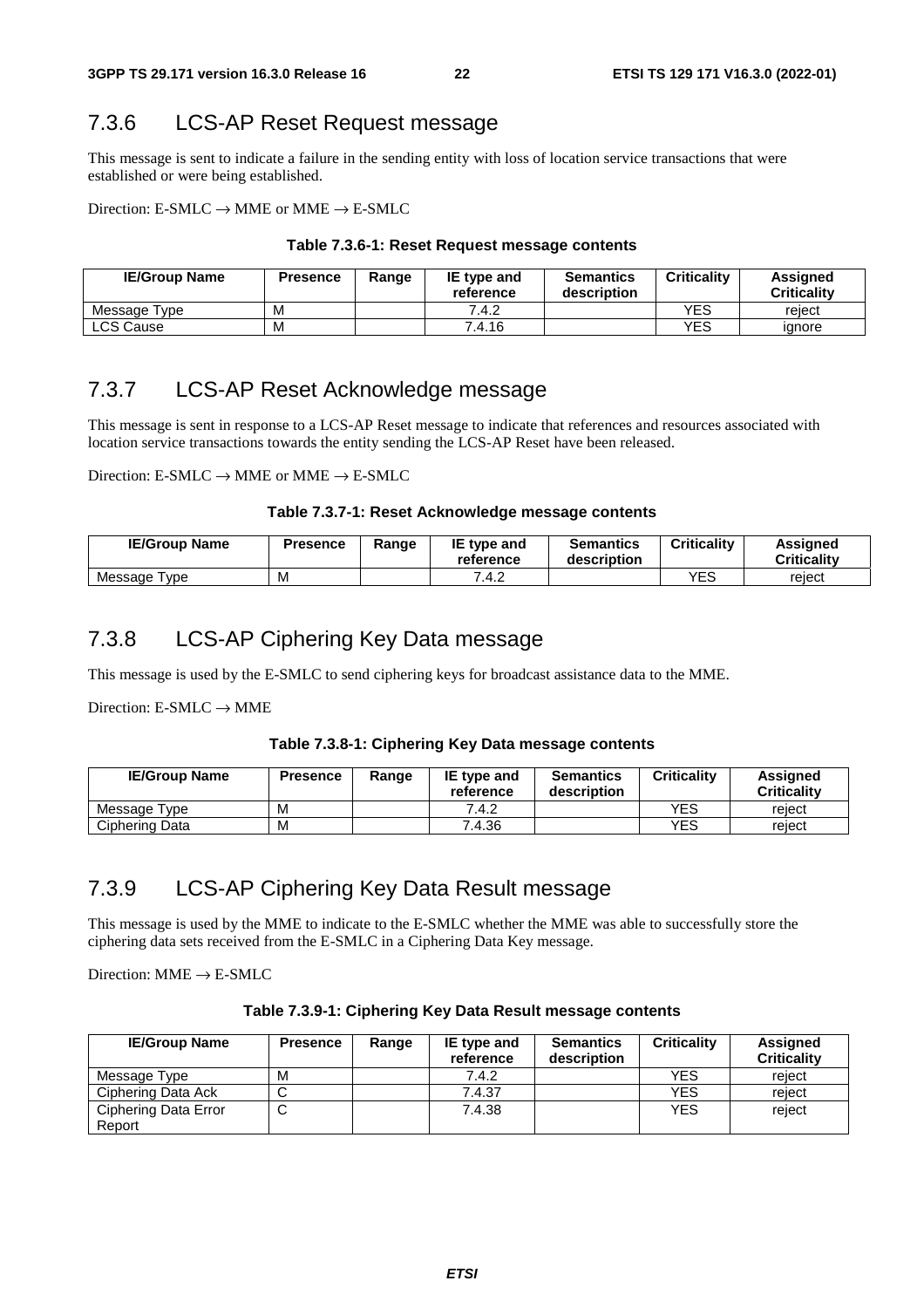## 7.3.6 LCS-AP Reset Request message

This message is sent to indicate a failure in the sending entity with loss of location service transactions that were established or were being established.

Direction: E-SMLC → MME or MME → E-SMLC

**Table 7.3.6-1: Reset Request message contents**

| IE/Group Name | Presence | Range | IE type and reference | Semantics description | Criticality | Assigned Criticality |
|---|---|---|---|---|---|---|
| Message Type | M | | 7.4.2 | | YES | reject |
| LCS Cause | M | | 7.4.16 | | YES | ignore |

## 7.3.7 LCS-AP Reset Acknowledge message

This message is sent in response to a LCS-AP Reset message to indicate that references and resources associated with location service transactions towards the entity sending the LCS-AP Reset have been released.

Direction: E-SMLC → MME or MME → E-SMLC

**Table 7.3.7-1: Reset Acknowledge message contents**

| IE/Group Name | Presence | Range | IE type and reference | Semantics description | Criticality | Assigned Criticality |
|---|---|---|---|---|---|---|
| Message Type | M | | 7.4.2 | | YES | reject |

## 7.3.8 LCS-AP Ciphering Key Data message

This message is used by the E-SMLC to send ciphering keys for broadcast assistance data to the MME.

Direction: E-SMLC → MME

**Table 7.3.8-1: Ciphering Key Data message contents**

| IE/Group Name | Presence | Range | IE type and reference | Semantics description | Criticality | Assigned Criticality |
|---|---|---|---|---|---|---|
| Message Type | M | | 7.4.2 | | YES | reject |
| Ciphering Data | M | | 7.4.36 | | YES | reject |

## 7.3.9 LCS-AP Ciphering Key Data Result message

This message is used by the MME to indicate to the E-SMLC whether the MME was able to successfully store the ciphering data sets received from the E-SMLC in a Ciphering Data Key message.

Direction: MME → E-SMLC

**Table 7.3.9-1: Ciphering Key Data Result message contents**

| IE/Group Name | Presence | Range | IE type and reference | Semantics description | Criticality | Assigned Criticality |
|---|---|---|---|---|---|---|
| Message Type | M | | 7.4.2 | | YES | reject |
| Ciphering Data Ack | C | | 7.4.37 | | YES | reject |
| Ciphering Data Error Report | C | | 7.4.38 | | YES | reject |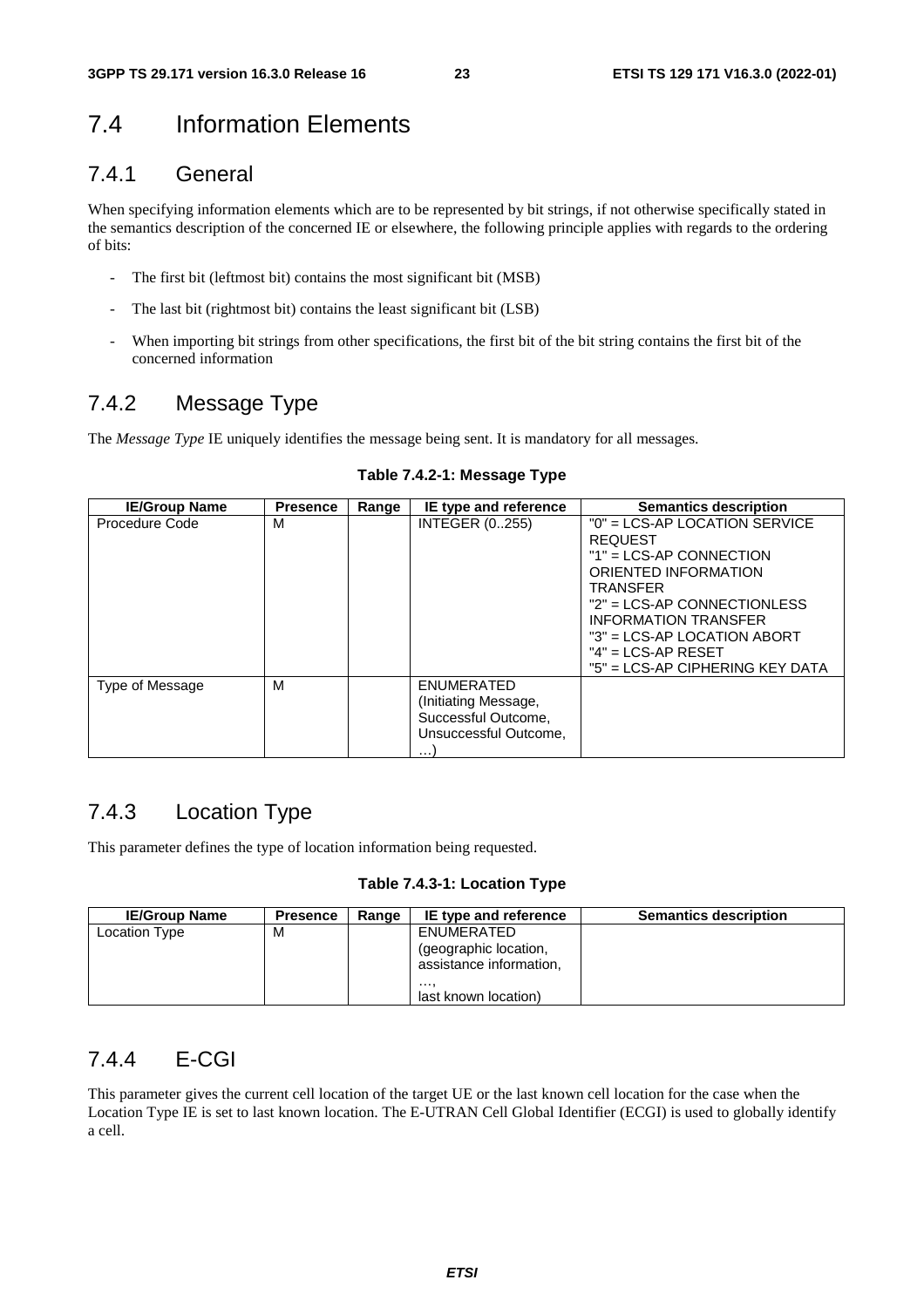## 7.4 Information Elements

### 7.4.1 General

When specifying information elements which are to be represented by bit strings, if not otherwise specifically stated in the semantics description of the concerned IE or elsewhere, the following principle applies with regards to the ordering of bits:

- The first bit (leftmost bit) contains the most significant bit (MSB)
- The last bit (rightmost bit) contains the least significant bit (LSB)
- When importing bit strings from other specifications, the first bit of the bit string contains the first bit of the concerned information

### 7.4.2 Message Type

The *Message Type* IE uniquely identifies the message being sent. It is mandatory for all messages.

**Table 7.4.2-1: Message Type**

| IE/Group Name | Presence | Range | IE type and reference | Semantics description |
|---|---|---|---|---|
| Procedure Code | M | | INTEGER (0..255) | "0" = LCS-AP LOCATION SERVICE REQUEST<br>"1" = LCS-AP CONNECTION ORIENTED INFORMATION TRANSFER<br>"2" = LCS-AP CONNECTIONLESS INFORMATION TRANSFER<br>"3" = LCS-AP LOCATION ABORT<br>"4" = LCS-AP RESET<br>"5" = LCS-AP CIPHERING KEY DATA |
| Type of Message | M | | ENUMERATED (Initiating Message, Successful Outcome, Unsuccessful Outcome, …) | |

### 7.4.3 Location Type

This parameter defines the type of location information being requested.

**Table 7.4.3-1: Location Type**

| IE/Group Name | Presence | Range | IE type and reference | Semantics description |
|---|---|---|---|---|
| Location Type | M | | ENUMERATED (geographic location, assistance information, …, last known location) | |

### 7.4.4 E-CGI

This parameter gives the current cell location of the target UE or the last known cell location for the case when the Location Type IE is set to last known location. The E-UTRAN Cell Global Identifier (ECGI) is used to globally identify a cell.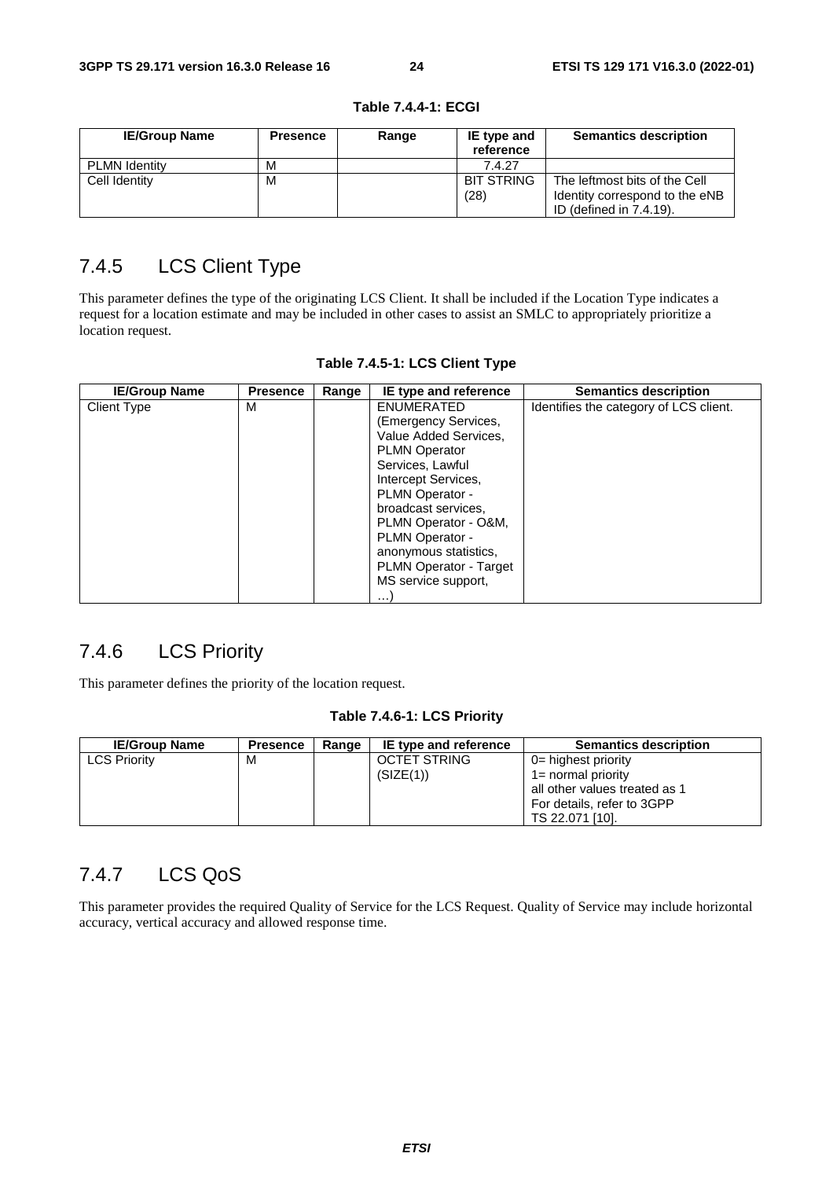**Table 7.4.4-1: ECGI**

| IE/Group Name | Presence | Range | IE type and reference | Semantics description |
|---|---|---|---|---|
| PLMN Identity | M | | 7.4.27 | |
| Cell Identity | M | | BIT STRING (28) | The leftmost bits of the Cell Identity correspond to the eNB ID (defined in 7.4.19). |

## 7.4.5 LCS Client Type

This parameter defines the type of the originating LCS Client. It shall be included if the Location Type indicates a request for a location estimate and may be included in other cases to assist an SMLC to appropriately prioritize a location request.

**Table 7.4.5-1: LCS Client Type**

| IE/Group Name | Presence | Range | IE type and reference | Semantics description |
|---|---|---|---|---|
| Client Type | M | | ENUMERATED (Emergency Services, Value Added Services, PLMN Operator Services, Lawful Intercept Services, PLMN Operator - broadcast services, PLMN Operator - O&M, PLMN Operator - anonymous statistics, PLMN Operator - Target MS service support, …) | Identifies the category of LCS client. |

## 7.4.6 LCS Priority

This parameter defines the priority of the location request.

**Table 7.4.6-1: LCS Priority**

| IE/Group Name | Presence | Range | IE type and reference | Semantics description |
|---|---|---|---|---|
| LCS Priority | M | | OCTET STRING (SIZE(1)) | 0= highest priority<br>1= normal priority<br>all other values treated as 1<br>For details, refer to 3GPP TS 22.071 [10]. |

## 7.4.7 LCS QoS

This parameter provides the required Quality of Service for the LCS Request. Quality of Service may include horizontal accuracy, vertical accuracy and allowed response time.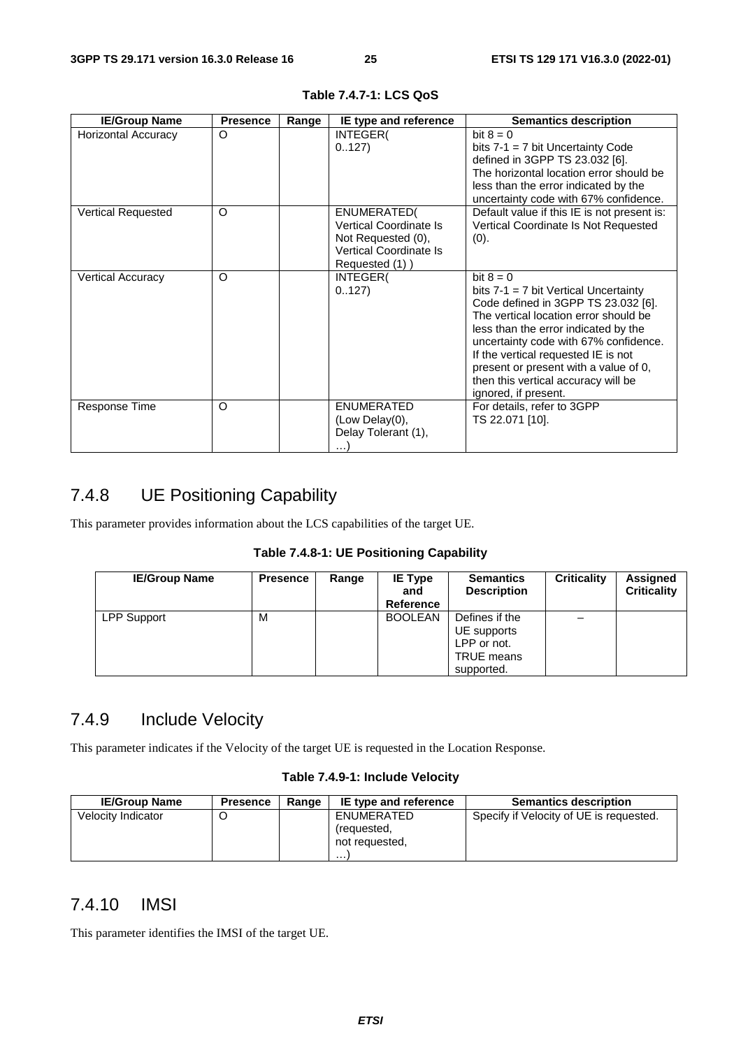**Table 7.4.7-1: LCS QoS**

| IE/Group Name | Presence | Range | IE type and reference | Semantics description |
|---|---|---|---|---|
| Horizontal Accuracy | O | | INTEGER( 0..127) | bit 8 = 0<br>bits 7-1 = 7 bit Uncertainty Code defined in 3GPP TS 23.032 [6].<br>The horizontal location error should be less than the error indicated by the uncertainty code with 67% confidence. |
| Vertical Requested | O | | ENUMERATED( Vertical Coordinate Is Not Requested (0), Vertical Coordinate Is Requested (1) ) | Default value if this IE is not present is: Vertical Coordinate Is Not Requested (0). |
| Vertical Accuracy | O | | INTEGER( 0..127) | bit 8 = 0<br>bits 7-1 = 7 bit Vertical Uncertainty Code defined in 3GPP TS 23.032 [6].<br>The vertical location error should be less than the error indicated by the uncertainty code with 67% confidence.<br>If the vertical requested IE is not present or present with a value of 0, then this vertical accuracy will be ignored, if present. |
| Response Time | O | | ENUMERATED (Low Delay(0), Delay Tolerant (1), …) | For details, refer to 3GPP TS 22.071 [10]. |

## 7.4.8 UE Positioning Capability

This parameter provides information about the LCS capabilities of the target UE.

**Table 7.4.8-1: UE Positioning Capability**

| IE/Group Name | Presence | Range | IE Type and Reference | Semantics Description | Criticality | Assigned Criticality |
|---|---|---|---|---|---|---|
| LPP Support | M | | BOOLEAN | Defines if the UE supports LPP or not. TRUE means supported. | – | |

## 7.4.9 Include Velocity

This parameter indicates if the Velocity of the target UE is requested in the Location Response.

**Table 7.4.9-1: Include Velocity**

| IE/Group Name | Presence | Range | IE type and reference | Semantics description |
|---|---|---|---|---|
| Velocity Indicator | O | | ENUMERATED (requested, not requested, …) | Specify if Velocity of UE is requested. |

## 7.4.10 IMSI

This parameter identifies the IMSI of the target UE.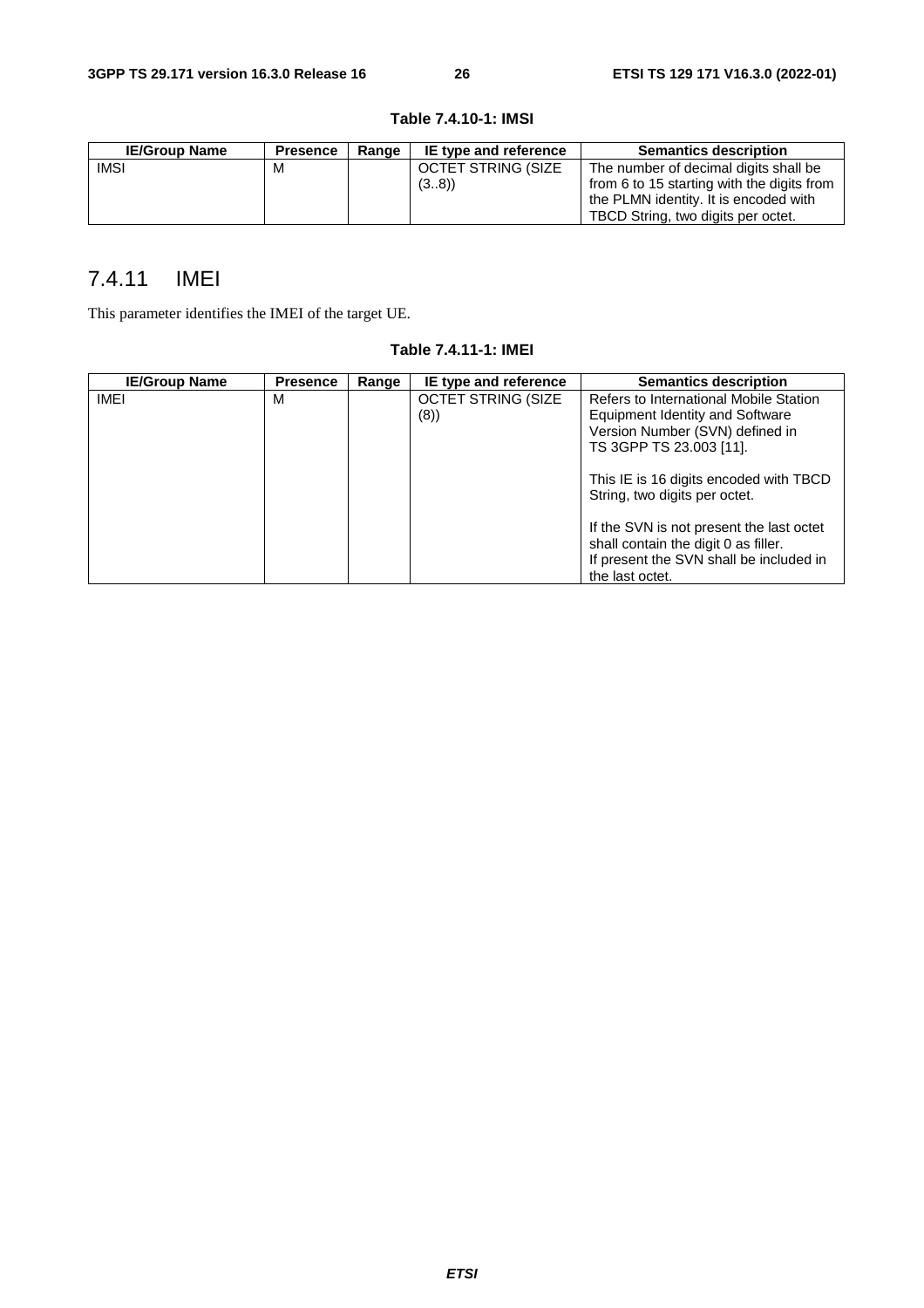**Table 7.4.10-1: IMSI**

| IE/Group Name | Presence | Range | IE type and reference | Semantics description |
|---|---|---|---|---|
| IMSI | M | | OCTET STRING (SIZE (3..8)) | The number of decimal digits shall be from 6 to 15 starting with the digits from the PLMN identity. It is encoded with TBCD String, two digits per octet. |

## 7.4.11 IMEI

This parameter identifies the IMEI of the target UE.

**Table 7.4.11-1: IMEI**

| IE/Group Name | Presence | Range | IE type and reference | Semantics description |
|---|---|---|---|---|
| IMEI | M | | OCTET STRING (SIZE (8)) | Refers to International Mobile Station Equipment Identity and Software Version Number (SVN) defined in TS 3GPP TS 23.003 [11].<br><br>This IE is 16 digits encoded with TBCD String, two digits per octet.<br><br>If the SVN is not present the last octet shall contain the digit 0 as filler. If present the SVN shall be included in the last octet. |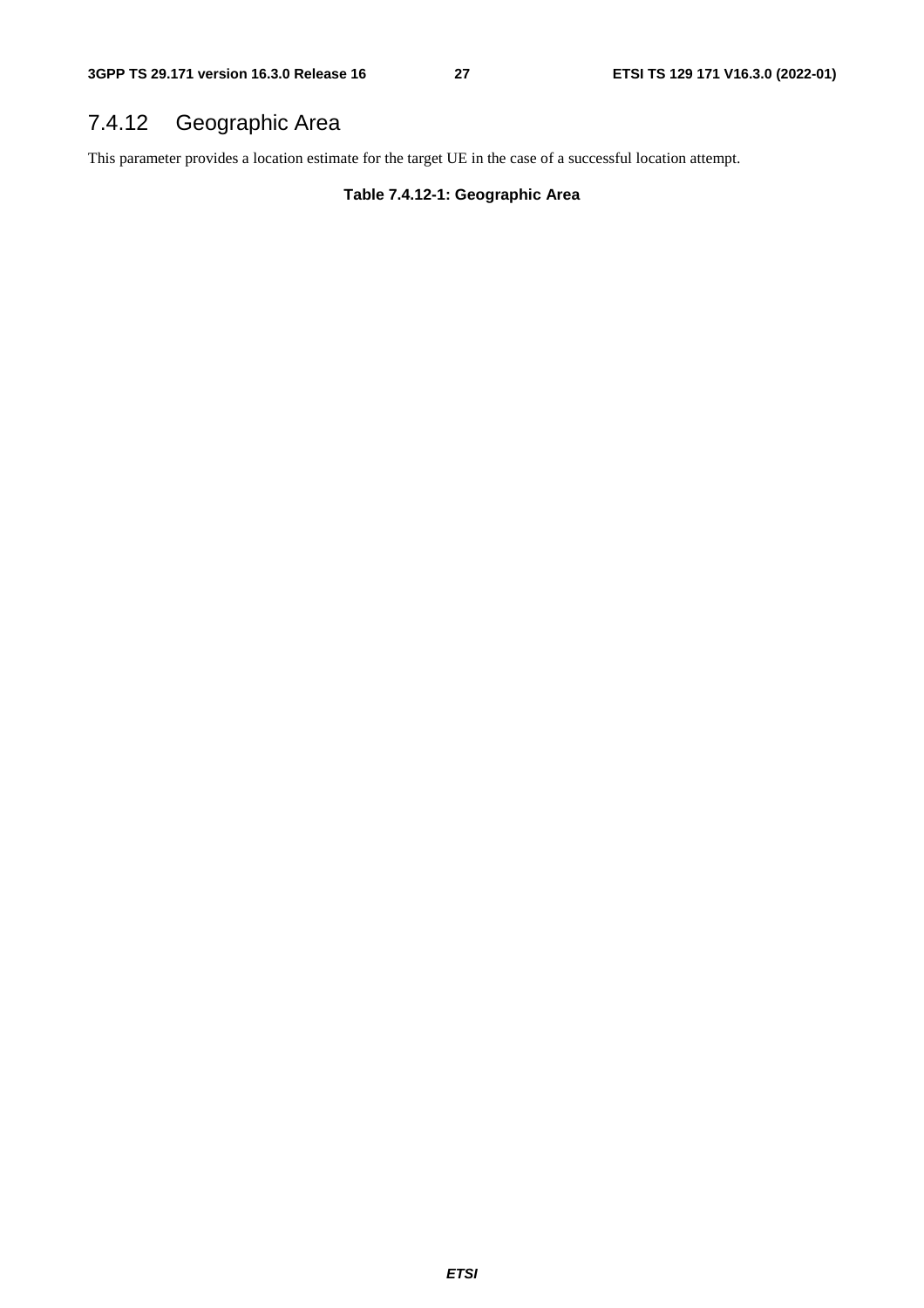### 7.4.12 Geographic Area

This parameter provides a location estimate for the target UE in the case of a successful location attempt.

**Table 7.4.12-1: Geographic Area**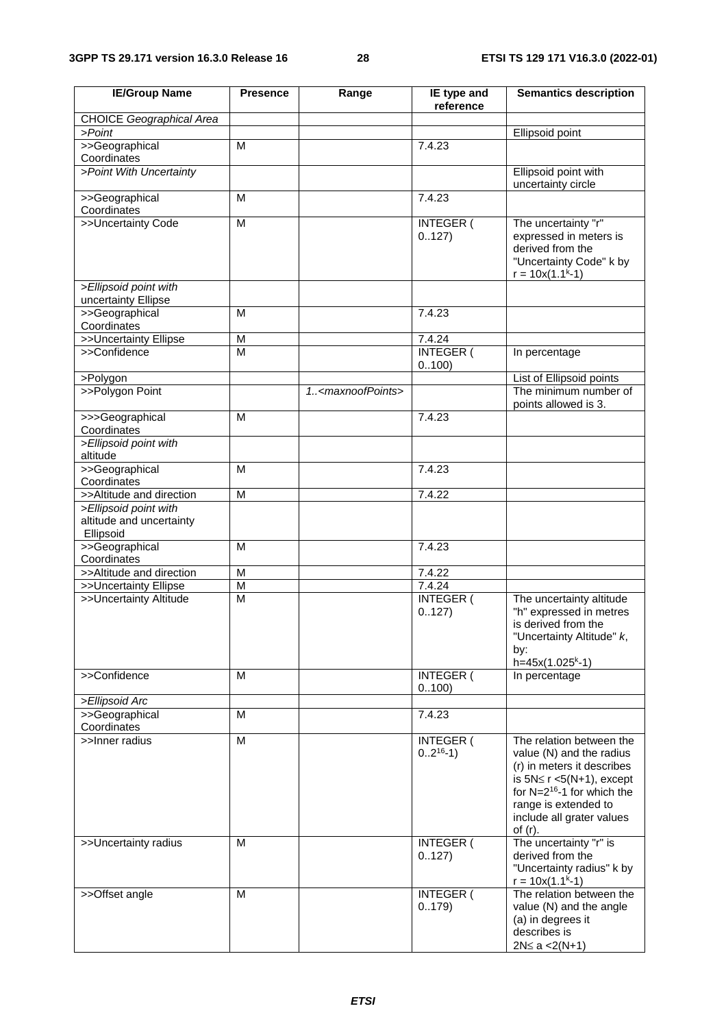| IE/Group Name | Presence | Range | IE type and reference | Semantics description |
|---|---|---|---|---|
| CHOICE *Geographical Area* | | | | |
| >*Point* | | | | Ellipsoid point |
| >>Geographical Coordinates | M | | 7.4.23 | |
| >*Point With Uncertainty* | | | | Ellipsoid point with uncertainty circle |
| >>Geographical Coordinates | M | | 7.4.23 | |
| >>Uncertainty Code | M | | INTEGER ( 0..127) | The uncertainty "r" expressed in meters is derived from the "Uncertainty Code" k by $r = 10x(1.1^k-1)$ |
| >*Ellipsoid point with uncertainty Ellipse* | | | | |
| >>Geographical Coordinates | M | | 7.4.23 | |
| >>Uncertainty Ellipse | M | | 7.4.24 | |
| >>Confidence | M | | INTEGER ( 0..100) | In percentage |
| >Polygon | | | | List of Ellipsoid points |
| >>Polygon Point | | *1..<maxnoofPoints>* | | The minimum number of points allowed is 3. |
| >>>Geographical Coordinates | M | | 7.4.23 | |
| >*Ellipsoid point with altitude* | | | | |
| >>Geographical Coordinates | M | | 7.4.23 | |
| >>Altitude and direction | M | | 7.4.22 | |
| >*Ellipsoid point with altitude and uncertainty Ellipsoid* | | | | |
| >>Geographical Coordinates | M | | 7.4.23 | |
| >>Altitude and direction | M | | 7.4.22 | |
| >>Uncertainty Ellipse | M | | 7.4.24 | |
| >>Uncertainty Altitude | M | | INTEGER ( 0..127) | The uncertainty altitude "h" expressed in metres is derived from the "Uncertainty Altitude" *k*, by: $h=45x(1.025^k-1)$ |
| >>Confidence | M | | INTEGER ( 0..100) | In percentage |
| >*Ellipsoid Arc* | | | | |
| >>Geographical Coordinates | M | | 7.4.23 | |
| >>Inner radius | M | | INTEGER ( $0..2^{16}-1$) | The relation between the value (N) and the radius (r) in meters it describes is $5N \leq r < 5(N+1)$, except for $N=2^{16}-1$ for which the range is extended to include all grater values of (r). |
| >>Uncertainty radius | M | | INTEGER ( 0..127) | The uncertainty "r" is derived from the "Uncertainty radius" k by $r = 10x(1.1^k-1)$ |
| >>Offset angle | M | | INTEGER ( 0..179) | The relation between the value (N) and the angle (a) in degrees it describes is $2N \leq a < 2(N+1)$ |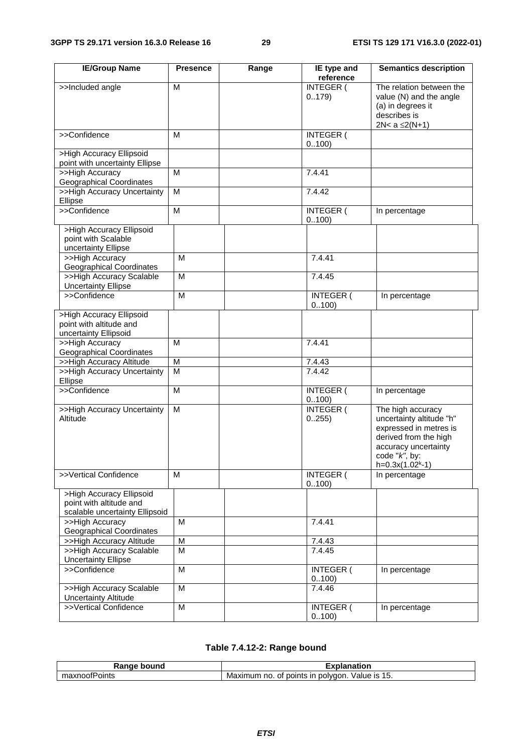| IE/Group Name | Presence | Range | IE type and reference | Semantics description |
|---|---|---|---|---|
| >>Included angle | M | | INTEGER ( 0..179) | The relation between the value (N) and the angle (a) in degrees it describes is $2N< a \leq 2(N+1)$ |
| >>Confidence | M | | INTEGER ( 0..100) | |
| >High Accuracy Ellipsoid point with uncertainty Ellipse | | | | |
| >>High Accuracy Geographical Coordinates | M | | 7.4.41 | |
| >>High Accuracy Uncertainty Ellipse | M | | 7.4.42 | |
| >>Confidence | M | | INTEGER ( 0..100) | In percentage |
| >High Accuracy Ellipsoid point with Scalable uncertainty Ellipse | | | | |
| >>High Accuracy Geographical Coordinates | M | | 7.4.41 | |
| >>High Accuracy Scalable Uncertainty Ellipse | M | | 7.4.45 | |
| >>Confidence | M | | INTEGER ( 0..100) | In percentage |
| >High Accuracy Ellipsoid point with altitude and uncertainty Ellipsoid | | | | |
| >>High Accuracy Geographical Coordinates | M | | 7.4.41 | |
| >>High Accuracy Altitude | M | | 7.4.43 | |
| >>High Accuracy Uncertainty Ellipse | M | | 7.4.42 | |
| >>Confidence | M | | INTEGER ( 0..100) | In percentage |
| >>High Accuracy Uncertainty Altitude | M | | INTEGER ( 0..255) | The high accuracy uncertainty altitude "h" expressed in metres is derived from the high accuracy uncertainty code "*k*", by: $h=0.3x(1.02^k-1)$ |
| >>Vertical Confidence | M | | INTEGER ( 0..100) | In percentage |
| >High Accuracy Ellipsoid point with altitude and scalable uncertainty Ellipsoid | | | | |
| >>High Accuracy Geographical Coordinates | M | | 7.4.41 | |
| >>High Accuracy Altitude | M | | 7.4.43 | |
| >>High Accuracy Scalable Uncertainty Ellipse | M | | 7.4.45 | |
| >>Confidence | M | | INTEGER ( 0..100) | In percentage |
| >>High Accuracy Scalable Uncertainty Altitude | M | | 7.4.46 | |
| >>Vertical Confidence | M | | INTEGER ( 0..100) | In percentage |

**Table 7.4.12-2: Range bound**

| Range bound | Explanation |
|---|---|
| maxnoofPoints | Maximum no. of points in polygon. Value is 15. |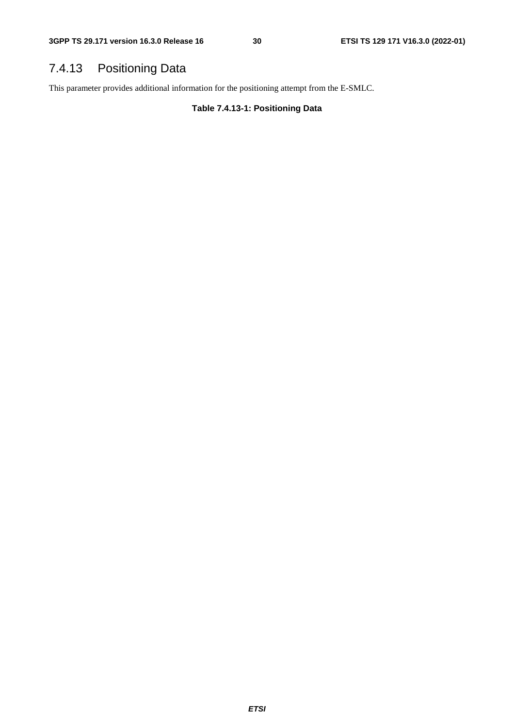### 7.4.13 Positioning Data

This parameter provides additional information for the positioning attempt from the E-SMLC.

**Table 7.4.13-1: Positioning Data**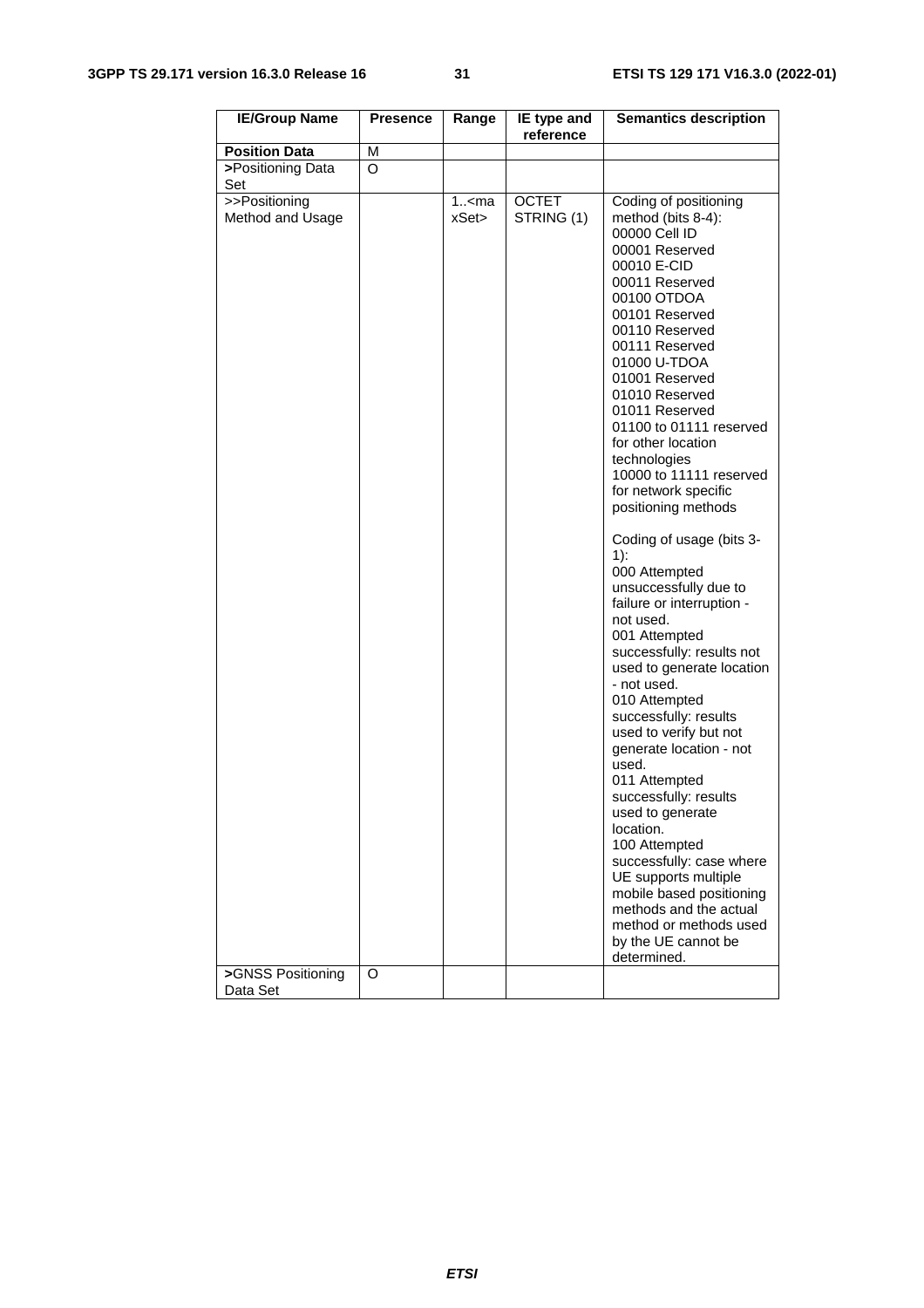| IE/Group Name | Presence | Range | IE type and reference | Semantics description |
|---|---|---|---|---|
| **Position Data** | M | | | |
| **>**Positioning Data Set | O | | | |
| >>Positioning Method and Usage | | 1..<maxSet> | OCTET STRING (1) | Coding of positioning method (bits 8-4):<br>00000 Cell ID<br>00001 Reserved<br>00010 E-CID<br>00011 Reserved<br>00100 OTDOA<br>00101 Reserved<br>00110 Reserved<br>00111 Reserved<br>01000 U-TDOA<br>01001 Reserved<br>01010 Reserved<br>01011 Reserved<br>01100 to 01111 reserved for other location technologies<br>10000 to 11111 reserved for network specific positioning methods<br><br>Coding of usage (bits 3-1):<br>000 Attempted unsuccessfully due to failure or interruption - not used.<br>001 Attempted successfully: results not used to generate location - not used.<br>010 Attempted successfully: results used to verify but not generate location - not used.<br>011 Attempted successfully: results used to generate location.<br>100 Attempted successfully: case where UE supports multiple mobile based positioning methods and the actual method or methods used by the UE cannot be determined. |
| **>**GNSS Positioning Data Set | O | | | |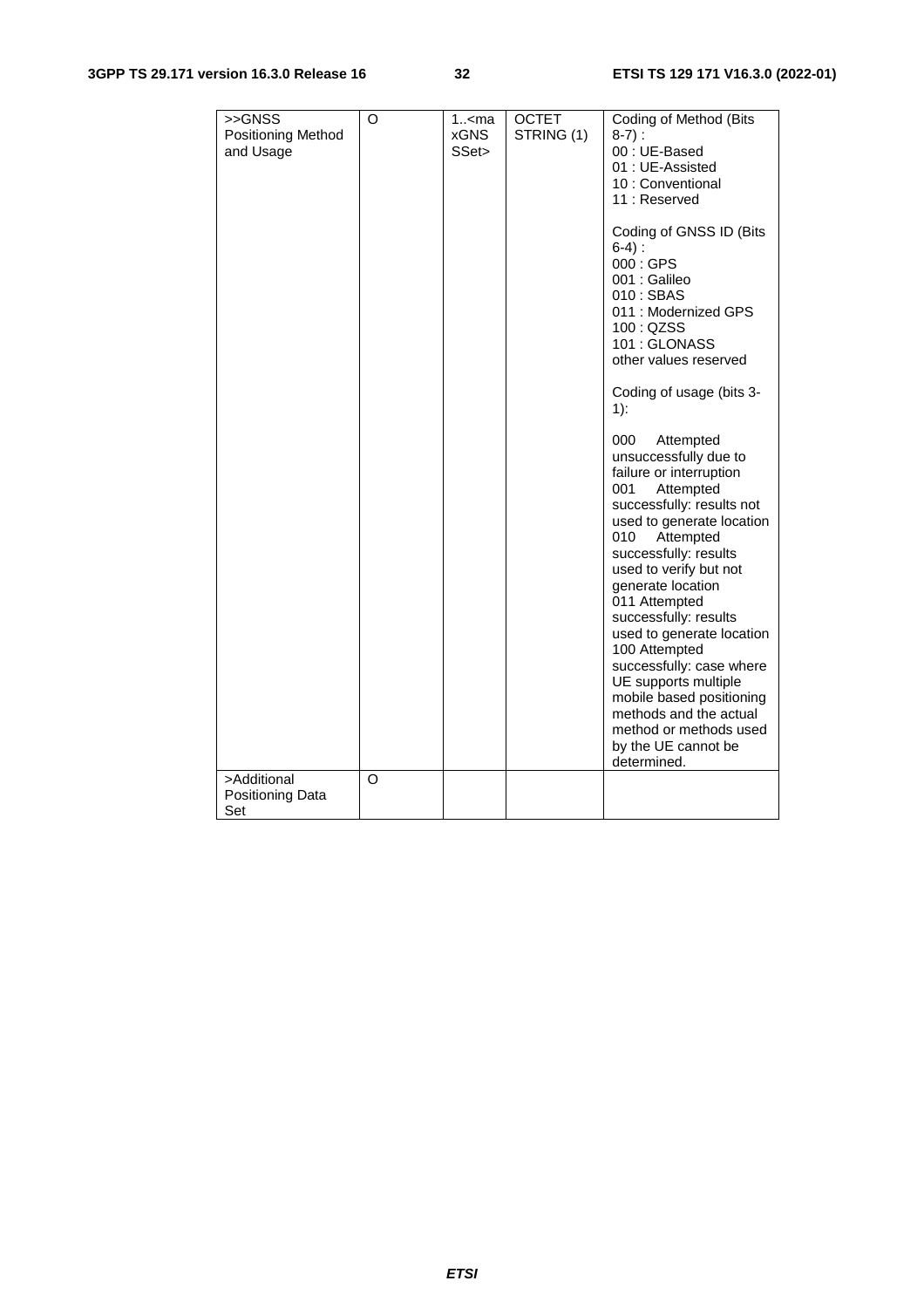| >>GNSS Positioning Method and Usage | O | 1..<maxGNSSSet> | OCTET STRING (1) | Coding of Method (Bits 8-7) :<br>00 : UE-Based<br>01 : UE-Assisted<br>10 : Conventional<br>11 : Reserved<br><br>Coding of GNSS ID (Bits 6-4) :<br>000 : GPS<br>001 : Galileo<br>010 : SBAS<br>011 : Modernized GPS<br>100 : QZSS<br>101 : GLONASS<br>other values reserved<br><br>Coding of usage (bits 3-1):<br><br>000 Attempted unsuccessfully due to failure or interruption<br>001 Attempted successfully: results not used to generate location<br>010 Attempted successfully: results used to verify but not generate location<br>011 Attempted successfully: results used to generate location<br>100 Attempted successfully: case where UE supports multiple mobile based positioning methods and the actual method or methods used by the UE cannot be determined. |
|---|---|---|---|---|
| >Additional Positioning Data Set | O | | | |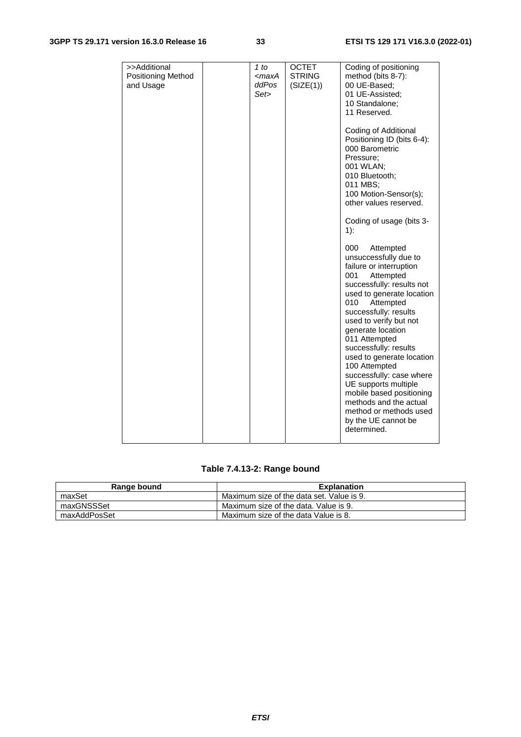| >>Additional Positioning Method and Usage | | *1 to <maxAddPosSet>* | OCTET STRING (SIZE(1)) | Coding of positioning method (bits 8-7):<br>00 UE-Based;<br>01 UE-Assisted;<br>10 Standalone;<br>11 Reserved.<br><br>Coding of Additional Positioning ID (bits 6-4):<br>000 Barometric Pressure;<br>001 WLAN;<br>010 Bluetooth;<br>011 MBS;<br>100 Motion-Sensor(s);<br>other values reserved.<br><br>Coding of usage (bits 3-1):<br><br>000 Attempted unsuccessfully due to failure or interruption<br>001 Attempted successfully: results not used to generate location<br>010 Attempted successfully: results used to verify but not generate location<br>011 Attempted successfully: results used to generate location<br>100 Attempted successfully: case where UE supports multiple mobile based positioning methods and the actual method or methods used by the UE cannot be determined. |
|---|---|---|---|---|

**Table 7.4.13-2: Range bound**

| Range bound | Explanation |
|---|---|
| maxSet | Maximum size of the data set. Value is 9. |
| maxGNSSSet | Maximum size of the data. Value is 9. |
| maxAddPosSet | Maximum size of the data Value is 8. |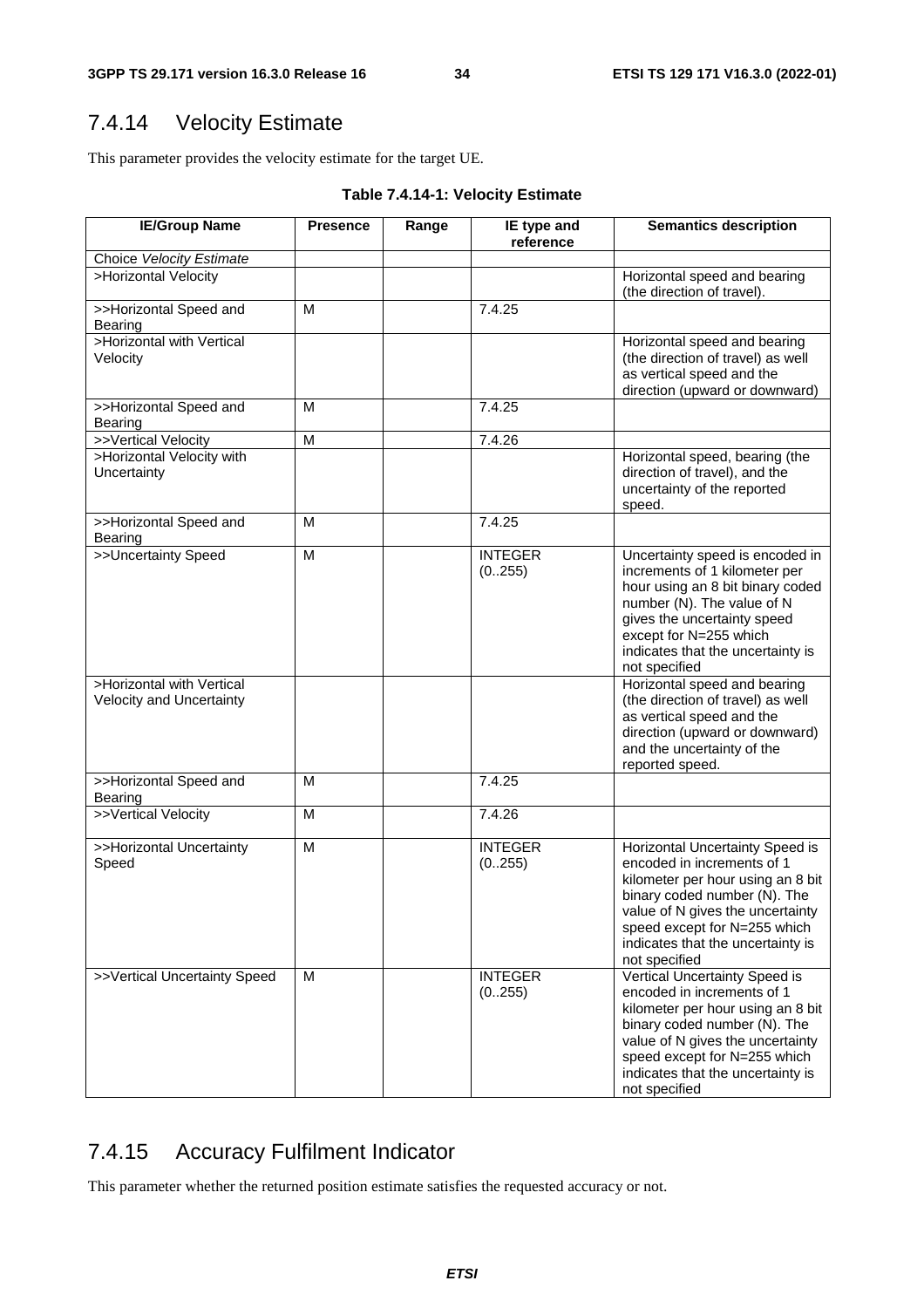## 7.4.14 Velocity Estimate

This parameter provides the velocity estimate for the target UE.

**Table 7.4.14-1: Velocity Estimate**

| IE/Group Name | Presence | Range | IE type and reference | Semantics description |
|---|---|---|---|---|
| Choice *Velocity Estimate* | | | | |
| >Horizontal Velocity | | | | Horizontal speed and bearing (the direction of travel). |
| >>Horizontal Speed and Bearing | M | | 7.4.25 | |
| >Horizontal with Vertical Velocity | | | | Horizontal speed and bearing (the direction of travel) as well as vertical speed and the direction (upward or downward) |
| >>Horizontal Speed and Bearing | M | | 7.4.25 | |
| >>Vertical Velocity | M | | 7.4.26 | |
| >Horizontal Velocity with Uncertainty | | | | Horizontal speed, bearing (the direction of travel), and the uncertainty of the reported speed. |
| >>Horizontal Speed and Bearing | M | | 7.4.25 | |
| >>Uncertainty Speed | M | | INTEGER (0..255) | Uncertainty speed is encoded in increments of 1 kilometer per hour using an 8 bit binary coded number (N). The value of N gives the uncertainty speed except for N=255 which indicates that the uncertainty is not specified |
| >Horizontal with Vertical Velocity and Uncertainty | | | | Horizontal speed and bearing (the direction of travel) as well as vertical speed and the direction (upward or downward) and the uncertainty of the reported speed. |
| >>Horizontal Speed and Bearing | M | | 7.4.25 | |
| >>Vertical Velocity | M | | 7.4.26 | |
| >>Horizontal Uncertainty Speed | M | | INTEGER (0..255) | Horizontal Uncertainty Speed is encoded in increments of 1 kilometer per hour using an 8 bit binary coded number (N). The value of N gives the uncertainty speed except for N=255 which indicates that the uncertainty is not specified |
| >>Vertical Uncertainty Speed | M | | INTEGER (0..255) | Vertical Uncertainty Speed is encoded in increments of 1 kilometer per hour using an 8 bit binary coded number (N). The value of N gives the uncertainty speed except for N=255 which indicates that the uncertainty is not specified |

## 7.4.15 Accuracy Fulfilment Indicator

This parameter whether the returned position estimate satisfies the requested accuracy or not.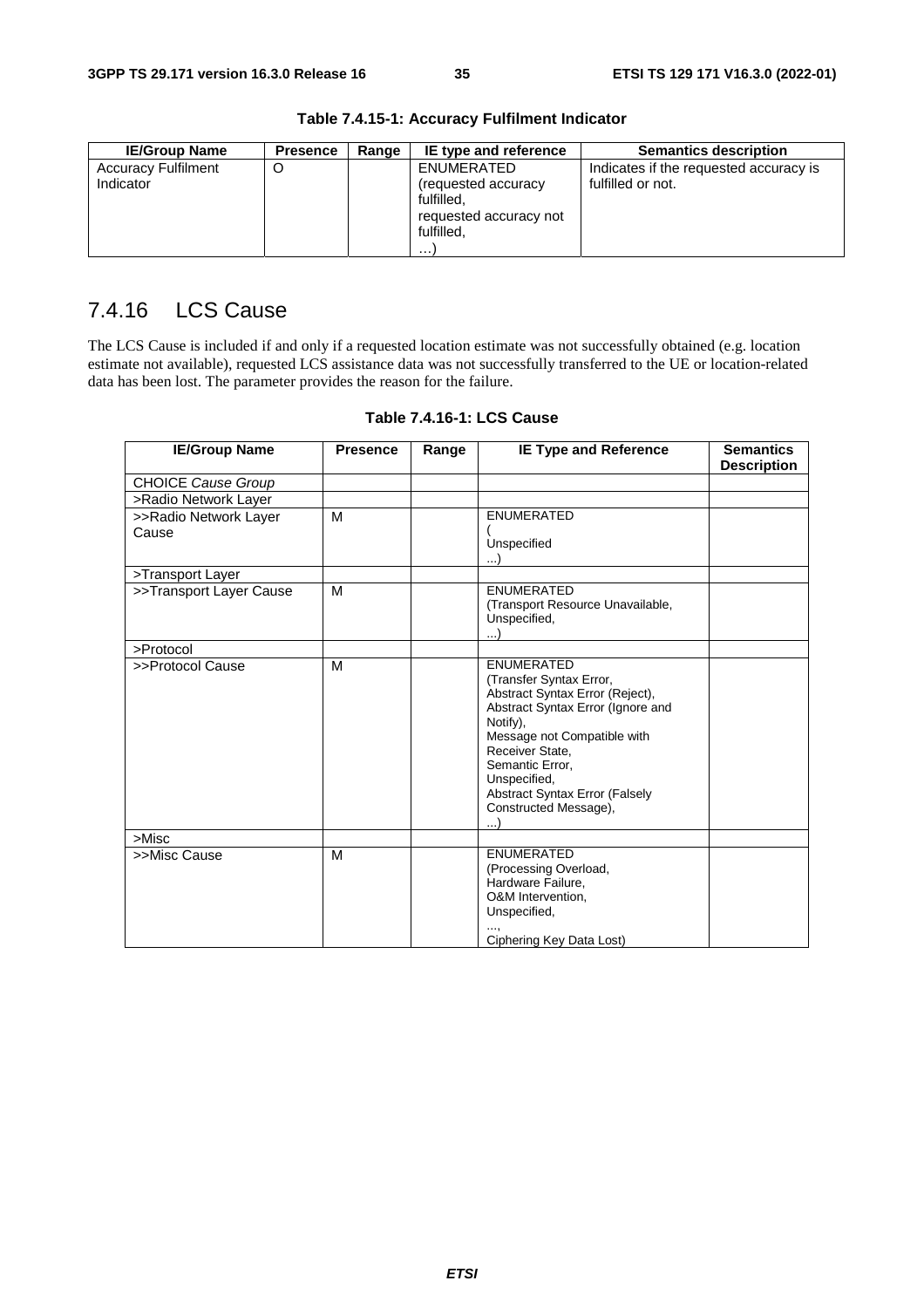**Table 7.4.15-1: Accuracy Fulfilment Indicator**

| IE/Group Name | Presence | Range | IE type and reference | Semantics description |
|---|---|---|---|---|
| Accuracy Fulfilment Indicator | O | | ENUMERATED (requested accuracy fulfilled, requested accuracy not fulfilled, …) | Indicates if the requested accuracy is fulfilled or not. |

## 7.4.16 LCS Cause

The LCS Cause is included if and only if a requested location estimate was not successfully obtained (e.g. location estimate not available), requested LCS assistance data was not successfully transferred to the UE or location-related data has been lost. The parameter provides the reason for the failure.

**Table 7.4.16-1: LCS Cause**

| IE/Group Name | Presence | Range | IE Type and Reference | Semantics Description |
|---|---|---|---|---|
| CHOICE *Cause Group* | | | | |
| >Radio Network Layer | | | | |
| >>Radio Network Layer Cause | M | | ENUMERATED ( Unspecified ...) | |
| >Transport Layer | | | | |
| >>Transport Layer Cause | M | | ENUMERATED (Transport Resource Unavailable, Unspecified, ...) | |
| >Protocol | | | | |
| >>Protocol Cause | M | | ENUMERATED (Transfer Syntax Error, Abstract Syntax Error (Reject), Abstract Syntax Error (Ignore and Notify), Message not Compatible with Receiver State, Semantic Error, Unspecified, Abstract Syntax Error (Falsely Constructed Message), ...) | |
| >Misc | | | | |
| >>Misc Cause | M | | ENUMERATED (Processing Overload, Hardware Failure, O&M Intervention, Unspecified, ..., Ciphering Key Data Lost) | |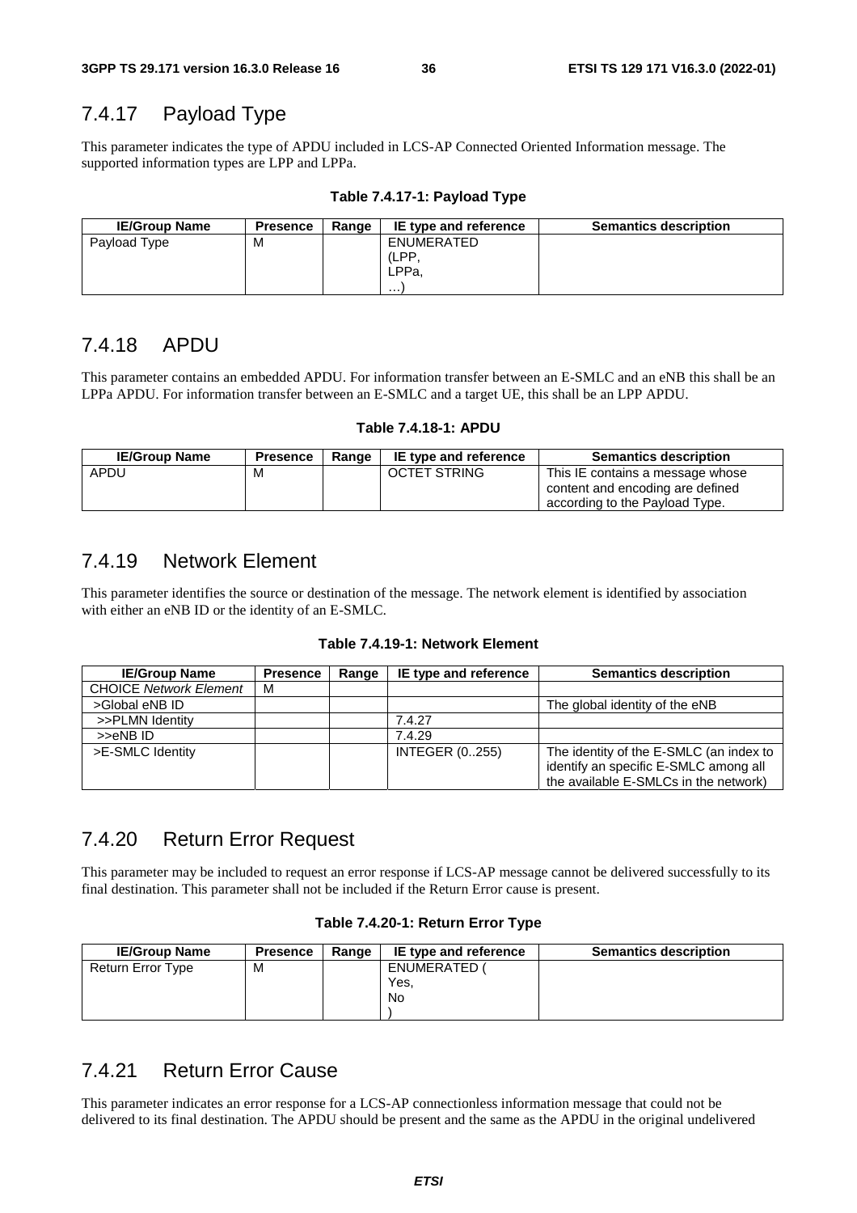### 7.4.17 Payload Type

This parameter indicates the type of APDU included in LCS-AP Connected Oriented Information message. The supported information types are LPP and LPPa.

**Table 7.4.17-1: Payload Type**

| IE/Group Name | Presence | Range | IE type and reference | Semantics description |
|---|---|---|---|---|
| Payload Type | M | | ENUMERATED (LPP, LPPa, …) | |

### 7.4.18 APDU

This parameter contains an embedded APDU. For information transfer between an E-SMLC and an eNB this shall be an LPPa APDU. For information transfer between an E-SMLC and a target UE, this shall be an LPP APDU.

**Table 7.4.18-1: APDU**

| IE/Group Name | Presence | Range | IE type and reference | Semantics description |
|---|---|---|---|---|
| APDU | M | | OCTET STRING | This IE contains a message whose content and encoding are defined according to the Payload Type. |

### 7.4.19 Network Element

This parameter identifies the source or destination of the message. The network element is identified by association with either an eNB ID or the identity of an E-SMLC.

**Table 7.4.19-1: Network Element**

| IE/Group Name | Presence | Range | IE type and reference | Semantics description |
|---|---|---|---|---|
| CHOICE *Network Element* | M | | | |
| >Global eNB ID | | | | The global identity of the eNB |
| >>PLMN Identity | | | 7.4.27 | |
| >>eNB ID | | | 7.4.29 | |
| >E-SMLC Identity | | | INTEGER (0..255) | The identity of the E-SMLC (an index to identify an specific E-SMLC among all the available E-SMLCs in the network) |

### 7.4.20 Return Error Request

This parameter may be included to request an error response if LCS-AP message cannot be delivered successfully to its final destination. This parameter shall not be included if the Return Error cause is present.

**Table 7.4.20-1: Return Error Type**

| IE/Group Name | Presence | Range | IE type and reference | Semantics description |
|---|---|---|---|---|
| Return Error Type | M | | ENUMERATED ( Yes, No ) | |

### 7.4.21 Return Error Cause

This parameter indicates an error response for a LCS-AP connectionless information message that could not be delivered to its final destination. The APDU should be present and the same as the APDU in the original undelivered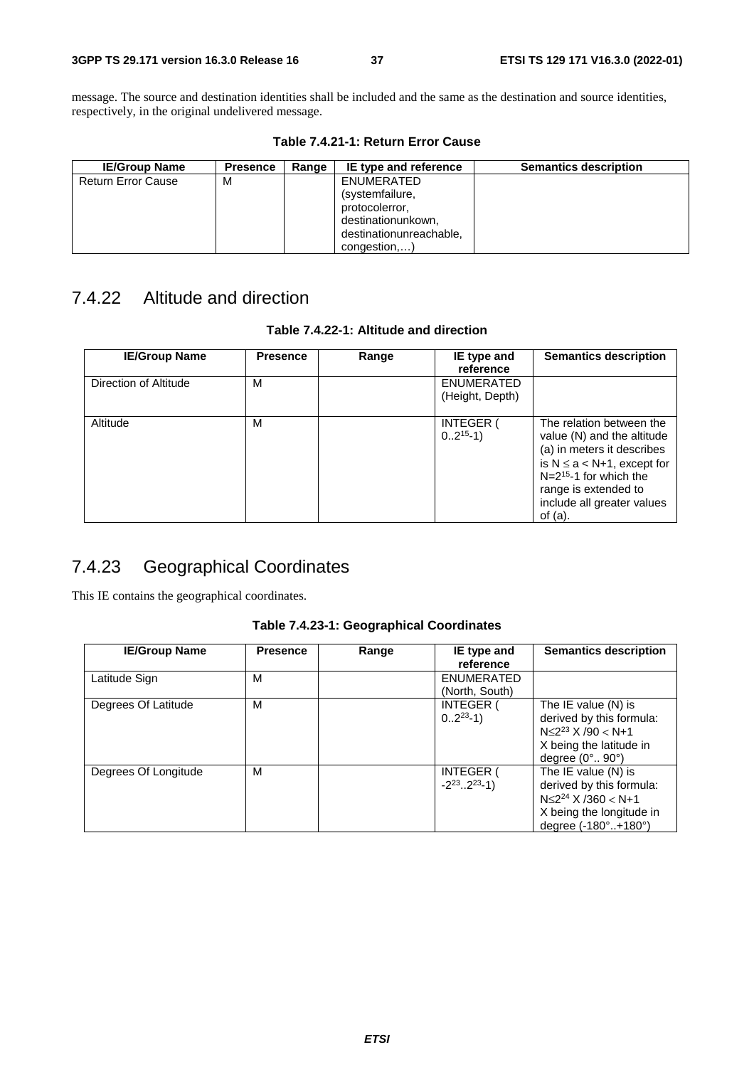message. The source and destination identities shall be included and the same as the destination and source identities, respectively, in the original undelivered message.

**Table 7.4.21-1: Return Error Cause**

| IE/Group Name | Presence | Range | IE type and reference | Semantics description |
|---|---|---|---|---|
| Return Error Cause | M | | ENUMERATED (systemfailure, protocolerror, destinationunkown, destinationunreachable, congestion,…) | |

## 7.4.22 Altitude and direction

**Table 7.4.22-1: Altitude and direction**

| IE/Group Name | Presence | Range | IE type and reference | Semantics description |
|---|---|---|---|---|
| Direction of Altitude | M | | ENUMERATED (Height, Depth) | |
| Altitude | M | | INTEGER ( $0..2^{15}$-1) | The relation between the value (N) and the altitude (a) in meters it describes is $N \leq a < N+1$, except for $N=2^{15}-1$ for which the range is extended to include all greater values of (a). |

## 7.4.23 Geographical Coordinates

This IE contains the geographical coordinates.

**Table 7.4.23-1: Geographical Coordinates**

| IE/Group Name | Presence | Range | IE type and reference | Semantics description |
|---|---|---|---|---|
| Latitude Sign | M | | ENUMERATED (North, South) | |
| Degrees Of Latitude | M | | INTEGER ( $0..2^{23}$-1) | The IE value (N) is derived by this formula: $N \leq 2^{23} X /90 < N+1$ X being the latitude in degree (0°.. 90°) |
| Degrees Of Longitude | M | | INTEGER ( $-2^{23}..2^{23}$-1) | The IE value (N) is derived by this formula: $N \leq 2^{24} X /360 < N+1$ X being the longitude in degree (-180°..+180°) |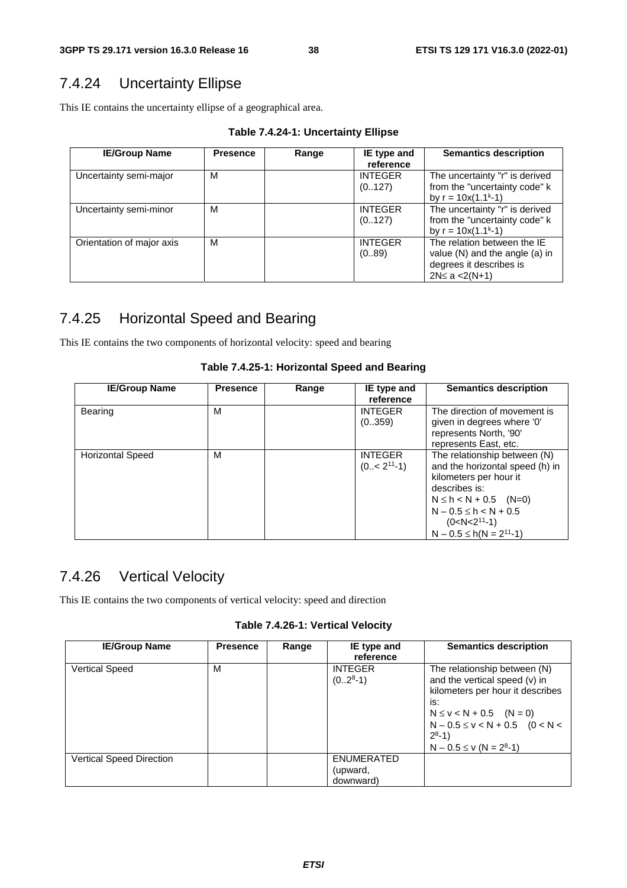## 7.4.24 Uncertainty Ellipse

This IE contains the uncertainty ellipse of a geographical area.

**Table 7.4.24-1: Uncertainty Ellipse**

| IE/Group Name | Presence | Range | IE type and reference | Semantics description |
|---|---|---|---|---|
| Uncertainty semi-major | M | | INTEGER (0..127) | The uncertainty "r" is derived from the "uncertainty code" k by $r = 10x(1.1^k-1)$ |
| Uncertainty semi-minor | M | | INTEGER (0..127) | The uncertainty "r" is derived from the "uncertainty code" k by $r = 10x(1.1^k-1)$ |
| Orientation of major axis | M | | INTEGER (0..89) | The relation between the IE value (N) and the angle (a) in degrees it describes is $2N \leq a < 2(N+1)$ |

## 7.4.25 Horizontal Speed and Bearing

This IE contains the two components of horizontal velocity: speed and bearing

**Table 7.4.25-1: Horizontal Speed and Bearing**

| IE/Group Name | Presence | Range | IE type and reference | Semantics description |
|---|---|---|---|---|
| Bearing | M | | INTEGER (0..359) | The direction of movement is given in degrees where '0' represents North, '90' represents East, etc. |
| Horizontal Speed | M | | INTEGER ($0..< 2^{11}-1$) | The relationship between (N) and the horizontal speed (h) in kilometers per hour it describes is:<br>$N \leq h < N + 0.5$ (N=0)<br>$N - 0.5 \leq h < N + 0.5$ ($0<N<2^{11}-1$)<br>$N - 0.5 \leq h$($N = 2^{11}-1$) |

## 7.4.26 Vertical Velocity

This IE contains the two components of vertical velocity: speed and direction

**Table 7.4.26-1: Vertical Velocity**

| IE/Group Name | Presence | Range | IE type and reference | Semantics description |
|---|---|---|---|---|
| Vertical Speed | M | | INTEGER ($0..2^8-1$) | The relationship between (N) and the vertical speed (v) in kilometers per hour it describes is:<br>$N \leq v < N + 0.5$ (N = 0)<br>$N - 0.5 \leq v < N + 0.5$ ($0 < N < 2^8-1$)<br>$N - 0.5 \leq v$ ($N = 2^8-1$) |
| Vertical Speed Direction | | | ENUMERATED (upward, downward) | |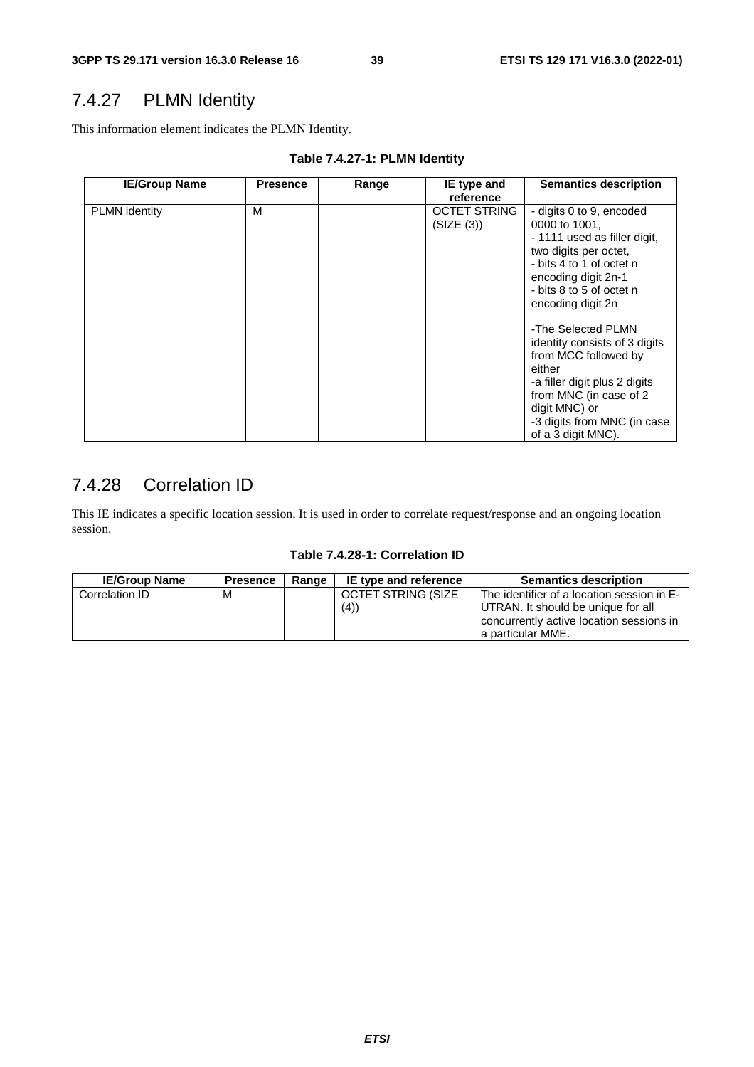## 7.4.27 PLMN Identity

This information element indicates the PLMN Identity.

**Table 7.4.27-1: PLMN Identity**

| IE/Group Name | Presence | Range | IE type and reference | Semantics description |
|---|---|---|---|---|
| PLMN identity | M | | OCTET STRING (SIZE (3)) | - digits 0 to 9, encoded 0000 to 1001,<br>- 1111 used as filler digit, two digits per octet,<br>- bits 4 to 1 of octet n encoding digit 2n-1<br>- bits 8 to 5 of octet n encoding digit 2n<br><br>-The Selected PLMN identity consists of 3 digits from MCC followed by either<br>-a filler digit plus 2 digits from MNC (in case of 2 digit MNC) or<br>-3 digits from MNC (in case of a 3 digit MNC). |

## 7.4.28 Correlation ID

This IE indicates a specific location session. It is used in order to correlate request/response and an ongoing location session.

**Table 7.4.28-1: Correlation ID**

| IE/Group Name | Presence | Range | IE type and reference | Semantics description |
|---|---|---|---|---|
| Correlation ID | M | | OCTET STRING (SIZE (4)) | The identifier of a location session in E-UTRAN. It should be unique for all concurrently active location sessions in a particular MME. |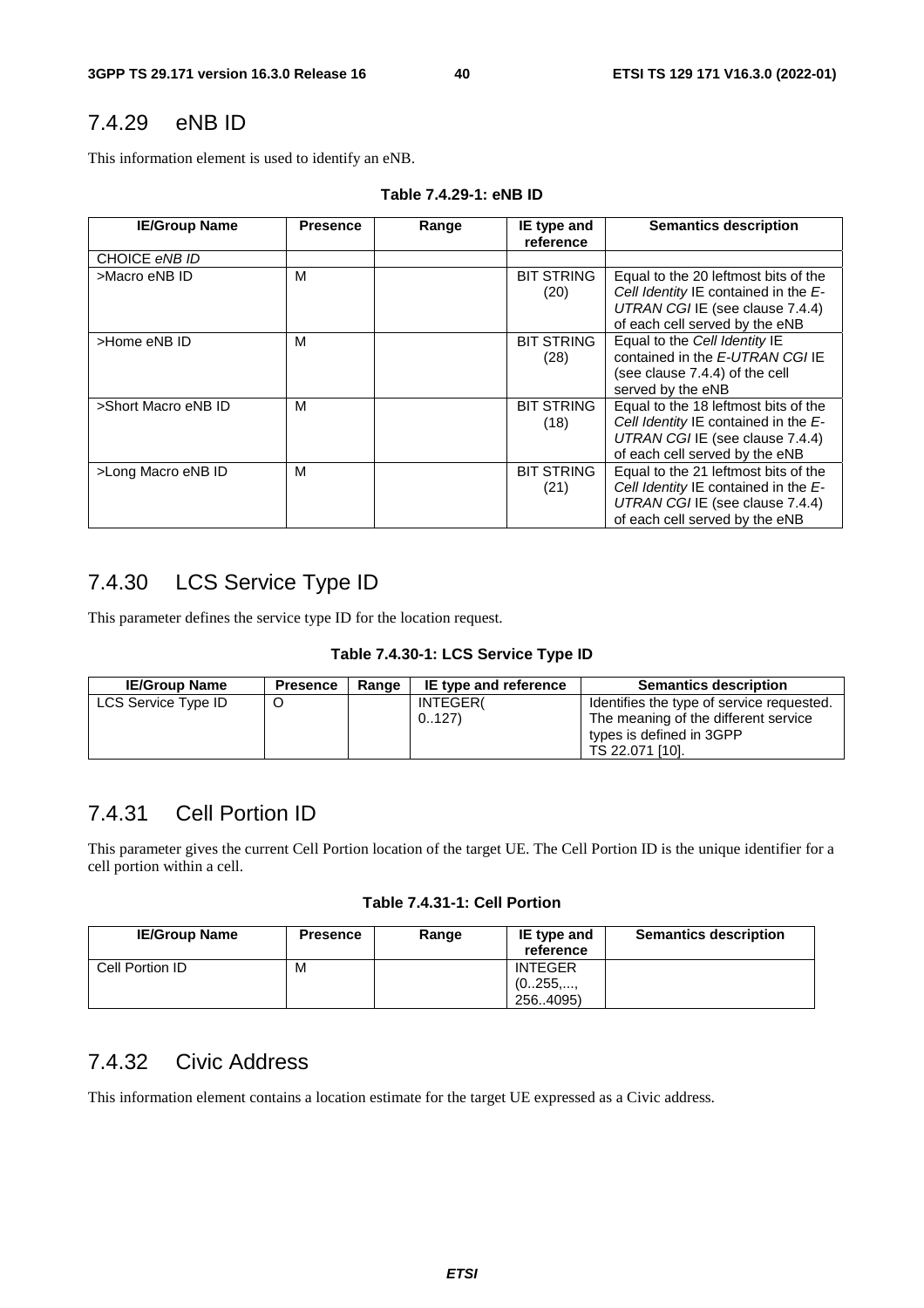### 7.4.29 eNB ID

This information element is used to identify an eNB.

**Table 7.4.29-1: eNB ID**

| IE/Group Name | Presence | Range | IE type and reference | Semantics description |
|---|---|---|---|---|
| CHOICE *eNB ID* | | | | |
| >Macro eNB ID | M | | BIT STRING (20) | Equal to the 20 leftmost bits of the *Cell Identity* IE contained in the *E-UTRAN CGI* IE (see clause 7.4.4) of each cell served by the eNB |
| >Home eNB ID | M | | BIT STRING (28) | Equal to the *Cell Identity* IE contained in the *E-UTRAN CGI* IE (see clause 7.4.4) of the cell served by the eNB |
| >Short Macro eNB ID | M | | BIT STRING (18) | Equal to the 18 leftmost bits of the *Cell Identity* IE contained in the *E-UTRAN CGI* IE (see clause 7.4.4) of each cell served by the eNB |
| >Long Macro eNB ID | M | | BIT STRING (21) | Equal to the 21 leftmost bits of the *Cell Identity* IE contained in the *E-UTRAN CGI* IE (see clause 7.4.4) of each cell served by the eNB |

### 7.4.30 LCS Service Type ID

This parameter defines the service type ID for the location request.

**Table 7.4.30-1: LCS Service Type ID**

| IE/Group Name | Presence | Range | IE type and reference | Semantics description |
|---|---|---|---|---|
| LCS Service Type ID | O | | INTEGER( 0..127) | Identifies the type of service requested. The meaning of the different service types is defined in 3GPP TS 22.071 [10]. |

### 7.4.31 Cell Portion ID

This parameter gives the current Cell Portion location of the target UE. The Cell Portion ID is the unique identifier for a cell portion within a cell.

**Table 7.4.31-1: Cell Portion**

| IE/Group Name | Presence | Range | IE type and reference | Semantics description |
|---|---|---|---|---|
| Cell Portion ID | M | | INTEGER (0..255,..., 256..4095) | |

### 7.4.32 Civic Address

This information element contains a location estimate for the target UE expressed as a Civic address.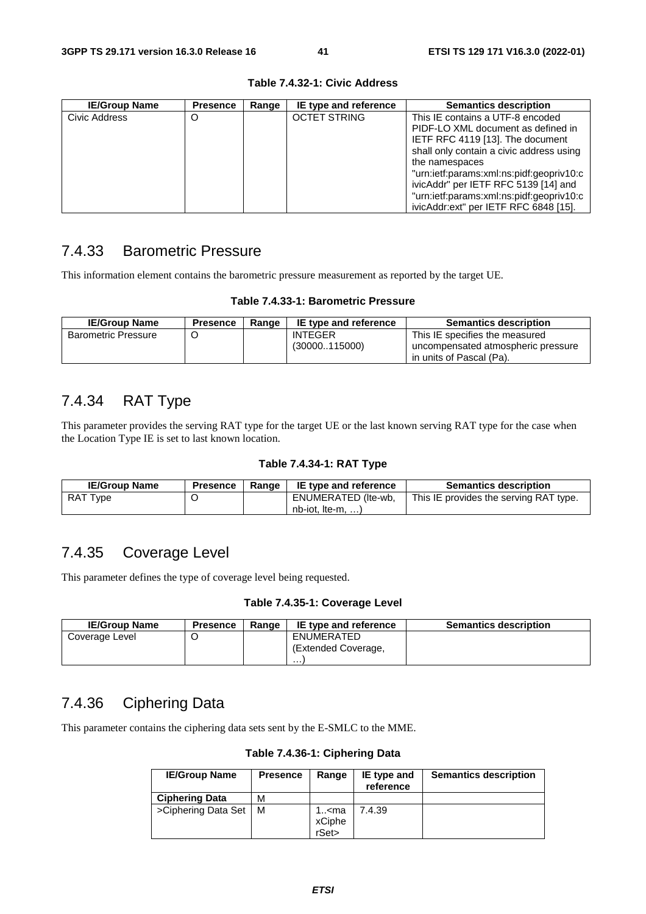**Table 7.4.32-1: Civic Address**

| IE/Group Name | Presence | Range | IE type and reference | Semantics description |
|---|---|---|---|---|
| Civic Address | O | | OCTET STRING | This IE contains a UTF-8 encoded PIDF-LO XML document as defined in IETF RFC 4119 [13]. The document shall only contain a civic address using the namespaces "urn:ietf:params:xml:ns:pidf:geopriv10:civicAddr" per IETF RFC 5139 [14] and "urn:ietf:params:xml:ns:pidf:geopriv10:civicAddr:ext" per IETF RFC 6848 [15]. |

## 7.4.33 Barometric Pressure

This information element contains the barometric pressure measurement as reported by the target UE.

**Table 7.4.33-1: Barometric Pressure**

| IE/Group Name | Presence | Range | IE type and reference | Semantics description |
|---|---|---|---|---|
| Barometric Pressure | O | | INTEGER (30000..115000) | This IE specifies the measured uncompensated atmospheric pressure in units of Pascal (Pa). |

## 7.4.34 RAT Type

This parameter provides the serving RAT type for the target UE or the last known serving RAT type for the case when the Location Type IE is set to last known location.

**Table 7.4.34-1: RAT Type**

| IE/Group Name | Presence | Range | IE type and reference | Semantics description |
|---|---|---|---|---|
| RAT Type | O | | ENUMERATED (lte-wb, nb-iot, lte-m, …) | This IE provides the serving RAT type. |

## 7.4.35 Coverage Level

This parameter defines the type of coverage level being requested.

**Table 7.4.35-1: Coverage Level**

| IE/Group Name | Presence | Range | IE type and reference | Semantics description |
|---|---|---|---|---|
| Coverage Level | O | | ENUMERATED (Extended Coverage, …) | |

## 7.4.36 Ciphering Data

This parameter contains the ciphering data sets sent by the E-SMLC to the MME.

**Table 7.4.36-1: Ciphering Data**

| IE/Group Name | Presence | Range | IE type and reference | Semantics description |
|---|---|---|---|---|
| **Ciphering Data** | M | | | |
| >Ciphering Data Set | M | 1..<maxCipherSet> | 7.4.39 | |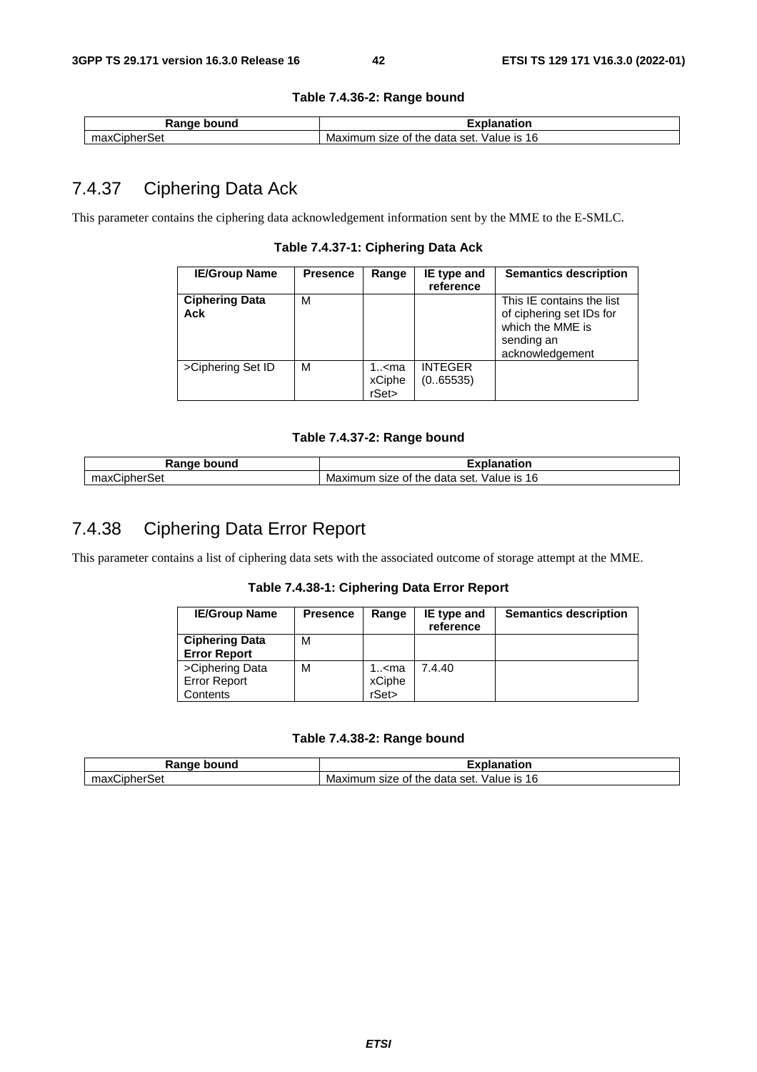**Table 7.4.36-2: Range bound**

| Range bound | Explanation |
|---|---|
| maxCipherSet | Maximum size of the data set. Value is 16 |

## 7.4.37 Ciphering Data Ack

This parameter contains the ciphering data acknowledgement information sent by the MME to the E-SMLC.

**Table 7.4.37-1: Ciphering Data Ack**

| IE/Group Name | Presence | Range | IE type and reference | Semantics description |
|---|---|---|---|---|
| **Ciphering Data Ack** | M | | | This IE contains the list of ciphering set IDs for which the MME is sending an acknowledgement |
| >Ciphering Set ID | M | 1..<maxCipherSet> | INTEGER (0..65535) | |

**Table 7.4.37-2: Range bound**

| Range bound | Explanation |
|---|---|
| maxCipherSet | Maximum size of the data set. Value is 16 |

## 7.4.38 Ciphering Data Error Report

This parameter contains a list of ciphering data sets with the associated outcome of storage attempt at the MME.

**Table 7.4.38-1: Ciphering Data Error Report**

| IE/Group Name | Presence | Range | IE type and reference | Semantics description |
|---|---|---|---|---|
| **Ciphering Data Error Report** | M | | | |
| >Ciphering Data Error Report Contents | M | 1..<maxCipherSet> | 7.4.40 | |

**Table 7.4.38-2: Range bound**

| Range bound | Explanation |
|---|---|
| maxCipherSet | Maximum size of the data set. Value is 16 |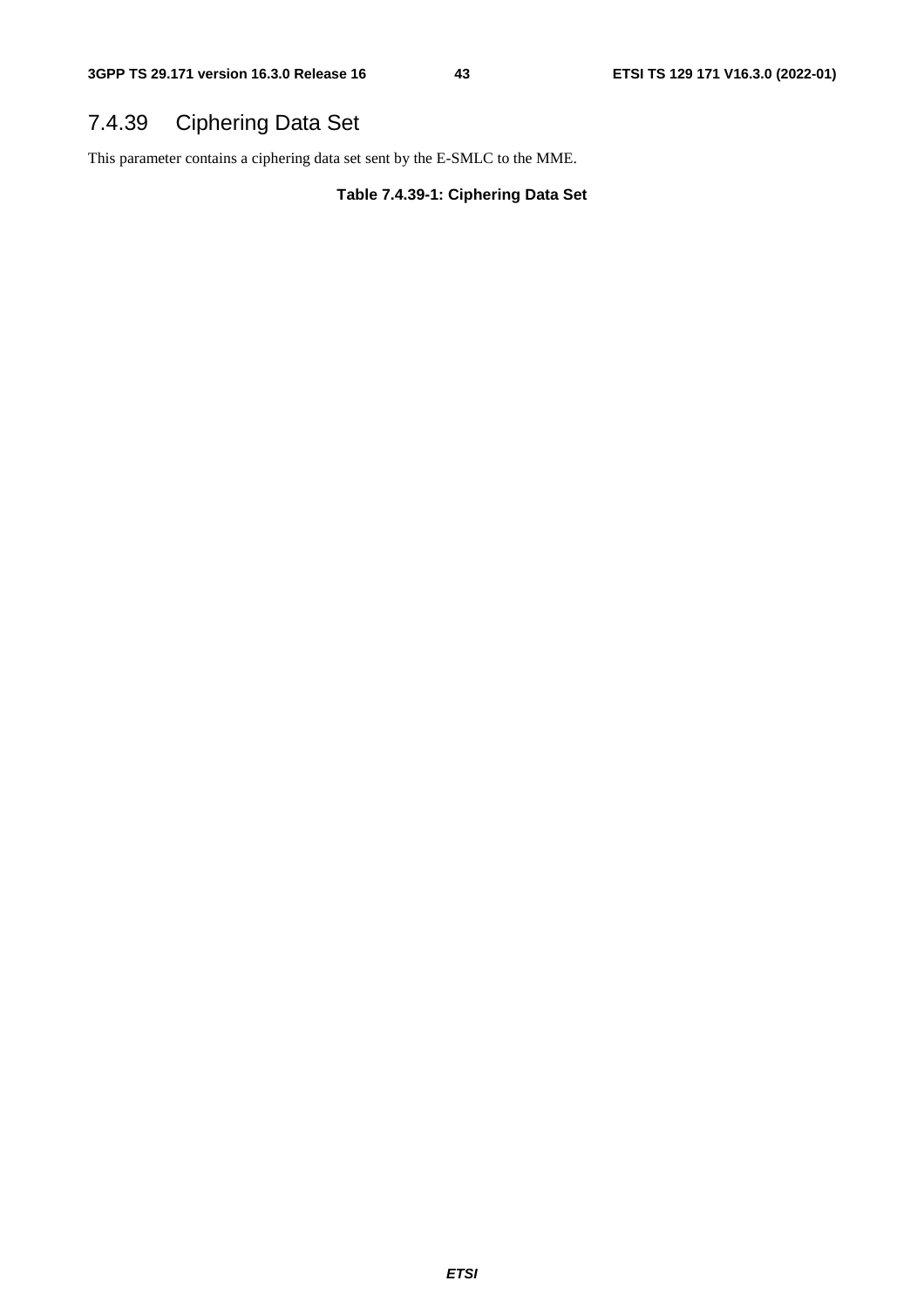### 7.4.39 Ciphering Data Set

This parameter contains a ciphering data set sent by the E-SMLC to the MME.

**Table 7.4.39-1: Ciphering Data Set**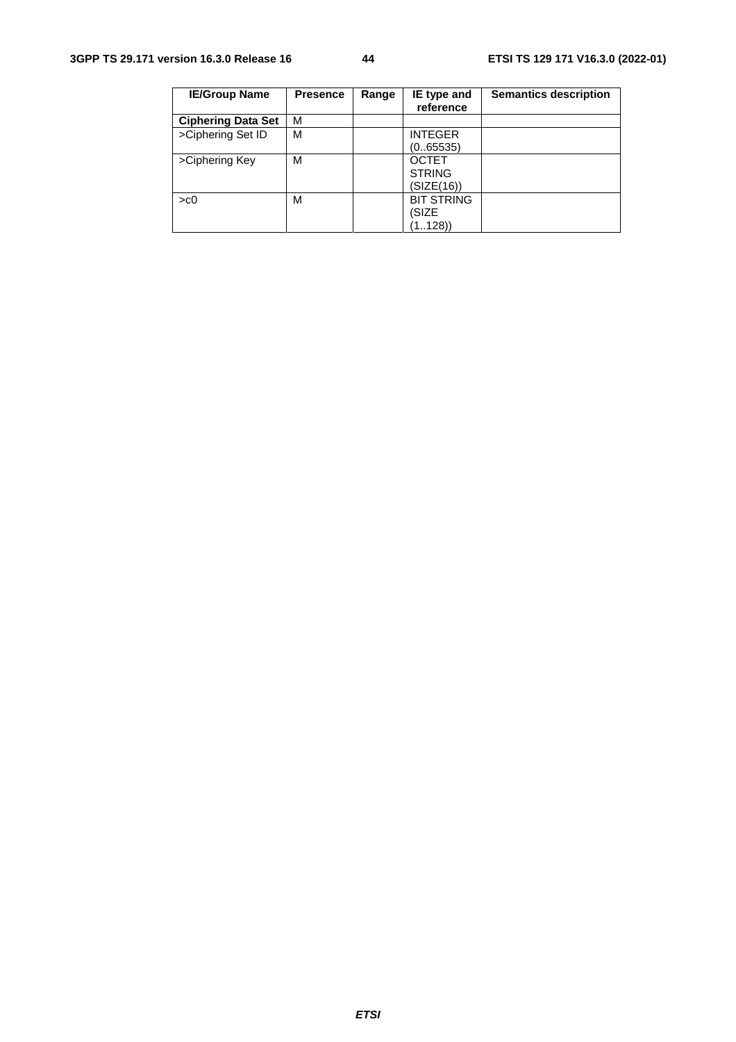| IE/Group Name | Presence | Range | IE type and reference | Semantics description |
|---|---|---|---|---|
| **Ciphering Data Set** | M | | | |
| >Ciphering Set ID | M | | INTEGER (0..65535) | |
| >Ciphering Key | M | | OCTET STRING (SIZE(16)) | |
| >c0 | M | | BIT STRING (SIZE (1..128)) | |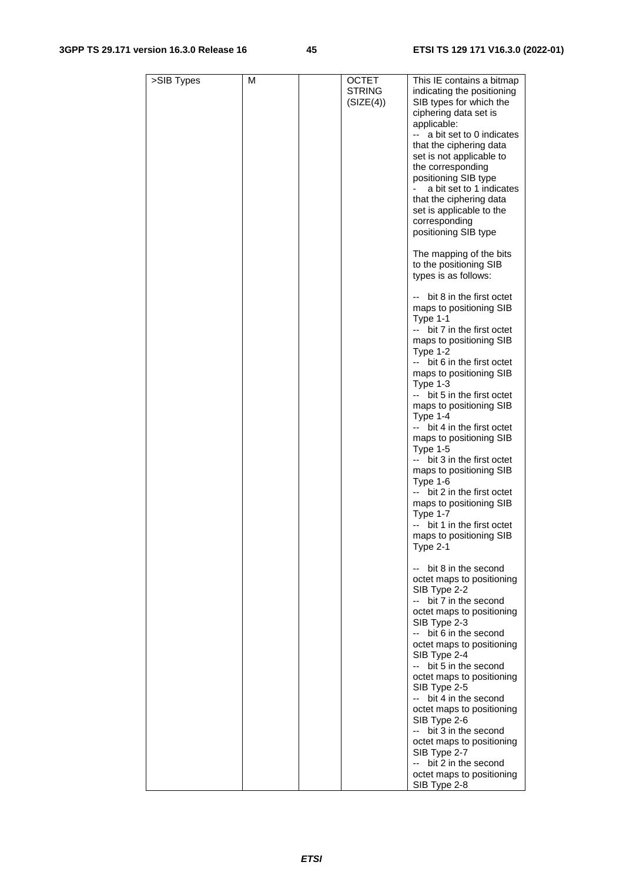| >SIB Types | M | | OCTET STRING (SIZE(4)) | This IE contains a bitmap indicating the positioning SIB types for which the ciphering data set is applicable:<br>-- a bit set to 0 indicates that the ciphering data set is not applicable to the corresponding positioning SIB type<br>- a bit set to 1 indicates that the ciphering data set is applicable to the corresponding positioning SIB type<br><br>The mapping of the bits to the positioning SIB types is as follows:<br><br>-- bit 8 in the first octet maps to positioning SIB Type 1-1<br>-- bit 7 in the first octet maps to positioning SIB Type 1-2<br>-- bit 6 in the first octet maps to positioning SIB Type 1-3<br>-- bit 5 in the first octet maps to positioning SIB Type 1-4<br>-- bit 4 in the first octet maps to positioning SIB Type 1-5<br>-- bit 3 in the first octet maps to positioning SIB Type 1-6<br>-- bit 2 in the first octet maps to positioning SIB Type 1-7<br>-- bit 1 in the first octet maps to positioning SIB Type 2-1<br><br>-- bit 8 in the second octet maps to positioning SIB Type 2-2<br>-- bit 7 in the second octet maps to positioning SIB Type 2-3<br>-- bit 6 in the second octet maps to positioning SIB Type 2-4<br>-- bit 5 in the second octet maps to positioning SIB Type 2-5<br>-- bit 4 in the second octet maps to positioning SIB Type 2-6<br>-- bit 3 in the second octet maps to positioning SIB Type 2-7<br>-- bit 2 in the second octet maps to positioning SIB Type 2-8 |
|---|---|---|---|---|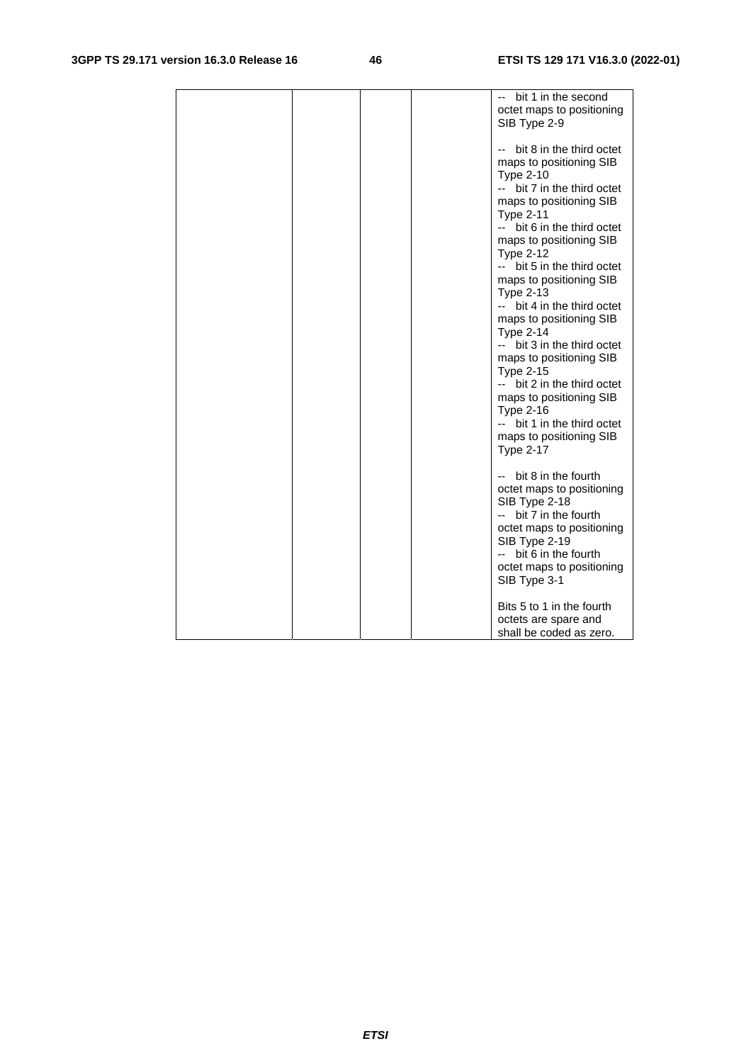| | | | | -- bit 1 in the second octet maps to positioning SIB Type 2-9<br><br>-- bit 8 in the third octet maps to positioning SIB Type 2-10<br>-- bit 7 in the third octet maps to positioning SIB Type 2-11<br>-- bit 6 in the third octet maps to positioning SIB Type 2-12<br>-- bit 5 in the third octet maps to positioning SIB Type 2-13<br>-- bit 4 in the third octet maps to positioning SIB Type 2-14<br>-- bit 3 in the third octet maps to positioning SIB Type 2-15<br>-- bit 2 in the third octet maps to positioning SIB Type 2-16<br>-- bit 1 in the third octet maps to positioning SIB Type 2-17<br><br>-- bit 8 in the fourth octet maps to positioning SIB Type 2-18<br>-- bit 7 in the fourth octet maps to positioning SIB Type 2-19<br>-- bit 6 in the fourth octet maps to positioning SIB Type 3-1<br><br>Bits 5 to 1 in the fourth octets are spare and shall be coded as zero. |
|---|---|---|---|---|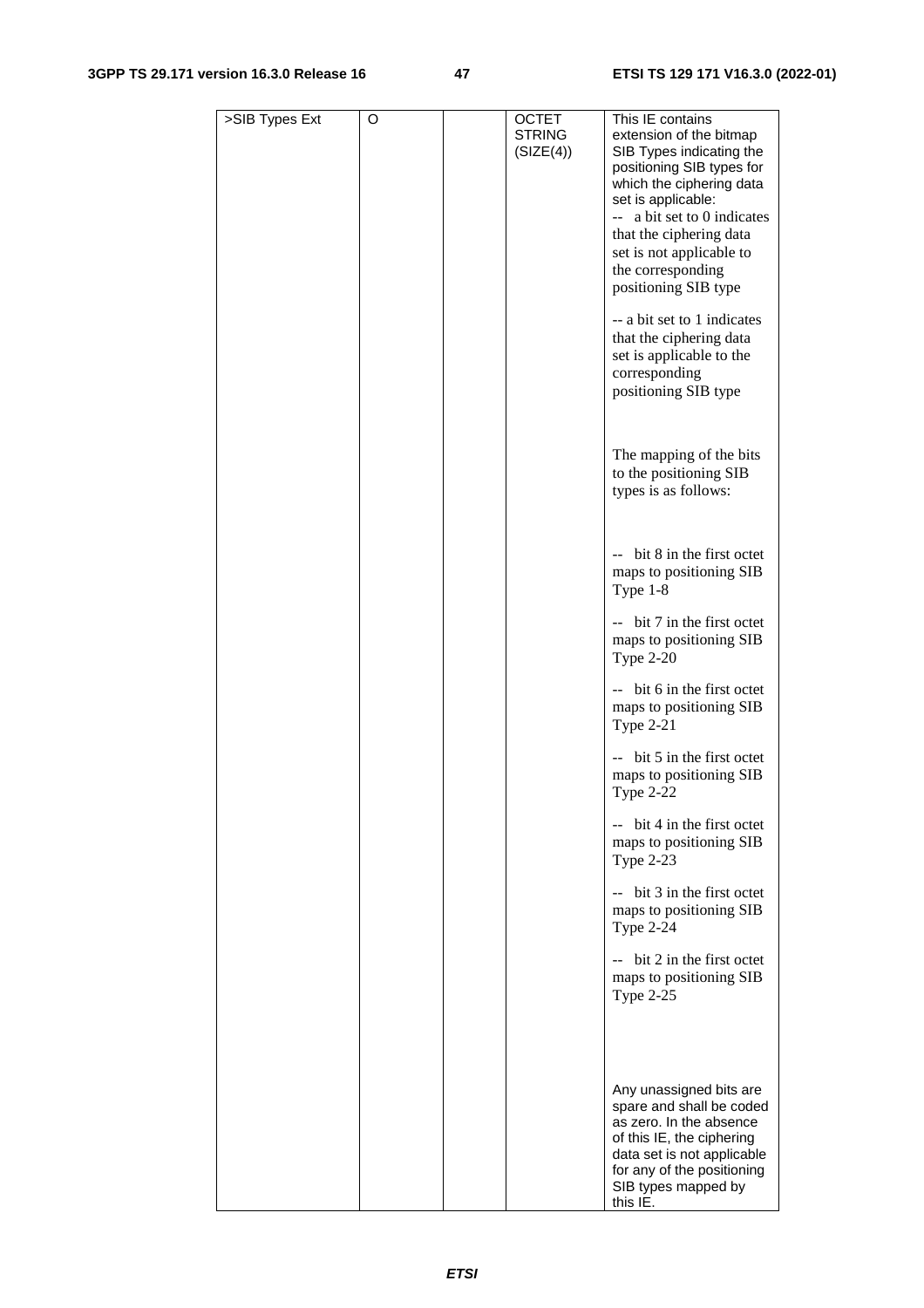| >SIB Types Ext | O | | OCTET STRING (SIZE(4)) | This IE contains extension of the bitmap SIB Types indicating the positioning SIB types for which the ciphering data set is applicable:<br>-- a bit set to 0 indicates that the ciphering data set is not applicable to the corresponding positioning SIB type<br><br>-- a bit set to 1 indicates that the ciphering data set is applicable to the corresponding positioning SIB type<br><br>The mapping of the bits to the positioning SIB types is as follows:<br><br>-- bit 8 in the first octet maps to positioning SIB Type 1-8<br><br>-- bit 7 in the first octet maps to positioning SIB Type 2-20<br><br>-- bit 6 in the first octet maps to positioning SIB Type 2-21<br><br>-- bit 5 in the first octet maps to positioning SIB Type 2-22<br><br>-- bit 4 in the first octet maps to positioning SIB Type 2-23<br><br>-- bit 3 in the first octet maps to positioning SIB Type 2-24<br><br>-- bit 2 in the first octet maps to positioning SIB Type 2-25<br><br>Any unassigned bits are spare and shall be coded as zero. In the absence of this IE, the ciphering data set is not applicable for any of the positioning SIB types mapped by this IE. |
|---|---|---|---|---|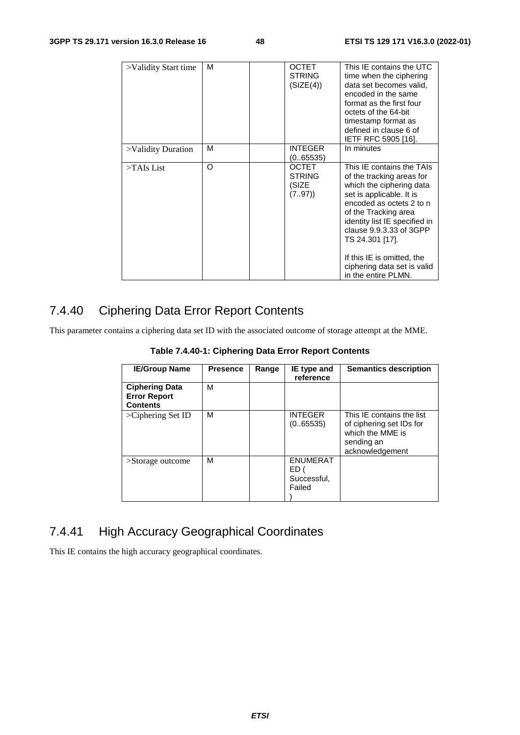| >Validity Start time | M | | OCTET STRING (SIZE(4)) | This IE contains the UTC time when the ciphering data set becomes valid, encoded in the same format as the first four octets of the 64-bit timestamp format as defined in clause 6 of IETF RFC 5905 [16]. |
|---|---|---|---|---|
| >Validity Duration | M | | INTEGER (0..65535) | In minutes |
| >TAIs List | O | | OCTET STRING (SIZE (7..97)) | This IE contains the TAIs of the tracking areas for which the ciphering data set is applicable. It is encoded as octets 2 to n of the Tracking area identity list IE specified in clause 9.9.3.33 of 3GPP TS 24.301 [17].<br><br>If this IE is omitted, the ciphering data set is valid in the entire PLMN. |

## 7.4.40 Ciphering Data Error Report Contents

This parameter contains a ciphering data set ID with the associated outcome of storage attempt at the MME.

**Table 7.4.40-1: Ciphering Data Error Report Contents**

| IE/Group Name | Presence | Range | IE type and reference | Semantics description |
|---|---|---|---|---|
| **Ciphering Data Error Report Contents** | M | | | |
| >Ciphering Set ID | M | | INTEGER (0..65535) | This IE contains the list of ciphering set IDs for which the MME is sending an acknowledgement |
| >Storage outcome | M | | ENUMERATED ( Successful, Failed ) | |

## 7.4.41 High Accuracy Geographical Coordinates

This IE contains the high accuracy geographical coordinates.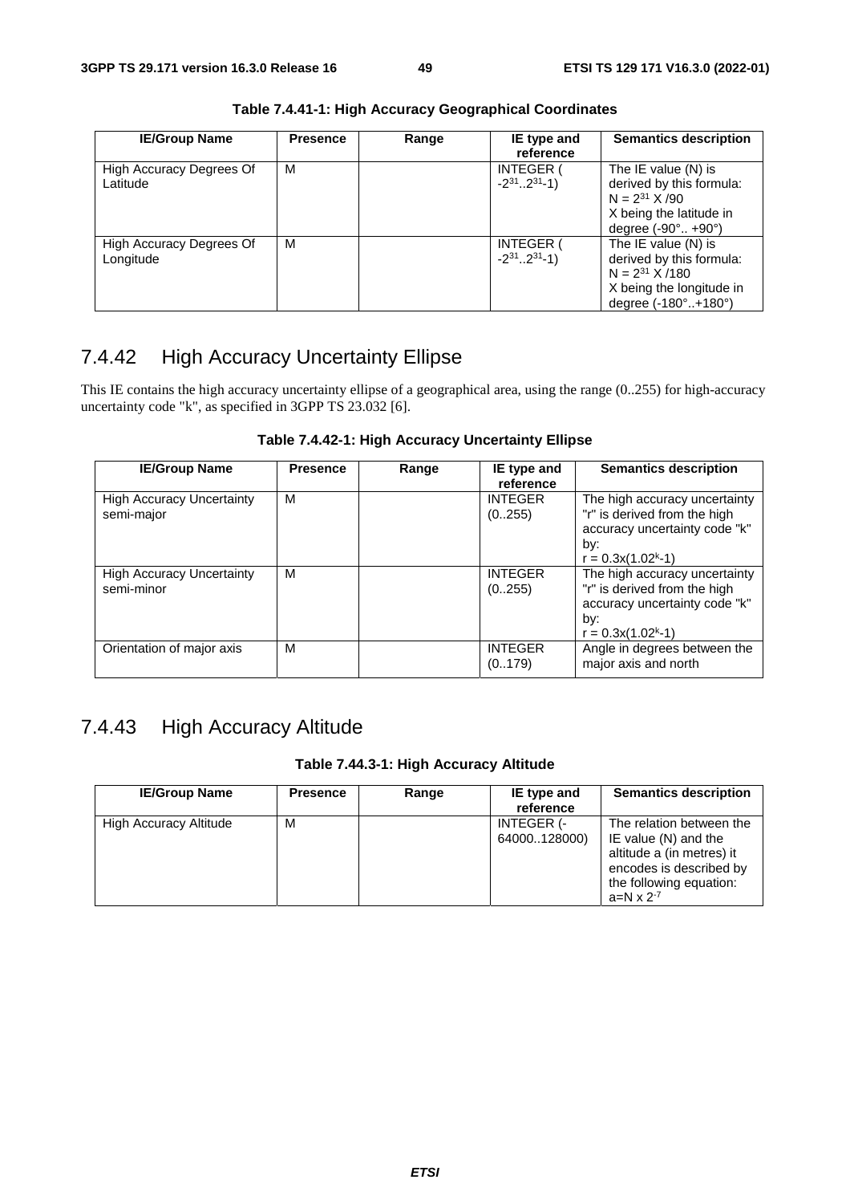**Table 7.4.41-1: High Accuracy Geographical Coordinates**

| IE/Group Name | Presence | Range | IE type and reference | Semantics description |
|---|---|---|---|---|
| High Accuracy Degrees Of Latitude | M | | INTEGER ( $-2^{31}..2^{31}-1$) | The IE value (N) is derived by this formula: $N = 2^{31}$ X /90 X being the latitude in degree (-90°.. +90°) |
| High Accuracy Degrees Of Longitude | M | | INTEGER ( $-2^{31}..2^{31}-1$) | The IE value (N) is derived by this formula: $N = 2^{31}$ X /180 X being the longitude in degree (-180°..+180°) |

## 7.4.42 High Accuracy Uncertainty Ellipse

This IE contains the high accuracy uncertainty ellipse of a geographical area, using the range (0..255) for high-accuracy uncertainty code "k", as specified in 3GPP TS 23.032 [6].

**Table 7.4.42-1: High Accuracy Uncertainty Ellipse**

| IE/Group Name | Presence | Range | IE type and reference | Semantics description |
|---|---|---|---|---|
| High Accuracy Uncertainty semi-major | M | | INTEGER (0..255) | The high accuracy uncertainty "r" is derived from the high accuracy uncertainty code "k" by: $r = 0.3x(1.02^k-1)$ |
| High Accuracy Uncertainty semi-minor | M | | INTEGER (0..255) | The high accuracy uncertainty "r" is derived from the high accuracy uncertainty code "k" by: $r = 0.3x(1.02^k-1)$ |
| Orientation of major axis | M | | INTEGER (0..179) | Angle in degrees between the major axis and north |

## 7.4.43 High Accuracy Altitude

**Table 7.44.3-1: High Accuracy Altitude**

| IE/Group Name | Presence | Range | IE type and reference | Semantics description |
|---|---|---|---|---|
| High Accuracy Altitude | M | | INTEGER (-64000..128000) | The relation between the IE value (N) and the altitude a (in metres) it encodes is described by the following equation: $a=N \times 2^{-7}$ |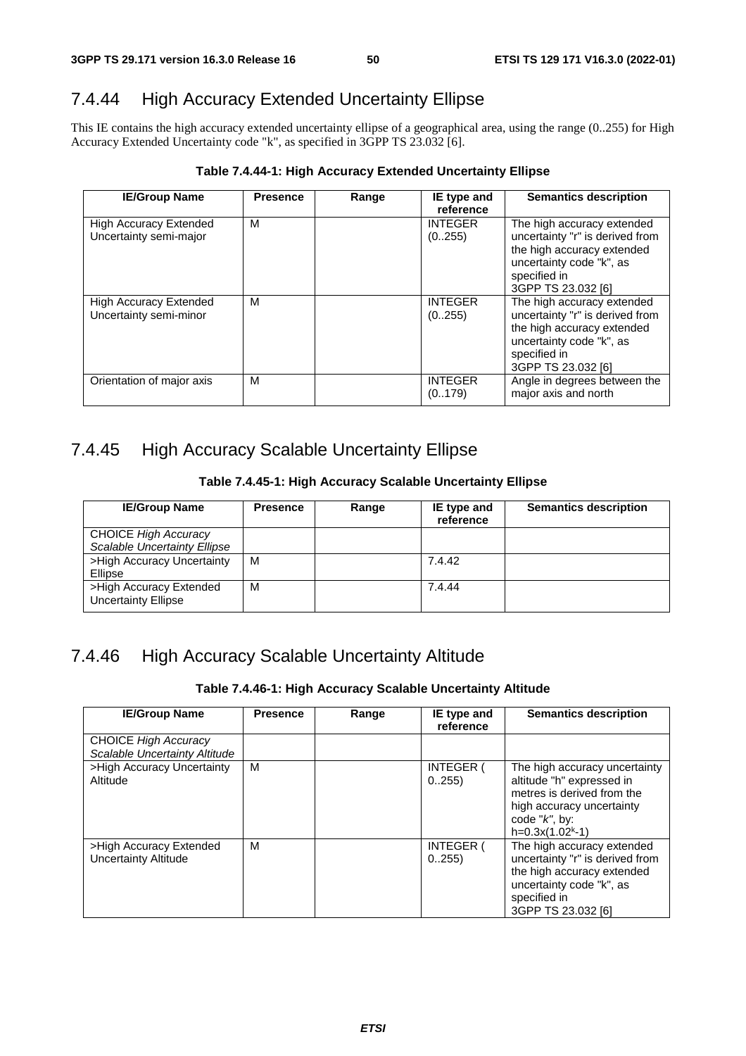### 7.4.44 High Accuracy Extended Uncertainty Ellipse

This IE contains the high accuracy extended uncertainty ellipse of a geographical area, using the range (0..255) for High Accuracy Extended Uncertainty code "k", as specified in 3GPP TS 23.032 [6].

**Table 7.4.44-1: High Accuracy Extended Uncertainty Ellipse**

| IE/Group Name | Presence | Range | IE type and reference | Semantics description |
|---|---|---|---|---|
| High Accuracy Extended Uncertainty semi-major | M | | INTEGER (0..255) | The high accuracy extended uncertainty "r" is derived from the high accuracy extended uncertainty code "k", as specified in 3GPP TS 23.032 [6] |
| High Accuracy Extended Uncertainty semi-minor | M | | INTEGER (0..255) | The high accuracy extended uncertainty "r" is derived from the high accuracy extended uncertainty code "k", as specified in 3GPP TS 23.032 [6] |
| Orientation of major axis | M | | INTEGER (0..179) | Angle in degrees between the major axis and north |

### 7.4.45 High Accuracy Scalable Uncertainty Ellipse

**Table 7.4.45-1: High Accuracy Scalable Uncertainty Ellipse**

| IE/Group Name | Presence | Range | IE type and reference | Semantics description |
|---|---|---|---|---|
| CHOICE *High Accuracy Scalable Uncertainty Ellipse* | | | | |
| >High Accuracy Uncertainty Ellipse | M | | 7.4.42 | |
| >High Accuracy Extended Uncertainty Ellipse | M | | 7.4.44 | |

### 7.4.46 High Accuracy Scalable Uncertainty Altitude

**Table 7.4.46-1: High Accuracy Scalable Uncertainty Altitude**

| IE/Group Name | Presence | Range | IE type and reference | Semantics description |
|---|---|---|---|---|
| CHOICE *High Accuracy Scalable Uncertainty Altitude* | | | | |
| >High Accuracy Uncertainty Altitude | M | | INTEGER ( 0..255) | The high accuracy uncertainty altitude "h" expressed in metres is derived from the high accuracy uncertainty code "*k*", by: $h=0.3x(1.02^{k}-1)$ |
| >High Accuracy Extended Uncertainty Altitude | M | | INTEGER ( 0..255) | The high accuracy extended uncertainty "r" is derived from the high accuracy extended uncertainty code "k", as specified in 3GPP TS 23.032 [6] |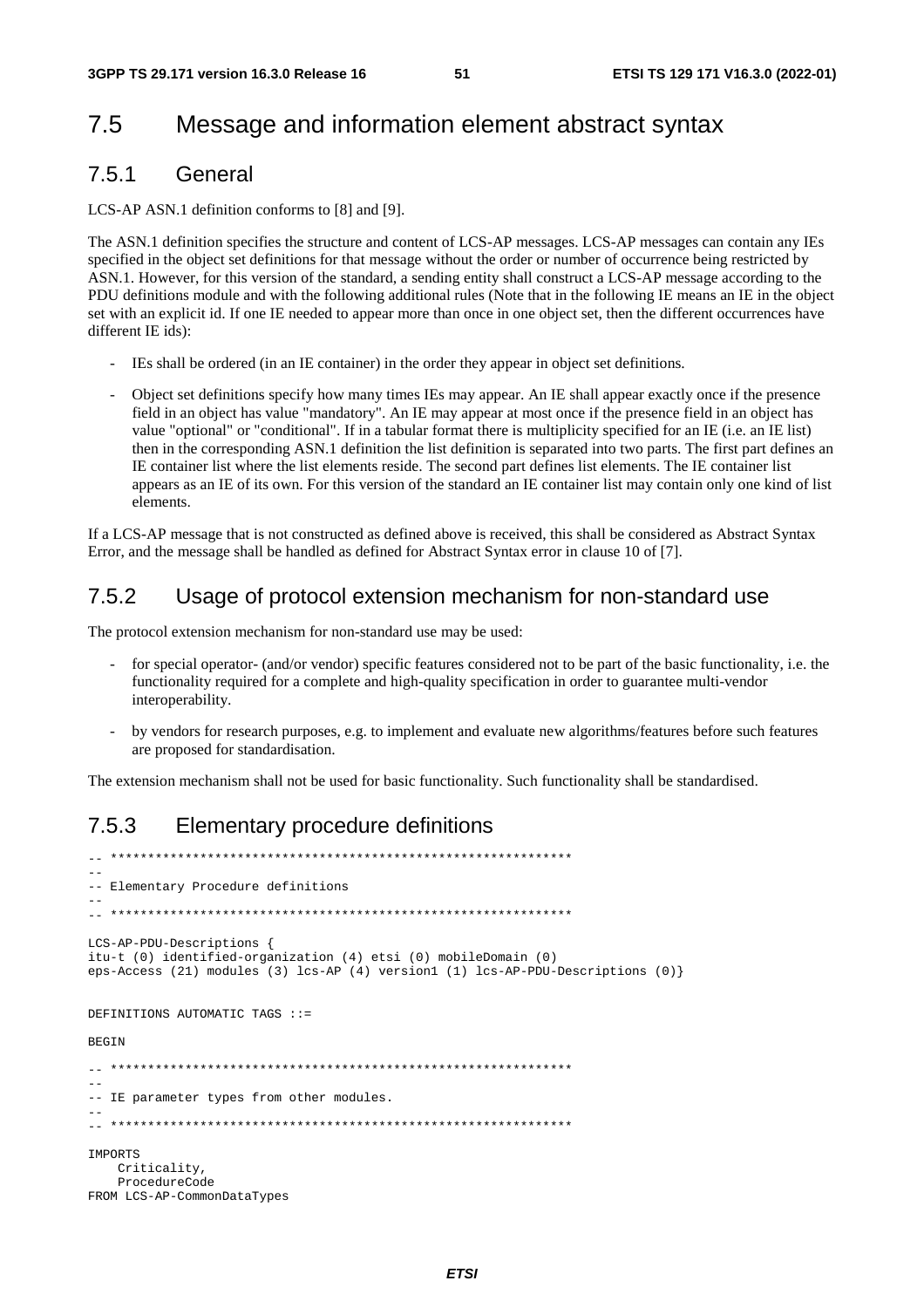## 7.5 Message and information element abstract syntax

### 7.5.1 General

LCS-AP ASN.1 definition conforms to [8] and [9].

The ASN.1 definition specifies the structure and content of LCS-AP messages. LCS-AP messages can contain any IEs specified in the object set definitions for that message without the order or number of occurrence being restricted by ASN.1. However, for this version of the standard, a sending entity shall construct a LCS-AP message according to the PDU definitions module and with the following additional rules (Note that in the following IE means an IE in the object set with an explicit id. If one IE needed to appear more than once in one object set, then the different occurrences have different IE ids):

- IEs shall be ordered (in an IE container) in the order they appear in object set definitions.
- Object set definitions specify how many times IEs may appear. An IE shall appear exactly once if the presence field in an object has value "mandatory". An IE may appear at most once if the presence field in an object has value "optional" or "conditional". If in a tabular format there is multiplicity specified for an IE (i.e. an IE list) then in the corresponding ASN.1 definition the list definition is separated into two parts. The first part defines an IE container list where the list elements reside. The second part defines list elements. The IE container list appears as an IE of its own. For this version of the standard an IE container list may contain only one kind of list elements.

If a LCS-AP message that is not constructed as defined above is received, this shall be considered as Abstract Syntax Error, and the message shall be handled as defined for Abstract Syntax error in clause 10 of [7].

### 7.5.2 Usage of protocol extension mechanism for non-standard use

The protocol extension mechanism for non-standard use may be used:

- for special operator- (and/or vendor) specific features considered not to be part of the basic functionality, i.e. the functionality required for a complete and high-quality specification in order to guarantee multi-vendor interoperability.
- by vendors for research purposes, e.g. to implement and evaluate new algorithms/features before such features are proposed for standardisation.

The extension mechanism shall not be used for basic functionality. Such functionality shall be standardised.

### 7.5.3 Elementary procedure definitions

```
-- **************************************************************
--
-- Elementary Procedure definitions
--
-- **************************************************************

LCS-AP-PDU-Descriptions {
itu-t (0) identified-organization (4) etsi (0) mobileDomain (0)
eps-Access (21) modules (3) lcs-AP (4) version1 (1) lcs-AP-PDU-Descriptions (0)}


DEFINITIONS AUTOMATIC TAGS ::=

BEGIN

-- **************************************************************
--
-- IE parameter types from other modules.
--
-- **************************************************************

IMPORTS
    Criticality,
    ProcedureCode
FROM LCS-AP-CommonDataTypes
```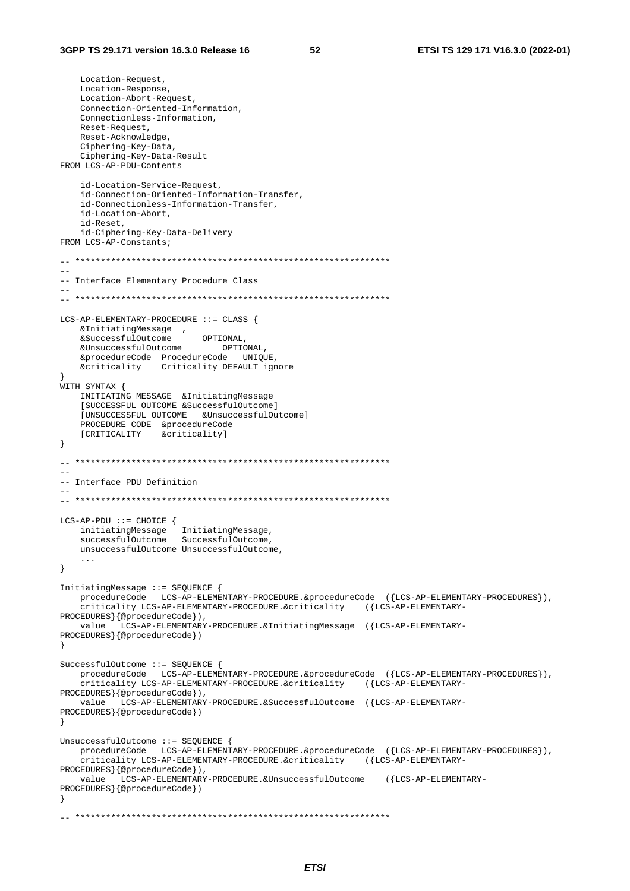```
    Location-Request,
    Location-Response,
    Location-Abort-Request,
    Connection-Oriented-Information,
    Connectionless-Information,
    Reset-Request,
    Reset-Acknowledge,
    Ciphering-Key-Data,
    Ciphering-Key-Data-Result
FROM LCS-AP-PDU-Contents

    id-Location-Service-Request,
    id-Connection-Oriented-Information-Transfer,
    id-Connectionless-Information-Transfer,
    id-Location-Abort,
    id-Reset,
    id-Ciphering-Key-Data-Delivery
FROM LCS-AP-Constants;

-- **************************************************************
--
-- Interface Elementary Procedure Class
--
-- **************************************************************

LCS-AP-ELEMENTARY-PROCEDURE ::= CLASS {
    &InitiatingMessage  ,
    &SuccessfulOutcome      OPTIONAL,
    &UnsuccessfulOutcome        OPTIONAL,
    &procedureCode  ProcedureCode   UNIQUE,
    &criticality    Criticality DEFAULT ignore
}
WITH SYNTAX {
    INITIATING MESSAGE  &InitiatingMessage
    [SUCCESSFUL OUTCOME &SuccessfulOutcome]
    [UNSUCCESSFUL OUTCOME   &UnsuccessfulOutcome]
    PROCEDURE CODE  &procedureCode
    [CRITICALITY    &criticality]
}

-- **************************************************************
--
-- Interface PDU Definition
--
-- **************************************************************

LCS-AP-PDU ::= CHOICE {
    initiatingMessage   InitiatingMessage,
    successfulOutcome   SuccessfulOutcome,
    unsuccessfulOutcome UnsuccessfulOutcome,
    ...
}

InitiatingMessage ::= SEQUENCE {
    procedureCode   LCS-AP-ELEMENTARY-PROCEDURE.&procedureCode  ({LCS-AP-ELEMENTARY-PROCEDURES}),
    criticality LCS-AP-ELEMENTARY-PROCEDURE.&criticality    ({LCS-AP-ELEMENTARY-
PROCEDURES}{@procedureCode}),
    value   LCS-AP-ELEMENTARY-PROCEDURE.&InitiatingMessage  ({LCS-AP-ELEMENTARY-
PROCEDURES}{@procedureCode})
}

SuccessfulOutcome ::= SEQUENCE {
    procedureCode   LCS-AP-ELEMENTARY-PROCEDURE.&procedureCode  ({LCS-AP-ELEMENTARY-PROCEDURES}),
    criticality LCS-AP-ELEMENTARY-PROCEDURE.&criticality    ({LCS-AP-ELEMENTARY-
PROCEDURES}{@procedureCode}),
    value   LCS-AP-ELEMENTARY-PROCEDURE.&SuccessfulOutcome  ({LCS-AP-ELEMENTARY-
PROCEDURES}{@procedureCode})
}

UnsuccessfulOutcome ::= SEQUENCE {
    procedureCode   LCS-AP-ELEMENTARY-PROCEDURE.&procedureCode  ({LCS-AP-ELEMENTARY-PROCEDURES}),
    criticality LCS-AP-ELEMENTARY-PROCEDURE.&criticality    ({LCS-AP-ELEMENTARY-
PROCEDURES}{@procedureCode}),
    value   LCS-AP-ELEMENTARY-PROCEDURE.&UnsuccessfulOutcome    ({LCS-AP-ELEMENTARY-
PROCEDURES}{@procedureCode})
}

-- **************************************************************
```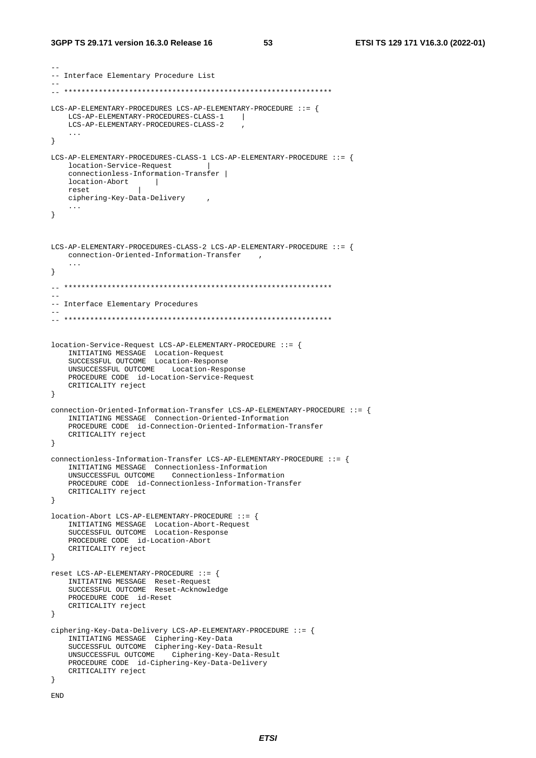```
--
-- Interface Elementary Procedure List
--
-- **************************************************************

LCS-AP-ELEMENTARY-PROCEDURES LCS-AP-ELEMENTARY-PROCEDURE ::= {
    LCS-AP-ELEMENTARY-PROCEDURES-CLASS-1    |
    LCS-AP-ELEMENTARY-PROCEDURES-CLASS-2    ,
    ...
}

LCS-AP-ELEMENTARY-PROCEDURES-CLASS-1 LCS-AP-ELEMENTARY-PROCEDURE ::= {
    location-Service-Request        |
    connectionless-Information-Transfer |
    location-Abort      |
    reset           |
    ciphering-Key-Data-Delivery     ,
    ...
}


LCS-AP-ELEMENTARY-PROCEDURES-CLASS-2 LCS-AP-ELEMENTARY-PROCEDURE ::= {
    connection-Oriented-Information-Transfer    ,
    ...
}

-- **************************************************************
--
-- Interface Elementary Procedures
--
-- **************************************************************


location-Service-Request LCS-AP-ELEMENTARY-PROCEDURE ::= {
    INITIATING MESSAGE  Location-Request
    SUCCESSFUL OUTCOME  Location-Response
    UNSUCCESSFUL OUTCOME    Location-Response
    PROCEDURE CODE  id-Location-Service-Request
    CRITICALITY reject
}

connection-Oriented-Information-Transfer LCS-AP-ELEMENTARY-PROCEDURE ::= {
    INITIATING MESSAGE  Connection-Oriented-Information
    PROCEDURE CODE  id-Connection-Oriented-Information-Transfer
    CRITICALITY reject
}

connectionless-Information-Transfer LCS-AP-ELEMENTARY-PROCEDURE ::= {
    INITIATING MESSAGE  Connectionless-Information
    UNSUCCESSFUL OUTCOME    Connectionless-Information
    PROCEDURE CODE  id-Connectionless-Information-Transfer
    CRITICALITY reject
}

location-Abort LCS-AP-ELEMENTARY-PROCEDURE ::= {
    INITIATING MESSAGE  Location-Abort-Request
    SUCCESSFUL OUTCOME  Location-Response
    PROCEDURE CODE  id-Location-Abort
    CRITICALITY reject
}

reset LCS-AP-ELEMENTARY-PROCEDURE ::= {
    INITIATING MESSAGE  Reset-Request
    SUCCESSFUL OUTCOME  Reset-Acknowledge
    PROCEDURE CODE  id-Reset
    CRITICALITY reject
}

ciphering-Key-Data-Delivery LCS-AP-ELEMENTARY-PROCEDURE ::= {
    INITIATING MESSAGE  Ciphering-Key-Data
    SUCCESSFUL OUTCOME  Ciphering-Key-Data-Result
    UNSUCCESSFUL OUTCOME    Ciphering-Key-Data-Result
    PROCEDURE CODE  id-Ciphering-Key-Data-Delivery
    CRITICALITY reject
}

END
```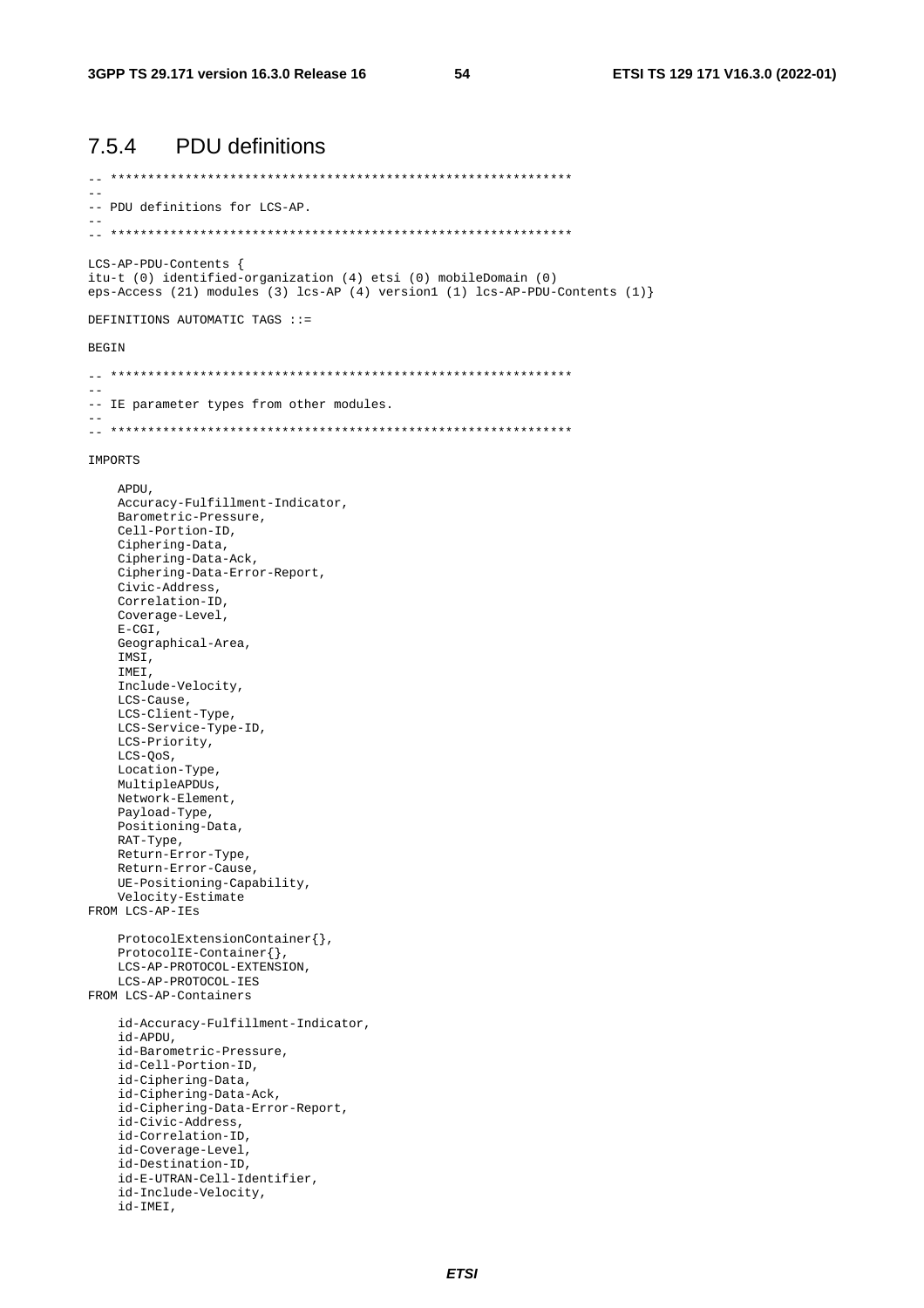### 7.5.4 PDU definitions

```
-- **************************************************************
--
-- PDU definitions for LCS-AP.
--
-- **************************************************************

LCS-AP-PDU-Contents {
itu-t (0) identified-organization (4) etsi (0) mobileDomain (0)
eps-Access (21) modules (3) lcs-AP (4) version1 (1) lcs-AP-PDU-Contents (1)}

DEFINITIONS AUTOMATIC TAGS ::=

BEGIN

-- **************************************************************
--
-- IE parameter types from other modules.
--
-- **************************************************************

IMPORTS

    APDU,
    Accuracy-Fulfillment-Indicator,
    Barometric-Pressure,
    Cell-Portion-ID,
    Ciphering-Data,
    Ciphering-Data-Ack,
    Ciphering-Data-Error-Report,
    Civic-Address,
    Correlation-ID,
    Coverage-Level,
    E-CGI,
    Geographical-Area,
    IMSI,
    IMEI,
    Include-Velocity,
    LCS-Cause,
    LCS-Client-Type,
    LCS-Service-Type-ID,
    LCS-Priority,
    LCS-QoS,
    Location-Type,
    MultipleAPDUs,
    Network-Element,
    Payload-Type,
    Positioning-Data,
    RAT-Type,
    Return-Error-Type,
    Return-Error-Cause,
    UE-Positioning-Capability,
    Velocity-Estimate
FROM LCS-AP-IEs

    ProtocolExtensionContainer{},
    ProtocolIE-Container{},
    LCS-AP-PROTOCOL-EXTENSION,
    LCS-AP-PROTOCOL-IES
FROM LCS-AP-Containers

    id-Accuracy-Fulfillment-Indicator,
    id-APDU,
    id-Barometric-Pressure,
    id-Cell-Portion-ID,
    id-Ciphering-Data,
    id-Ciphering-Data-Ack,
    id-Ciphering-Data-Error-Report,
    id-Civic-Address,
    id-Correlation-ID,
    id-Coverage-Level,
    id-Destination-ID,
    id-E-UTRAN-Cell-Identifier,
    id-Include-Velocity,
    id-IMEI,
```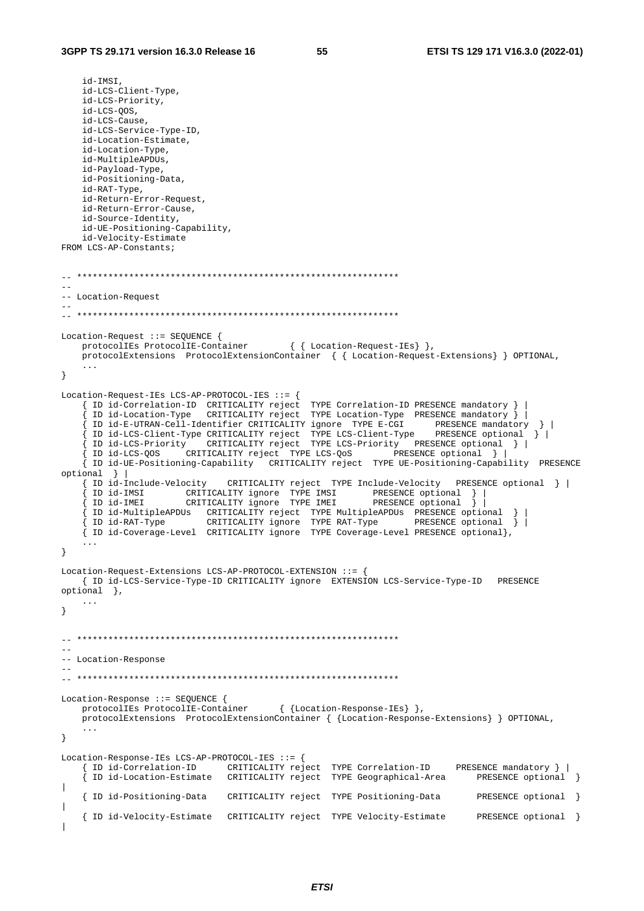```
    id-IMSI,
    id-LCS-Client-Type,
    id-LCS-Priority,
    id-LCS-QOS,
    id-LCS-Cause,
    id-LCS-Service-Type-ID,
    id-Location-Estimate,
    id-Location-Type,
    id-MultipleAPDUs,
    id-Payload-Type,
    id-Positioning-Data,
    id-RAT-Type,
    id-Return-Error-Request,
    id-Return-Error-Cause,
    id-Source-Identity,
    id-UE-Positioning-Capability,
    id-Velocity-Estimate
FROM LCS-AP-Constants;


-- **************************************************************
--
-- Location-Request
--
-- **************************************************************

Location-Request ::= SEQUENCE {
    protocolIEs ProtocolIE-Container        { { Location-Request-IEs} },
    protocolExtensions  ProtocolExtensionContainer  { { Location-Request-Extensions} } OPTIONAL,
    ...
}

Location-Request-IEs LCS-AP-PROTOCOL-IES ::= {
    { ID id-Correlation-ID  CRITICALITY reject  TYPE Correlation-ID PRESENCE mandatory } |
    { ID id-Location-Type   CRITICALITY reject  TYPE Location-Type  PRESENCE mandatory } |
    { ID id-E-UTRAN-Cell-Identifier CRITICALITY ignore  TYPE E-CGI      PRESENCE mandatory  } |
    { ID id-LCS-Client-Type CRITICALITY reject  TYPE LCS-Client-Type    PRESENCE optional  } |
    { ID id-LCS-Priority    CRITICALITY reject  TYPE LCS-Priority   PRESENCE optional  } |
    { ID id-LCS-QOS     CRITICALITY reject  TYPE LCS-QoS        PRESENCE optional  } |
    { ID id-UE-Positioning-Capability   CRITICALITY reject  TYPE UE-Positioning-Capability  PRESENCE
optional  } |
    { ID id-Include-Velocity    CRITICALITY reject  TYPE Include-Velocity   PRESENCE optional  } |
    { ID id-IMSI        CRITICALITY ignore  TYPE IMSI       PRESENCE optional  } |
    { ID id-IMEI        CRITICALITY ignore  TYPE IMEI       PRESENCE optional  } |
    { ID id-MultipleAPDUs   CRITICALITY reject  TYPE MultipleAPDUs  PRESENCE optional  } |
    { ID id-RAT-Type        CRITICALITY ignore  TYPE RAT-Type       PRESENCE optional  } |
    { ID id-Coverage-Level  CRITICALITY ignore  TYPE Coverage-Level PRESENCE optional},
    ...
}

Location-Request-Extensions LCS-AP-PROTOCOL-EXTENSION ::= {
    { ID id-LCS-Service-Type-ID CRITICALITY ignore  EXTENSION LCS-Service-Type-ID   PRESENCE
optional  },
    ...
}


-- **************************************************************
--
-- Location-Response
--
-- **************************************************************

Location-Response ::= SEQUENCE {
    protocolIEs ProtocolIE-Container      { {Location-Response-IEs} },
    protocolExtensions  ProtocolExtensionContainer { {Location-Response-Extensions} } OPTIONAL,
    ...
}

Location-Response-IEs LCS-AP-PROTOCOL-IES ::= {
    { ID id-Correlation-ID      CRITICALITY reject  TYPE Correlation-ID     PRESENCE mandatory } |
    { ID id-Location-Estimate   CRITICALITY reject  TYPE Geographical-Area      PRESENCE optional  }
|
    { ID id-Positioning-Data    CRITICALITY reject  TYPE Positioning-Data       PRESENCE optional  }
|
    { ID id-Velocity-Estimate   CRITICALITY reject  TYPE Velocity-Estimate      PRESENCE optional  }
|
```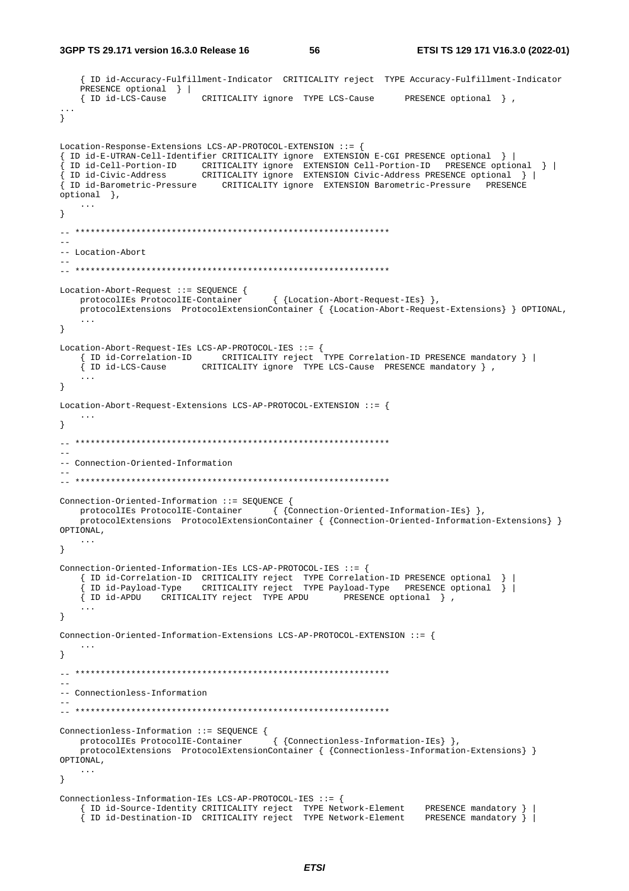```
    { ID id-Accuracy-Fulfillment-Indicator  CRITICALITY reject  TYPE Accuracy-Fulfillment-Indicator
    PRESENCE optional  } |
    { ID id-LCS-Cause       CRITICALITY ignore  TYPE LCS-Cause      PRESENCE optional  } ,
...
}


Location-Response-Extensions LCS-AP-PROTOCOL-EXTENSION ::= {
{ ID id-E-UTRAN-Cell-Identifier CRITICALITY ignore  EXTENSION E-CGI PRESENCE optional  } |
{ ID id-Cell-Portion-ID     CRITICALITY ignore  EXTENSION Cell-Portion-ID   PRESENCE optional  } |
{ ID id-Civic-Address       CRITICALITY ignore  EXTENSION Civic-Address PRESENCE optional  } |
{ ID id-Barometric-Pressure     CRITICALITY ignore  EXTENSION Barometric-Pressure   PRESENCE
optional  },
    ...
}

-- **************************************************************
--
-- Location-Abort
--
-- **************************************************************

Location-Abort-Request ::= SEQUENCE {
    protocolIEs ProtocolIE-Container      { {Location-Abort-Request-IEs} },
    protocolExtensions  ProtocolExtensionContainer { {Location-Abort-Request-Extensions} } OPTIONAL,
    ...
}

Location-Abort-Request-IEs LCS-AP-PROTOCOL-IES ::= {
    { ID id-Correlation-ID      CRITICALITY reject  TYPE Correlation-ID PRESENCE mandatory } |
    { ID id-LCS-Cause       CRITICALITY ignore  TYPE LCS-Cause  PRESENCE mandatory } ,
    ...
}

Location-Abort-Request-Extensions LCS-AP-PROTOCOL-EXTENSION ::= {
    ...
}

-- **************************************************************
--
-- Connection-Oriented-Information
--
-- **************************************************************

Connection-Oriented-Information ::= SEQUENCE {
    protocolIEs ProtocolIE-Container      { {Connection-Oriented-Information-IEs} },
    protocolExtensions  ProtocolExtensionContainer { {Connection-Oriented-Information-Extensions} }
OPTIONAL,
    ...
}

Connection-Oriented-Information-IEs LCS-AP-PROTOCOL-IES ::= {
    { ID id-Correlation-ID  CRITICALITY reject  TYPE Correlation-ID PRESENCE optional  } |
    { ID id-Payload-Type    CRITICALITY reject  TYPE Payload-Type   PRESENCE optional  } |
    { ID id-APDU    CRITICALITY reject  TYPE APDU       PRESENCE optional  } ,
    ...
}

Connection-Oriented-Information-Extensions LCS-AP-PROTOCOL-EXTENSION ::= {
    ...
}

-- **************************************************************
--
-- Connectionless-Information
--
-- **************************************************************

Connectionless-Information ::= SEQUENCE {
    protocolIEs ProtocolIE-Container      { {Connectionless-Information-IEs} },
    protocolExtensions  ProtocolExtensionContainer { {Connectionless-Information-Extensions} }
OPTIONAL,
    ...
}

Connectionless-Information-IEs LCS-AP-PROTOCOL-IES ::= {
    { ID id-Source-Identity CRITICALITY reject  TYPE Network-Element    PRESENCE mandatory } |
    { ID id-Destination-ID  CRITICALITY reject  TYPE Network-Element    PRESENCE mandatory } |
```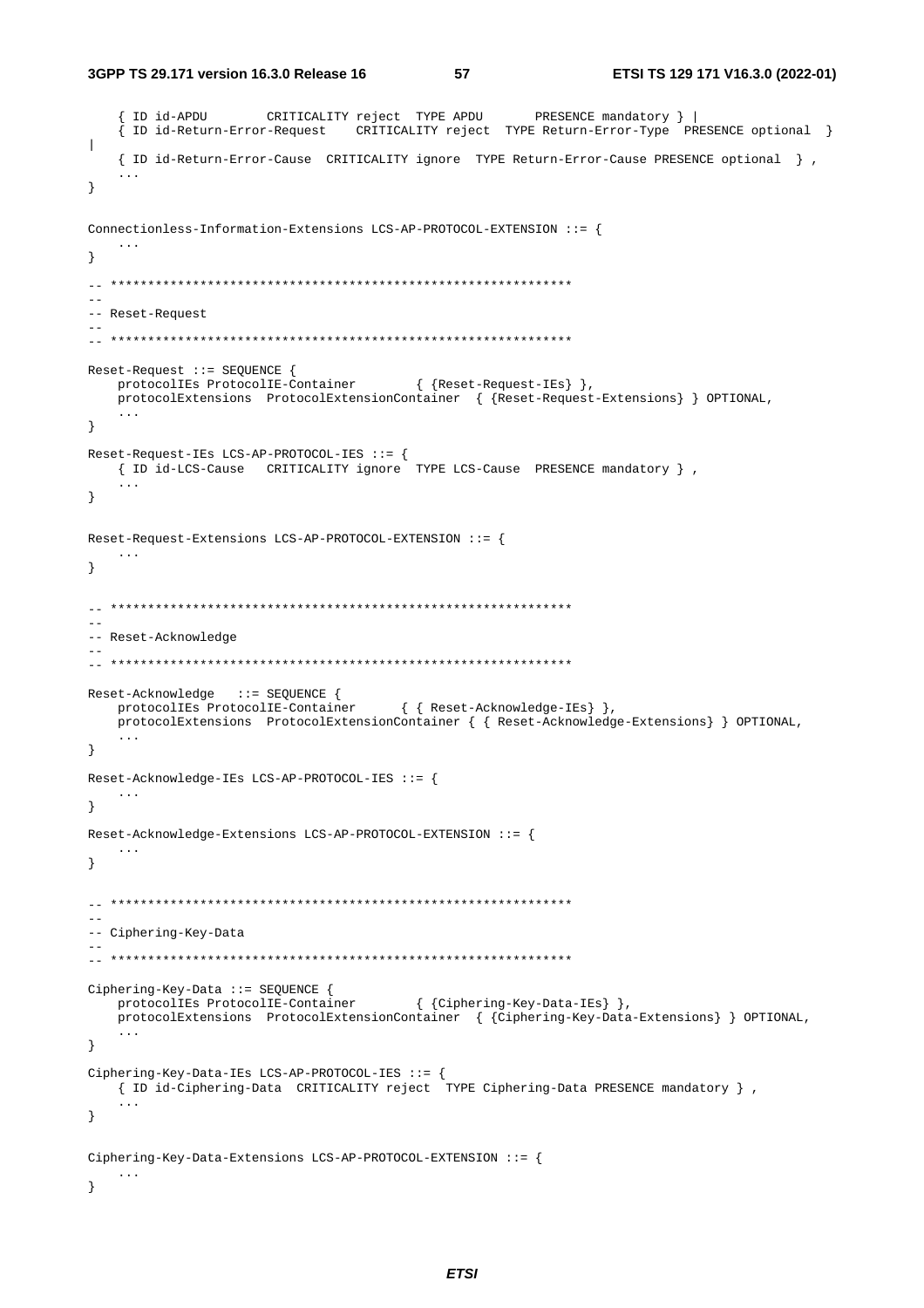```
	{ ID id-APDU		CRITICALITY reject	TYPE APDU		PRESENCE mandatory } |
	{ ID id-Return-Error-Request	CRITICALITY reject	TYPE Return-Error-Type	PRESENCE optional	}
|
	{ ID id-Return-Error-Cause	CRITICALITY ignore	TYPE Return-Error-Cause PRESENCE optional	} ,
	...
}

Connectionless-Information-Extensions LCS-AP-PROTOCOL-EXTENSION ::= {
	...
}

-- **************************************************************
--
-- Reset-Request
--
-- **************************************************************

Reset-Request ::= SEQUENCE {
	protocolIEs ProtocolIE-Container		{ {Reset-Request-IEs} },
	protocolExtensions	ProtocolExtensionContainer	{ {Reset-Request-Extensions} } OPTIONAL,
	...
}

Reset-Request-IEs LCS-AP-PROTOCOL-IES ::= {
	{ ID id-LCS-Cause	CRITICALITY ignore	TYPE LCS-Cause	PRESENCE mandatory } ,
	...
}


Reset-Request-Extensions LCS-AP-PROTOCOL-EXTENSION ::= {
	...
}


-- **************************************************************
--
-- Reset-Acknowledge
--
-- **************************************************************

Reset-Acknowledge	::= SEQUENCE {
	protocolIEs ProtocolIE-Container		{ { Reset-Acknowledge-IEs} },
	protocolExtensions	ProtocolExtensionContainer { { Reset-Acknowledge-Extensions} } OPTIONAL,
	...
}

Reset-Acknowledge-IEs LCS-AP-PROTOCOL-IES ::= {
	...
}

Reset-Acknowledge-Extensions LCS-AP-PROTOCOL-EXTENSION ::= {
	...
}


-- **************************************************************
--
-- Ciphering-Key-Data
--
-- **************************************************************

Ciphering-Key-Data ::= SEQUENCE {
	protocolIEs ProtocolIE-Container		{ {Ciphering-Key-Data-IEs} },
	protocolExtensions	ProtocolExtensionContainer	{ {Ciphering-Key-Data-Extensions} } OPTIONAL,
	...
}

Ciphering-Key-Data-IEs LCS-AP-PROTOCOL-IES ::= {
	{ ID id-Ciphering-Data	CRITICALITY reject	TYPE Ciphering-Data PRESENCE mandatory } ,
	...
}


Ciphering-Key-Data-Extensions LCS-AP-PROTOCOL-EXTENSION ::= {
	...
}
```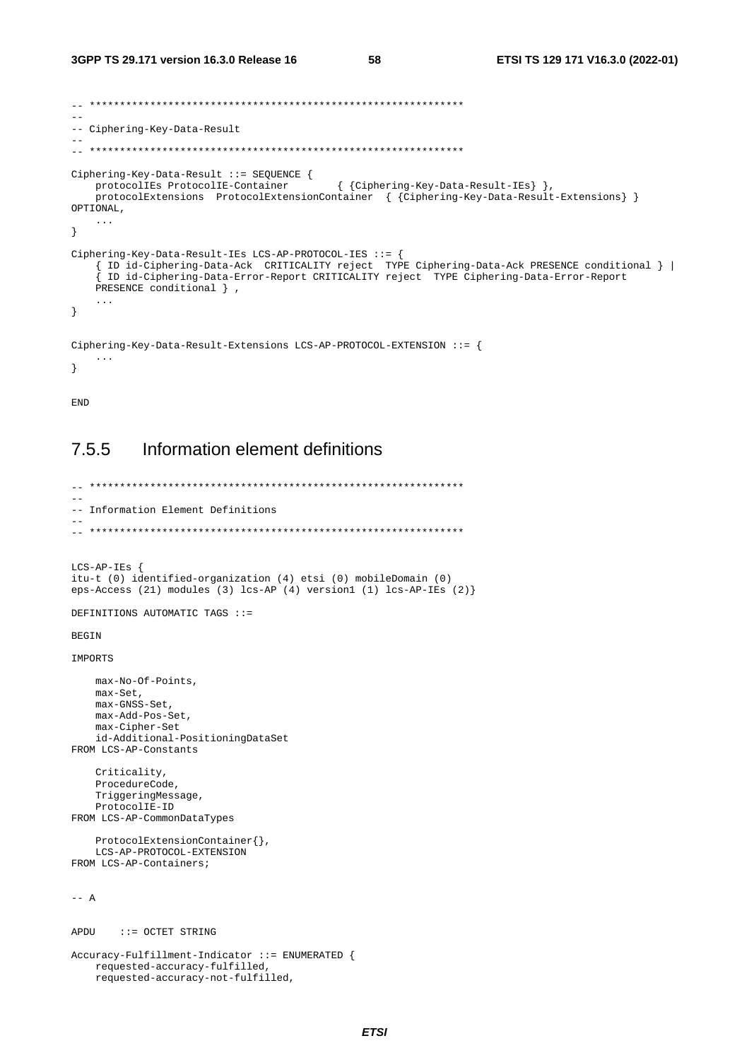```
-- **************************************************************
--
-- Ciphering-Key-Data-Result
--
-- **************************************************************

Ciphering-Key-Data-Result ::= SEQUENCE {
    protocolIEs ProtocolIE-Container        { {Ciphering-Key-Data-Result-IEs} },
    protocolExtensions  ProtocolExtensionContainer  { {Ciphering-Key-Data-Result-Extensions} }
OPTIONAL,
    ...
}

Ciphering-Key-Data-Result-IEs LCS-AP-PROTOCOL-IES ::= {
    { ID id-Ciphering-Data-Ack  CRITICALITY reject  TYPE Ciphering-Data-Ack PRESENCE conditional } |
    { ID id-Ciphering-Data-Error-Report CRITICALITY reject  TYPE Ciphering-Data-Error-Report
    PRESENCE conditional } ,
    ...
}


Ciphering-Key-Data-Result-Extensions LCS-AP-PROTOCOL-EXTENSION ::= {
    ...
}


END
```

### 7.5.5 Information element definitions

```
-- **************************************************************
--
-- Information Element Definitions
--
-- **************************************************************


LCS-AP-IEs {
itu-t (0) identified-organization (4) etsi (0) mobileDomain (0)
eps-Access (21) modules (3) lcs-AP (4) version1 (1) lcs-AP-IEs (2)}

DEFINITIONS AUTOMATIC TAGS ::=

BEGIN

IMPORTS

    max-No-Of-Points,
    max-Set,
    max-GNSS-Set,
    max-Add-Pos-Set,
    max-Cipher-Set
    id-Additional-PositioningDataSet
FROM LCS-AP-Constants

    Criticality,
    ProcedureCode,
    TriggeringMessage,
    ProtocolIE-ID
FROM LCS-AP-CommonDataTypes

    ProtocolExtensionContainer{},
    LCS-AP-PROTOCOL-EXTENSION
FROM LCS-AP-Containers;


-- A


APDU    ::= OCTET STRING

Accuracy-Fulfillment-Indicator ::= ENUMERATED {
    requested-accuracy-fulfilled,
    requested-accuracy-not-fulfilled,
```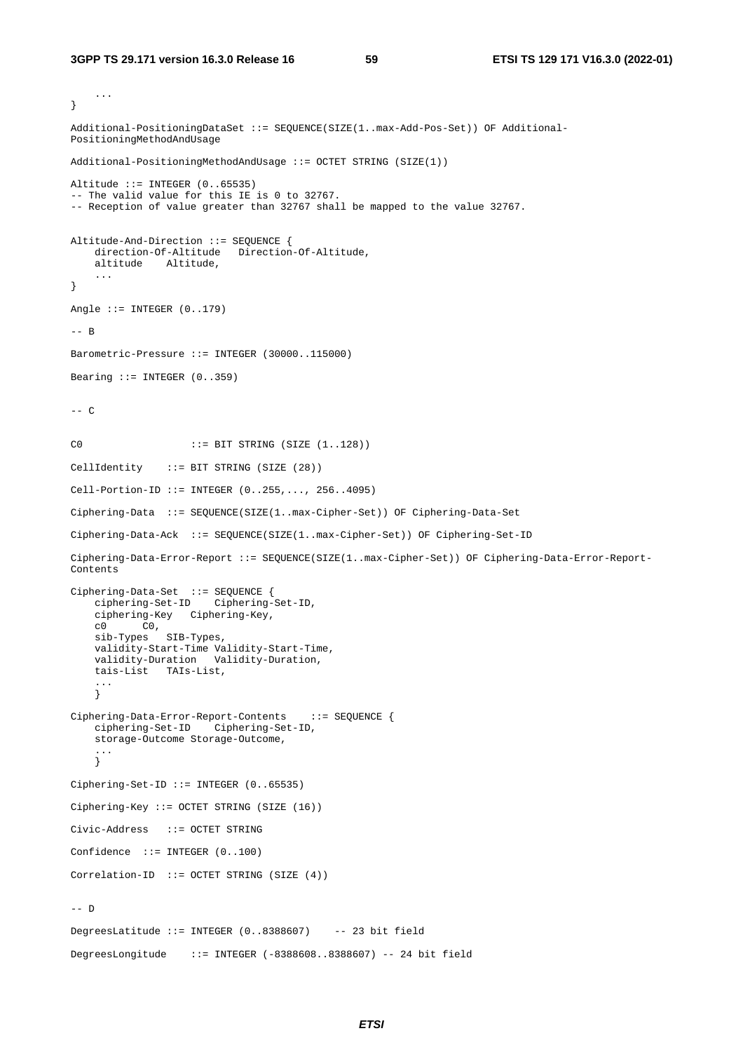```
	...
}

Additional-PositioningDataSet ::= SEQUENCE(SIZE(1..max-Add-Pos-Set)) OF Additional-PositioningMethodAndUsage

Additional-PositioningMethodAndUsage ::= OCTET STRING (SIZE(1))

Altitude ::= INTEGER (0..65535)
-- The valid value for this IE is 0 to 32767.
-- Reception of value greater than 32767 shall be mapped to the value 32767.


Altitude-And-Direction ::= SEQUENCE {
	direction-Of-Altitude	Direction-Of-Altitude,
	altitude	Altitude,
	...
}

Angle ::= INTEGER (0..179)

-- B

Barometric-Pressure ::= INTEGER (30000..115000)

Bearing ::= INTEGER (0..359)


-- C

C0			::= BIT STRING (SIZE (1..128))

CellIdentity	::= BIT STRING (SIZE (28))

Cell-Portion-ID ::= INTEGER (0..255,..., 256..4095)

Ciphering-Data	::= SEQUENCE(SIZE(1..max-Cipher-Set)) OF Ciphering-Data-Set

Ciphering-Data-Ack	::= SEQUENCE(SIZE(1..max-Cipher-Set)) OF Ciphering-Set-ID

Ciphering-Data-Error-Report ::= SEQUENCE(SIZE(1..max-Cipher-Set)) OF Ciphering-Data-Error-Report-Contents

Ciphering-Data-Set	::= SEQUENCE {
	ciphering-Set-ID	Ciphering-Set-ID,
	ciphering-Key	Ciphering-Key,
	c0	C0,
	sib-Types	SIB-Types,
	validity-Start-Time Validity-Start-Time,
	validity-Duration	Validity-Duration,
	tais-List	TAIs-List,
	...
	}

Ciphering-Data-Error-Report-Contents	::= SEQUENCE {
	ciphering-Set-ID	Ciphering-Set-ID,
	storage-Outcome Storage-Outcome,
	...
	}

Ciphering-Set-ID ::= INTEGER (0..65535)

Ciphering-Key ::= OCTET STRING (SIZE (16))

Civic-Address	::= OCTET STRING

Confidence	::= INTEGER (0..100)

Correlation-ID	::= OCTET STRING (SIZE (4))


-- D

DegreesLatitude ::= INTEGER (0..8388607)	-- 23 bit field

DegreesLongitude	::= INTEGER (-8388608..8388607) -- 24 bit field
```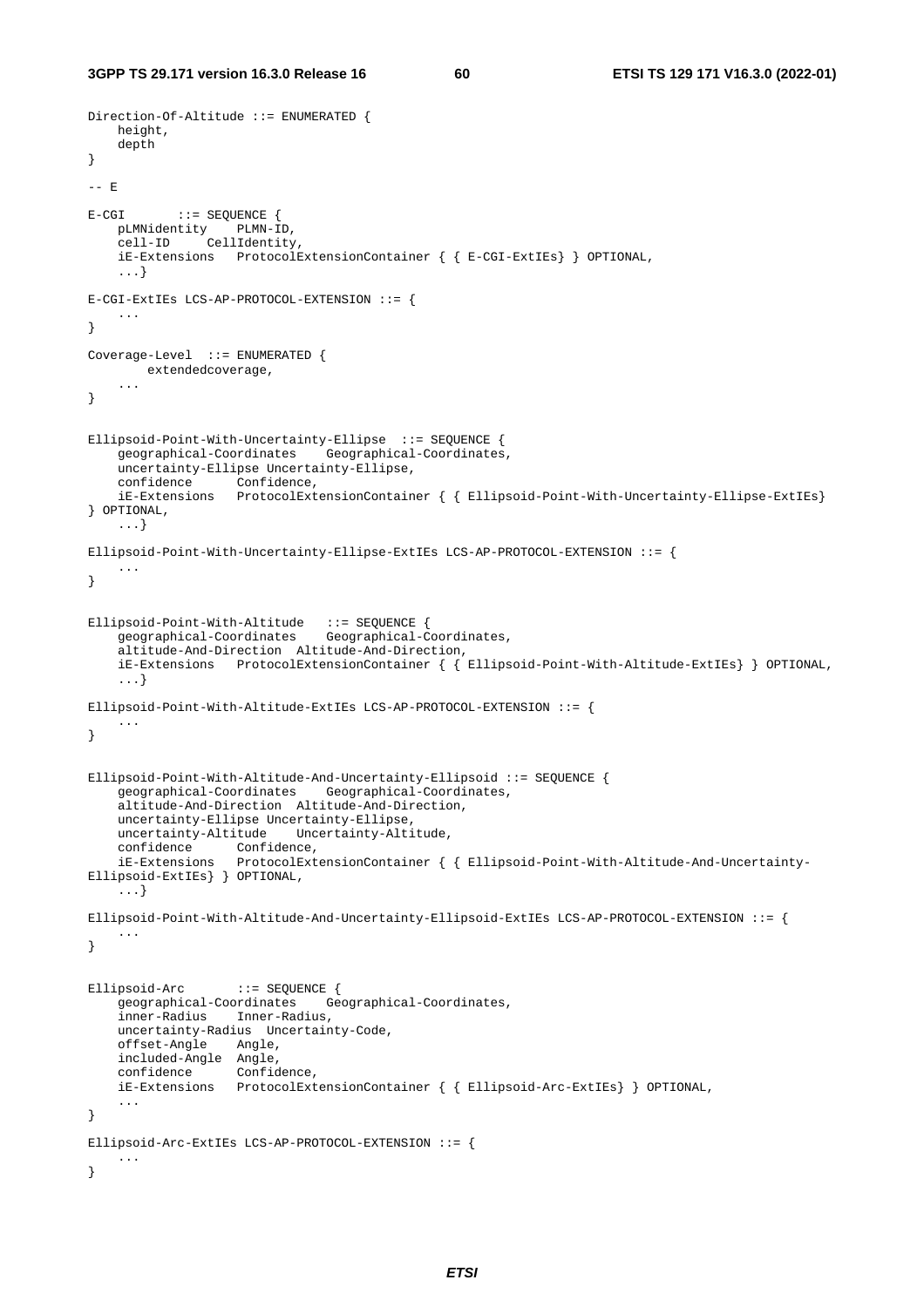```
Direction-Of-Altitude ::= ENUMERATED {
    height,
    depth
}

-- E

E-CGI       ::= SEQUENCE {
    pLMNidentity    PLMN-ID,
    cell-ID     CellIdentity,
    iE-Extensions   ProtocolExtensionContainer { { E-CGI-ExtIEs} } OPTIONAL,
    ...}

E-CGI-ExtIEs LCS-AP-PROTOCOL-EXTENSION ::= {
    ...
}

Coverage-Level  ::= ENUMERATED {
        extendedcoverage,
    ...
}


Ellipsoid-Point-With-Uncertainty-Ellipse  ::= SEQUENCE {
    geographical-Coordinates    Geographical-Coordinates,
    uncertainty-Ellipse Uncertainty-Ellipse,
    confidence      Confidence,
    iE-Extensions   ProtocolExtensionContainer { { Ellipsoid-Point-With-Uncertainty-Ellipse-ExtIEs}
} OPTIONAL,
    ...}

Ellipsoid-Point-With-Uncertainty-Ellipse-ExtIEs LCS-AP-PROTOCOL-EXTENSION ::= {
    ...
}


Ellipsoid-Point-With-Altitude   ::= SEQUENCE {
    geographical-Coordinates    Geographical-Coordinates,
    altitude-And-Direction  Altitude-And-Direction,
    iE-Extensions   ProtocolExtensionContainer { { Ellipsoid-Point-With-Altitude-ExtIEs} } OPTIONAL,
    ...}

Ellipsoid-Point-With-Altitude-ExtIEs LCS-AP-PROTOCOL-EXTENSION ::= {
    ...
}


Ellipsoid-Point-With-Altitude-And-Uncertainty-Ellipsoid ::= SEQUENCE {
    geographical-Coordinates    Geographical-Coordinates,
    altitude-And-Direction  Altitude-And-Direction,
    uncertainty-Ellipse Uncertainty-Ellipse,
    uncertainty-Altitude    Uncertainty-Altitude,
    confidence      Confidence,
    iE-Extensions   ProtocolExtensionContainer { { Ellipsoid-Point-With-Altitude-And-Uncertainty-
Ellipsoid-ExtIEs} } OPTIONAL,
    ...}

Ellipsoid-Point-With-Altitude-And-Uncertainty-Ellipsoid-ExtIEs LCS-AP-PROTOCOL-EXTENSION ::= {
    ...
}


Ellipsoid-Arc       ::= SEQUENCE {
    geographical-Coordinates    Geographical-Coordinates,
    inner-Radius    Inner-Radius,
    uncertainty-Radius  Uncertainty-Code,
    offset-Angle    Angle,
    included-Angle  Angle,
    confidence      Confidence,
    iE-Extensions   ProtocolExtensionContainer { { Ellipsoid-Arc-ExtIEs} } OPTIONAL,
    ...
}

Ellipsoid-Arc-ExtIEs LCS-AP-PROTOCOL-EXTENSION ::= {
    ...
}
```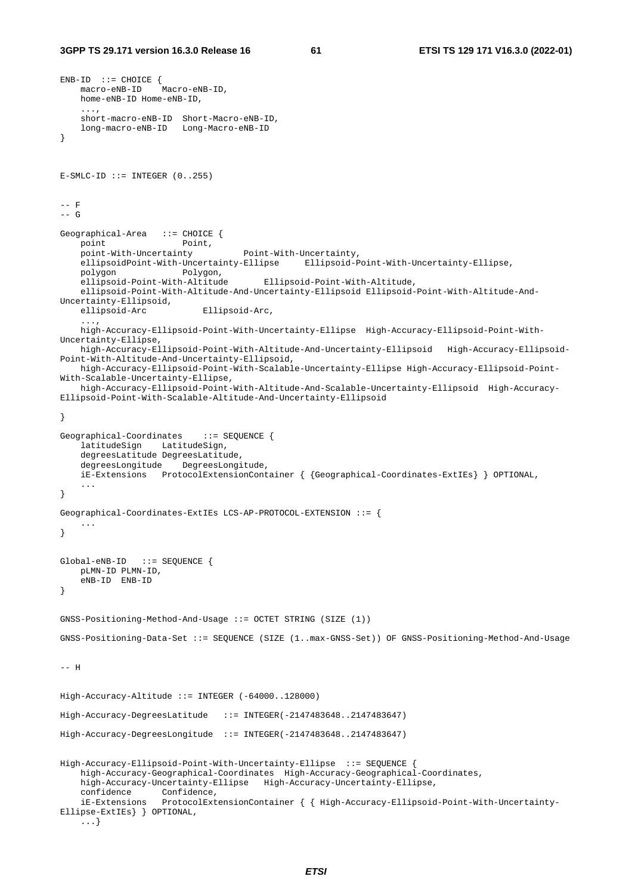```
ENB-ID  ::= CHOICE {
    macro-eNB-ID    Macro-eNB-ID,
    home-eNB-ID Home-eNB-ID,
    ...,
    short-macro-eNB-ID  Short-Macro-eNB-ID,
    long-macro-eNB-ID   Long-Macro-eNB-ID
}


E-SMLC-ID ::= INTEGER (0..255)


-- F
-- G

Geographical-Area   ::= CHOICE {
    point               Point,
    point-With-Uncertainty          Point-With-Uncertainty,
    ellipsoidPoint-With-Uncertainty-Ellipse     Ellipsoid-Point-With-Uncertainty-Ellipse,
    polygon             Polygon,
    ellipsoid-Point-With-Altitude       Ellipsoid-Point-With-Altitude,
    ellipsoid-Point-With-Altitude-And-Uncertainty-Ellipsoid Ellipsoid-Point-With-Altitude-And-
Uncertainty-Ellipsoid,
    ellipsoid-Arc           Ellipsoid-Arc,
    ...,
    high-Accuracy-Ellipsoid-Point-With-Uncertainty-Ellipse  High-Accuracy-Ellipsoid-Point-With-
Uncertainty-Ellipse,
    high-Accuracy-Ellipsoid-Point-With-Altitude-And-Uncertainty-Ellipsoid   High-Accuracy-Ellipsoid-
Point-With-Altitude-And-Uncertainty-Ellipsoid,
    high-Accuracy-Ellipsoid-Point-With-Scalable-Uncertainty-Ellipse High-Accuracy-Ellipsoid-Point-
With-Scalable-Uncertainty-Ellipse,
    high-Accuracy-Ellipsoid-Point-With-Altitude-And-Scalable-Uncertainty-Ellipsoid  High-Accuracy-
Ellipsoid-Point-With-Scalable-Altitude-And-Uncertainty-Ellipsoid

}

Geographical-Coordinates    ::= SEQUENCE {
    latitudeSign    LatitudeSign,
    degreesLatitude DegreesLatitude,
    degreesLongitude    DegreesLongitude,
    iE-Extensions   ProtocolExtensionContainer { {Geographical-Coordinates-ExtIEs} } OPTIONAL,
    ...
}

Geographical-Coordinates-ExtIEs LCS-AP-PROTOCOL-EXTENSION ::= {
    ...
}


Global-eNB-ID   ::= SEQUENCE {
    pLMN-ID PLMN-ID,
    eNB-ID  ENB-ID
}


GNSS-Positioning-Method-And-Usage ::= OCTET STRING (SIZE (1))

GNSS-Positioning-Data-Set ::= SEQUENCE (SIZE (1..max-GNSS-Set)) OF GNSS-Positioning-Method-And-Usage


-- H


High-Accuracy-Altitude ::= INTEGER (-64000..128000)

High-Accuracy-DegreesLatitude   ::= INTEGER(-2147483648..2147483647)

High-Accuracy-DegreesLongitude  ::= INTEGER(-2147483648..2147483647)


High-Accuracy-Ellipsoid-Point-With-Uncertainty-Ellipse  ::= SEQUENCE {
    high-Accuracy-Geographical-Coordinates  High-Accuracy-Geographical-Coordinates,
    high-Accuracy-Uncertainty-Ellipse   High-Accuracy-Uncertainty-Ellipse,
    confidence      Confidence,
    iE-Extensions   ProtocolExtensionContainer { { High-Accuracy-Ellipsoid-Point-With-Uncertainty-
Ellipse-ExtIEs} } OPTIONAL,
    ...}
```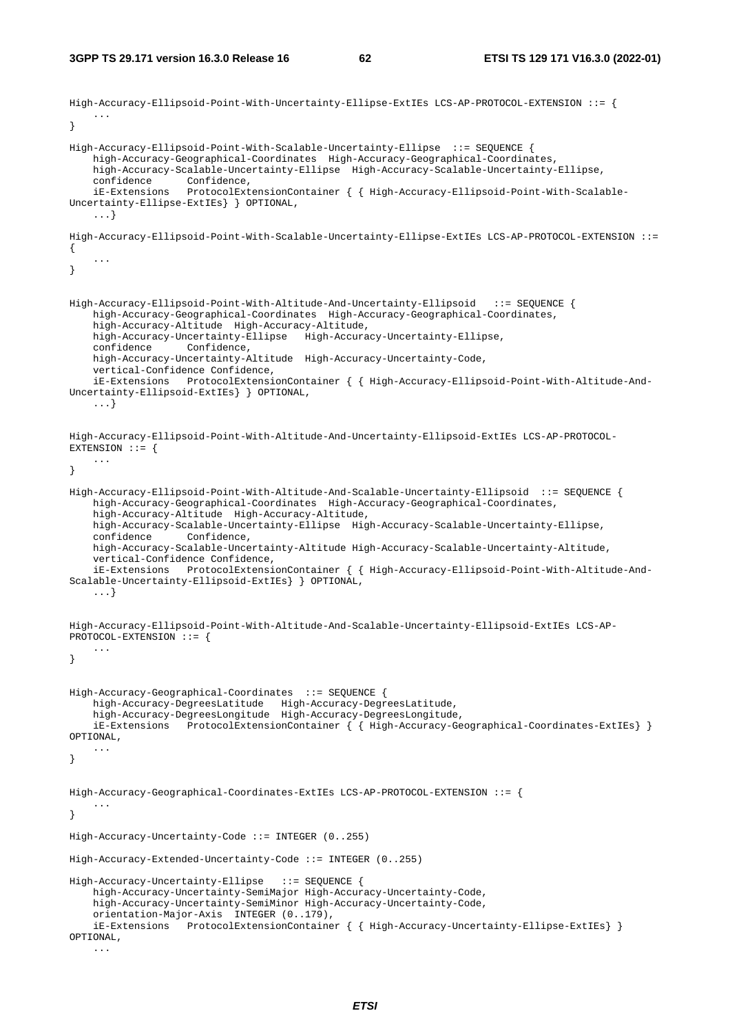```
High-Accuracy-Ellipsoid-Point-With-Uncertainty-Ellipse-ExtIEs LCS-AP-PROTOCOL-EXTENSION ::= {
    ...
}

High-Accuracy-Ellipsoid-Point-With-Scalable-Uncertainty-Ellipse  ::= SEQUENCE {
    high-Accuracy-Geographical-Coordinates  High-Accuracy-Geographical-Coordinates,
    high-Accuracy-Scalable-Uncertainty-Ellipse  High-Accuracy-Scalable-Uncertainty-Ellipse,
    confidence      Confidence,
    iE-Extensions   ProtocolExtensionContainer { { High-Accuracy-Ellipsoid-Point-With-Scalable-
Uncertainty-Ellipse-ExtIEs} } OPTIONAL,
    ...}

High-Accuracy-Ellipsoid-Point-With-Scalable-Uncertainty-Ellipse-ExtIEs LCS-AP-PROTOCOL-EXTENSION ::=
{
    ...
}


High-Accuracy-Ellipsoid-Point-With-Altitude-And-Uncertainty-Ellipsoid   ::= SEQUENCE {
    high-Accuracy-Geographical-Coordinates  High-Accuracy-Geographical-Coordinates,
    high-Accuracy-Altitude  High-Accuracy-Altitude,
    high-Accuracy-Uncertainty-Ellipse   High-Accuracy-Uncertainty-Ellipse,
    confidence      Confidence,
    high-Accuracy-Uncertainty-Altitude  High-Accuracy-Uncertainty-Code,
    vertical-Confidence Confidence,
    iE-Extensions   ProtocolExtensionContainer { { High-Accuracy-Ellipsoid-Point-With-Altitude-And-
Uncertainty-Ellipsoid-ExtIEs} } OPTIONAL,
    ...}


High-Accuracy-Ellipsoid-Point-With-Altitude-And-Uncertainty-Ellipsoid-ExtIEs LCS-AP-PROTOCOL-
EXTENSION ::= {
    ...
}

High-Accuracy-Ellipsoid-Point-With-Altitude-And-Scalable-Uncertainty-Ellipsoid  ::= SEQUENCE {
    high-Accuracy-Geographical-Coordinates  High-Accuracy-Geographical-Coordinates,
    high-Accuracy-Altitude  High-Accuracy-Altitude,
    high-Accuracy-Scalable-Uncertainty-Ellipse  High-Accuracy-Scalable-Uncertainty-Ellipse,
    confidence      Confidence,
    high-Accuracy-Scalable-Uncertainty-Altitude High-Accuracy-Scalable-Uncertainty-Altitude,
    vertical-Confidence Confidence,
    iE-Extensions   ProtocolExtensionContainer { { High-Accuracy-Ellipsoid-Point-With-Altitude-And-
Scalable-Uncertainty-Ellipsoid-ExtIEs} } OPTIONAL,
    ...}


High-Accuracy-Ellipsoid-Point-With-Altitude-And-Scalable-Uncertainty-Ellipsoid-ExtIEs LCS-AP-
PROTOCOL-EXTENSION ::= {
    ...
}


High-Accuracy-Geographical-Coordinates  ::= SEQUENCE {
    high-Accuracy-DegreesLatitude   High-Accuracy-DegreesLatitude,
    high-Accuracy-DegreesLongitude  High-Accuracy-DegreesLongitude,
    iE-Extensions   ProtocolExtensionContainer { { High-Accuracy-Geographical-Coordinates-ExtIEs} }
OPTIONAL,
    ...
}


High-Accuracy-Geographical-Coordinates-ExtIEs LCS-AP-PROTOCOL-EXTENSION ::= {
    ...
}

High-Accuracy-Uncertainty-Code ::= INTEGER (0..255)

High-Accuracy-Extended-Uncertainty-Code ::= INTEGER (0..255)

High-Accuracy-Uncertainty-Ellipse   ::= SEQUENCE {
    high-Accuracy-Uncertainty-SemiMajor High-Accuracy-Uncertainty-Code,
    high-Accuracy-Uncertainty-SemiMinor High-Accuracy-Uncertainty-Code,
    orientation-Major-Axis  INTEGER (0..179),
    iE-Extensions   ProtocolExtensionContainer { { High-Accuracy-Uncertainty-Ellipse-ExtIEs} }
OPTIONAL,
    ...
```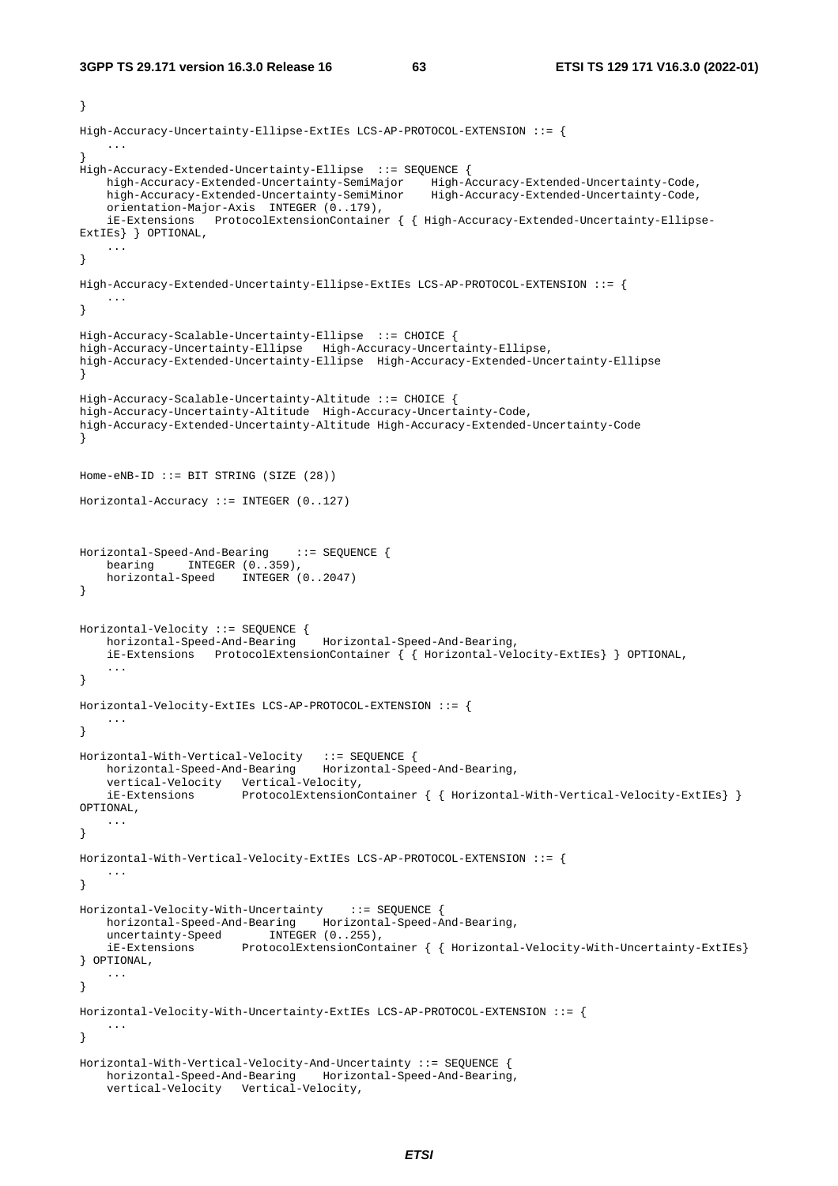```
}

High-Accuracy-Uncertainty-Ellipse-ExtIEs LCS-AP-PROTOCOL-EXTENSION ::= {
    ...
}
High-Accuracy-Extended-Uncertainty-Ellipse  ::= SEQUENCE {
    high-Accuracy-Extended-Uncertainty-SemiMajor    High-Accuracy-Extended-Uncertainty-Code,
    high-Accuracy-Extended-Uncertainty-SemiMinor    High-Accuracy-Extended-Uncertainty-Code,
    orientation-Major-Axis  INTEGER (0..179),
    iE-Extensions   ProtocolExtensionContainer { { High-Accuracy-Extended-Uncertainty-Ellipse-
ExtIEs} } OPTIONAL,
    ...
}

High-Accuracy-Extended-Uncertainty-Ellipse-ExtIEs LCS-AP-PROTOCOL-EXTENSION ::= {
    ...
}

High-Accuracy-Scalable-Uncertainty-Ellipse  ::= CHOICE {
high-Accuracy-Uncertainty-Ellipse   High-Accuracy-Uncertainty-Ellipse,
high-Accuracy-Extended-Uncertainty-Ellipse  High-Accuracy-Extended-Uncertainty-Ellipse
}

High-Accuracy-Scalable-Uncertainty-Altitude ::= CHOICE {
high-Accuracy-Uncertainty-Altitude  High-Accuracy-Uncertainty-Code,
high-Accuracy-Extended-Uncertainty-Altitude High-Accuracy-Extended-Uncertainty-Code
}


Home-eNB-ID ::= BIT STRING (SIZE (28))

Horizontal-Accuracy ::= INTEGER (0..127)



Horizontal-Speed-And-Bearing    ::= SEQUENCE {
    bearing     INTEGER (0..359),
    horizontal-Speed    INTEGER (0..2047)
}


Horizontal-Velocity ::= SEQUENCE {
    horizontal-Speed-And-Bearing    Horizontal-Speed-And-Bearing,
    iE-Extensions   ProtocolExtensionContainer { { Horizontal-Velocity-ExtIEs} } OPTIONAL,
    ...
}

Horizontal-Velocity-ExtIEs LCS-AP-PROTOCOL-EXTENSION ::= {
    ...
}

Horizontal-With-Vertical-Velocity   ::= SEQUENCE {
    horizontal-Speed-And-Bearing    Horizontal-Speed-And-Bearing,
    vertical-Velocity   Vertical-Velocity,
    iE-Extensions       ProtocolExtensionContainer { { Horizontal-With-Vertical-Velocity-ExtIEs} }
OPTIONAL,
    ...
}

Horizontal-With-Vertical-Velocity-ExtIEs LCS-AP-PROTOCOL-EXTENSION ::= {
    ...
}

Horizontal-Velocity-With-Uncertainty    ::= SEQUENCE {
    horizontal-Speed-And-Bearing    Horizontal-Speed-And-Bearing,
    uncertainty-Speed       INTEGER (0..255),
    iE-Extensions       ProtocolExtensionContainer { { Horizontal-Velocity-With-Uncertainty-ExtIEs}
} OPTIONAL,
    ...
}

Horizontal-Velocity-With-Uncertainty-ExtIEs LCS-AP-PROTOCOL-EXTENSION ::= {
    ...
}

Horizontal-With-Vertical-Velocity-And-Uncertainty ::= SEQUENCE {
    horizontal-Speed-And-Bearing    Horizontal-Speed-And-Bearing,
    vertical-Velocity   Vertical-Velocity,
```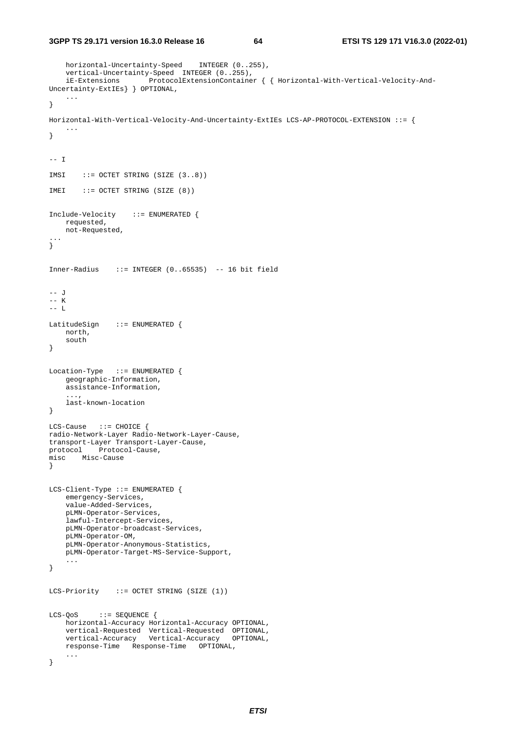```
    horizontal-Uncertainty-Speed    INTEGER (0..255),
    vertical-Uncertainty-Speed  INTEGER (0..255),
    iE-Extensions       ProtocolExtensionContainer { { Horizontal-With-Vertical-Velocity-And-
Uncertainty-ExtIEs} } OPTIONAL,
    ...
}

Horizontal-With-Vertical-Velocity-And-Uncertainty-ExtIEs LCS-AP-PROTOCOL-EXTENSION ::= {
    ...
}


-- I

IMSI    ::= OCTET STRING (SIZE (3..8))

IMEI    ::= OCTET STRING (SIZE (8))


Include-Velocity    ::= ENUMERATED {
    requested,
    not-Requested,
...
}


Inner-Radius    ::= INTEGER (0..65535)  -- 16 bit field


-- J
-- K
-- L

LatitudeSign    ::= ENUMERATED {
    north,
    south
}


Location-Type   ::= ENUMERATED {
    geographic-Information,
    assistance-Information,
    ...,
    last-known-location
}

LCS-Cause   ::= CHOICE {
radio-Network-Layer Radio-Network-Layer-Cause,
transport-Layer Transport-Layer-Cause,
protocol    Protocol-Cause,
misc    Misc-Cause
}


LCS-Client-Type ::= ENUMERATED {
    emergency-Services,
    value-Added-Services,
    pLMN-Operator-Services,
    lawful-Intercept-Services,
    pLMN-Operator-broadcast-Services,
    pLMN-Operator-OM,
    pLMN-Operator-Anonymous-Statistics,
    pLMN-Operator-Target-MS-Service-Support,
    ...
}

LCS-Priority    ::= OCTET STRING (SIZE (1))


LCS-QoS     ::= SEQUENCE {
    horizontal-Accuracy Horizontal-Accuracy OPTIONAL,
    vertical-Requested  Vertical-Requested  OPTIONAL,
    vertical-Accuracy   Vertical-Accuracy   OPTIONAL,
    response-Time   Response-Time   OPTIONAL,
    ...
}
```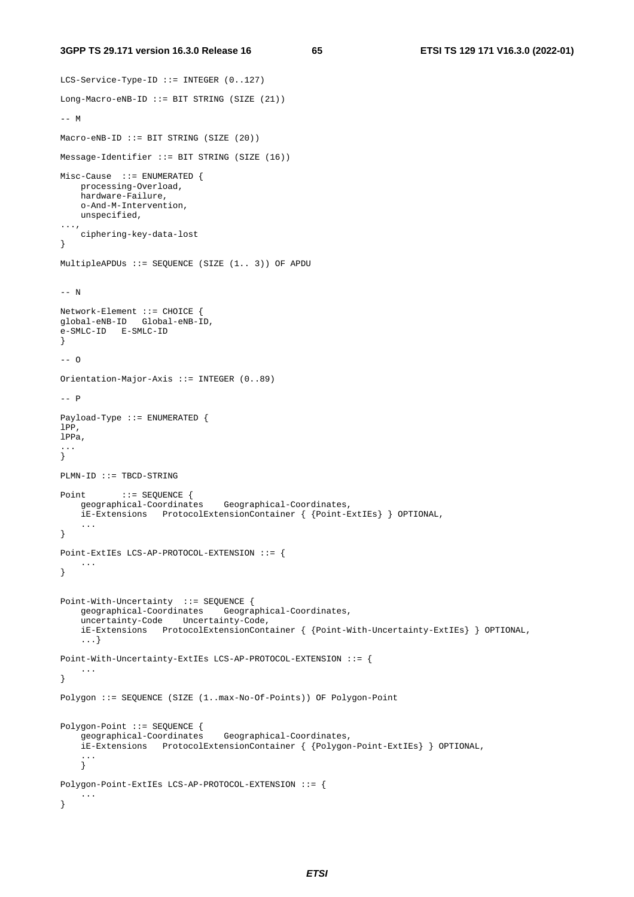```
LCS-Service-Type-ID ::= INTEGER (0..127)

Long-Macro-eNB-ID ::= BIT STRING (SIZE (21))

-- M

Macro-eNB-ID ::= BIT STRING (SIZE (20))

Message-Identifier ::= BIT STRING (SIZE (16))

Misc-Cause  ::= ENUMERATED {
    processing-Overload,
    hardware-Failure,
    o-And-M-Intervention,
    unspecified,
...,
    ciphering-key-data-lost
}

MultipleAPDUs ::= SEQUENCE (SIZE (1.. 3)) OF APDU


-- N

Network-Element ::= CHOICE {
global-eNB-ID   Global-eNB-ID,
e-SMLC-ID   E-SMLC-ID
}

-- O

Orientation-Major-Axis ::= INTEGER (0..89)

-- P

Payload-Type ::= ENUMERATED {
lPP,
lPPa,
...
}

PLMN-ID ::= TBCD-STRING

Point       ::= SEQUENCE {
    geographical-Coordinates    Geographical-Coordinates,
    iE-Extensions   ProtocolExtensionContainer { {Point-ExtIEs} } OPTIONAL,
    ...
}

Point-ExtIEs LCS-AP-PROTOCOL-EXTENSION ::= {
    ...
}


Point-With-Uncertainty  ::= SEQUENCE {
    geographical-Coordinates    Geographical-Coordinates,
    uncertainty-Code    Uncertainty-Code,
    iE-Extensions   ProtocolExtensionContainer { {Point-With-Uncertainty-ExtIEs} } OPTIONAL,
    ...}

Point-With-Uncertainty-ExtIEs LCS-AP-PROTOCOL-EXTENSION ::= {
    ...
}

Polygon ::= SEQUENCE (SIZE (1..max-No-Of-Points)) OF Polygon-Point


Polygon-Point ::= SEQUENCE {
    geographical-Coordinates    Geographical-Coordinates,
    iE-Extensions   ProtocolExtensionContainer { {Polygon-Point-ExtIEs} } OPTIONAL,
    ...
    }

Polygon-Point-ExtIEs LCS-AP-PROTOCOL-EXTENSION ::= {
    ...
}
```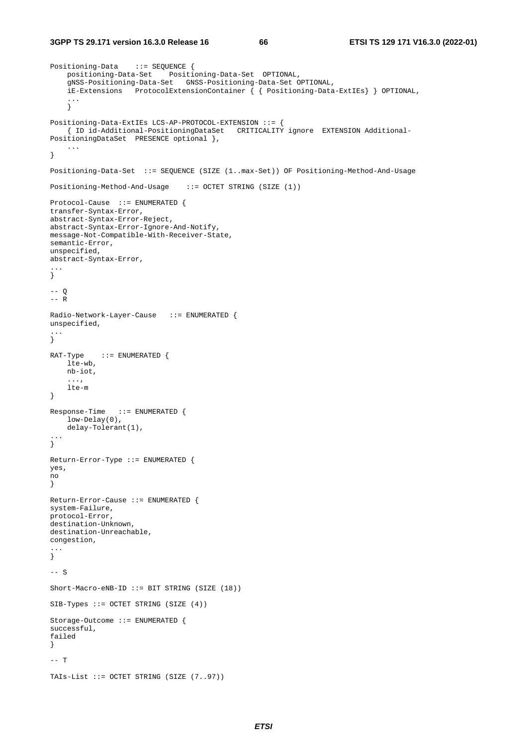```
Positioning-Data    ::= SEQUENCE {
    positioning-Data-Set    Positioning-Data-Set  OPTIONAL,
    gNSS-Positioning-Data-Set   GNSS-Positioning-Data-Set OPTIONAL,
    iE-Extensions   ProtocolExtensionContainer { { Positioning-Data-ExtIEs} } OPTIONAL,
    ...
    }

Positioning-Data-ExtIEs LCS-AP-PROTOCOL-EXTENSION ::= {
    { ID id-Additional-PositioningDataSet   CRITICALITY ignore  EXTENSION Additional-
PositioningDataSet  PRESENCE optional },
    ...
}

Positioning-Data-Set  ::= SEQUENCE (SIZE (1..max-Set)) OF Positioning-Method-And-Usage

Positioning-Method-And-Usage    ::= OCTET STRING (SIZE (1))

Protocol-Cause  ::= ENUMERATED {
transfer-Syntax-Error,
abstract-Syntax-Error-Reject,
abstract-Syntax-Error-Ignore-And-Notify,
message-Not-Compatible-With-Receiver-State,
semantic-Error,
unspecified,
abstract-Syntax-Error,
...
}

-- Q
-- R

Radio-Network-Layer-Cause   ::= ENUMERATED {
unspecified,
...
}

RAT-Type    ::= ENUMERATED {
    lte-wb,
    nb-iot,
    ...,
    lte-m
}

Response-Time   ::= ENUMERATED {
    low-Delay(0),
    delay-Tolerant(1),
...
}

Return-Error-Type ::= ENUMERATED {
yes,
no
}

Return-Error-Cause ::= ENUMERATED {
system-Failure,
protocol-Error,
destination-Unknown,
destination-Unreachable,
congestion,
...
}

-- S

Short-Macro-eNB-ID ::= BIT STRING (SIZE (18))

SIB-Types ::= OCTET STRING (SIZE (4))

Storage-Outcome ::= ENUMERATED {
successful,
failed
}

-- T

TAIs-List ::= OCTET STRING (SIZE (7..97))
```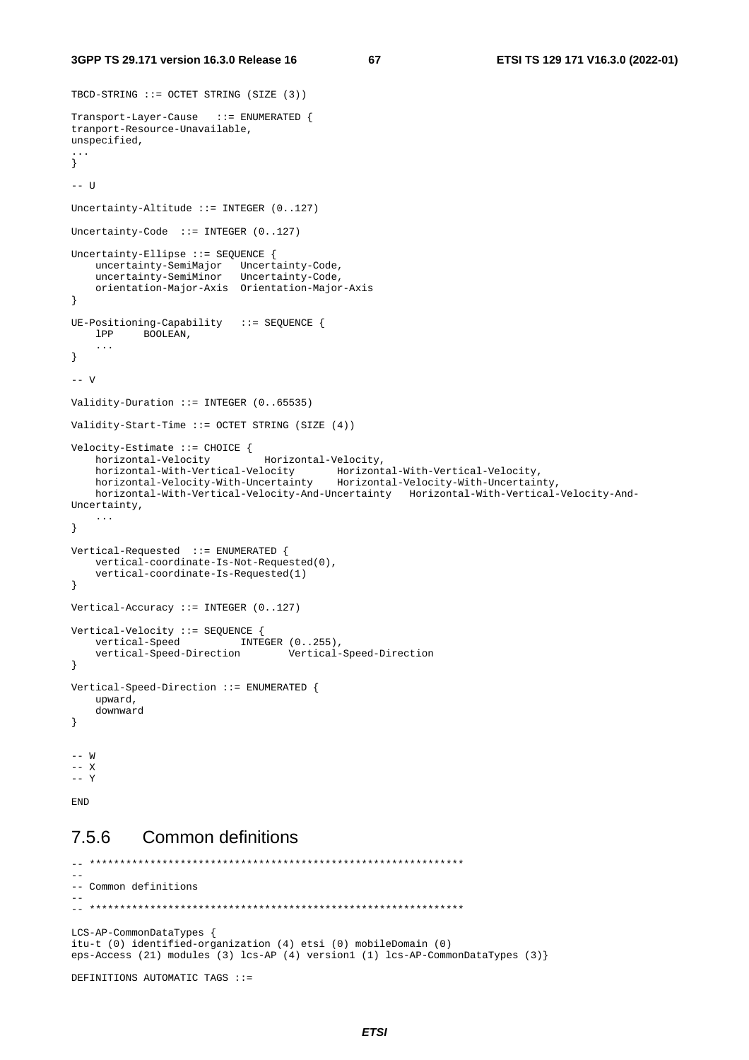```
TBCD-STRING ::= OCTET STRING (SIZE (3))

Transport-Layer-Cause   ::= ENUMERATED {
tranport-Resource-Unavailable,
unspecified,
...
}

-- U

Uncertainty-Altitude ::= INTEGER (0..127)

Uncertainty-Code  ::= INTEGER (0..127)

Uncertainty-Ellipse ::= SEQUENCE {
    uncertainty-SemiMajor   Uncertainty-Code,
    uncertainty-SemiMinor   Uncertainty-Code,
    orientation-Major-Axis  Orientation-Major-Axis
}

UE-Positioning-Capability   ::= SEQUENCE {
    lPP     BOOLEAN,
    ...
}

-- V

Validity-Duration ::= INTEGER (0..65535)

Validity-Start-Time ::= OCTET STRING (SIZE (4))

Velocity-Estimate ::= CHOICE {
    horizontal-Velocity         Horizontal-Velocity,
    horizontal-With-Vertical-Velocity       Horizontal-With-Vertical-Velocity,
    horizontal-Velocity-With-Uncertainty    Horizontal-Velocity-With-Uncertainty,
    horizontal-With-Vertical-Velocity-And-Uncertainty   Horizontal-With-Vertical-Velocity-And-
Uncertainty,
    ...
}

Vertical-Requested  ::= ENUMERATED {
    vertical-coordinate-Is-Not-Requested(0),
    vertical-coordinate-Is-Requested(1)
}

Vertical-Accuracy ::= INTEGER (0..127)

Vertical-Velocity ::= SEQUENCE {
    vertical-Speed          INTEGER (0..255),
    vertical-Speed-Direction        Vertical-Speed-Direction
}

Vertical-Speed-Direction ::= ENUMERATED {
    upward,
    downward
}


-- W
-- X
-- Y

END
```

### 7.5.6 Common definitions

```
-- **************************************************************
--
-- Common definitions
--
-- **************************************************************

LCS-AP-CommonDataTypes {
itu-t (0) identified-organization (4) etsi (0) mobileDomain (0)
eps-Access (21) modules (3) lcs-AP (4) version1 (1) lcs-AP-CommonDataTypes (3)}

DEFINITIONS AUTOMATIC TAGS ::=
```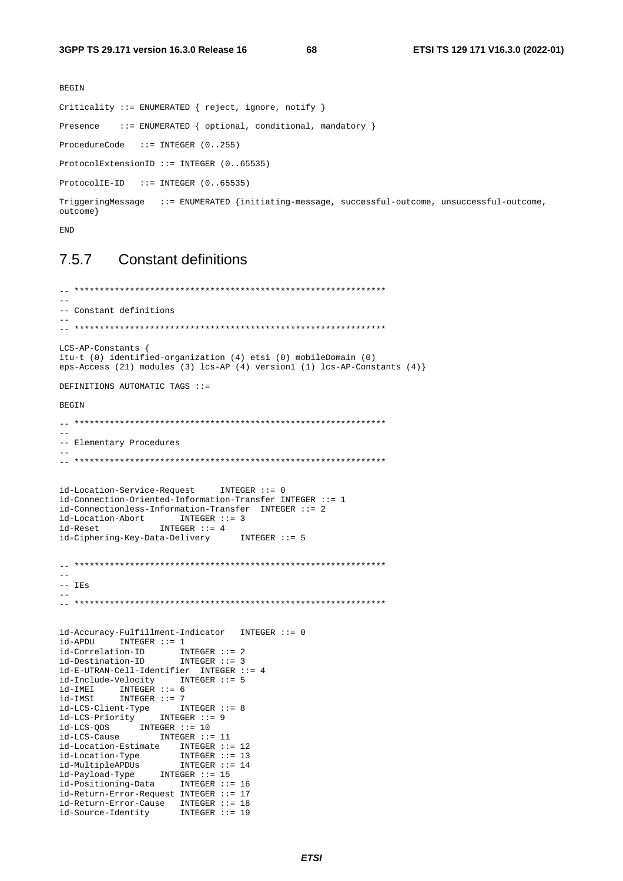```
BEGIN

Criticality ::= ENUMERATED { reject, ignore, notify }

Presence    ::= ENUMERATED { optional, conditional, mandatory }

ProcedureCode   ::= INTEGER (0..255)

ProtocolExtensionID ::= INTEGER (0..65535)

ProtocolIE-ID   ::= INTEGER (0..65535)

TriggeringMessage   ::= ENUMERATED {initiating-message, successful-outcome, unsuccessful-outcome, 
outcome}

END
```

### 7.5.7 Constant definitions

```
-- **************************************************************
--
-- Constant definitions
--
-- **************************************************************

LCS-AP-Constants {
itu-t (0) identified-organization (4) etsi (0) mobileDomain (0)
eps-Access (21) modules (3) lcs-AP (4) version1 (1) lcs-AP-Constants (4)}

DEFINITIONS AUTOMATIC TAGS ::=

BEGIN

-- **************************************************************
--
-- Elementary Procedures
--
-- **************************************************************


id-Location-Service-Request     INTEGER ::= 0
id-Connection-Oriented-Information-Transfer INTEGER ::= 1
id-Connectionless-Information-Transfer  INTEGER ::= 2
id-Location-Abort       INTEGER ::= 3
id-Reset            INTEGER ::= 4
id-Ciphering-Key-Data-Delivery      INTEGER ::= 5


-- **************************************************************
--
-- IEs
--
-- **************************************************************


id-Accuracy-Fulfillment-Indicator   INTEGER ::= 0
id-APDU     INTEGER ::= 1
id-Correlation-ID       INTEGER ::= 2
id-Destination-ID       INTEGER ::= 3
id-E-UTRAN-Cell-Identifier  INTEGER ::= 4
id-Include-Velocity     INTEGER ::= 5
id-IMEI     INTEGER ::= 6
id-IMSI     INTEGER ::= 7
id-LCS-Client-Type      INTEGER ::= 8
id-LCS-Priority     INTEGER ::= 9
id-LCS-QOS      INTEGER ::= 10
id-LCS-Cause        INTEGER ::= 11
id-Location-Estimate    INTEGER ::= 12
id-Location-Type        INTEGER ::= 13
id-MultipleAPDUs        INTEGER ::= 14
id-Payload-Type     INTEGER ::= 15
id-Positioning-Data     INTEGER ::= 16
id-Return-Error-Request INTEGER ::= 17
id-Return-Error-Cause   INTEGER ::= 18
id-Source-Identity      INTEGER ::= 19
```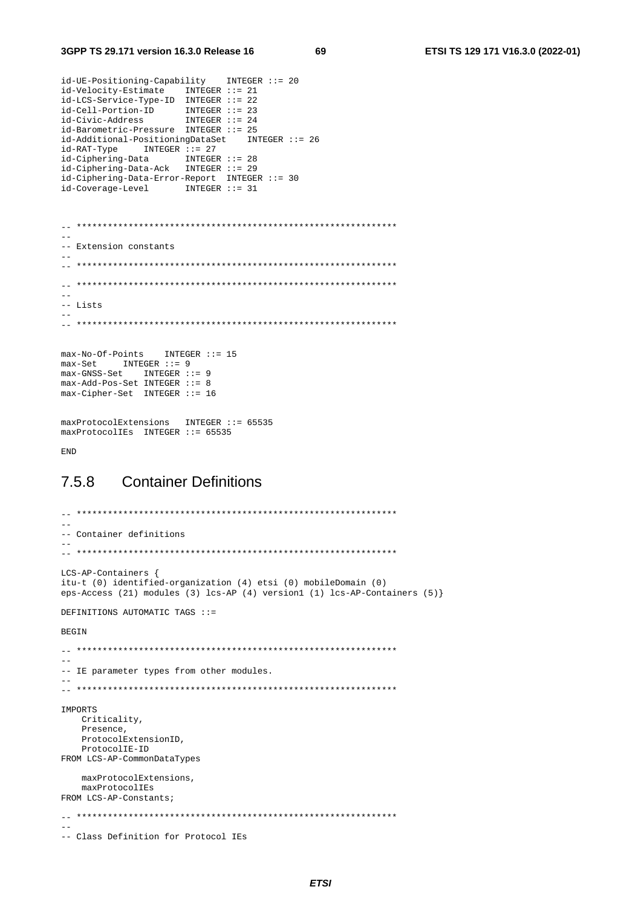```
id-UE-Positioning-Capability    INTEGER ::= 20
id-Velocity-Estimate    INTEGER ::= 21
id-LCS-Service-Type-ID  INTEGER ::= 22
id-Cell-Portion-ID      INTEGER ::= 23
id-Civic-Address        INTEGER ::= 24
id-Barometric-Pressure  INTEGER ::= 25
id-Additional-PositioningDataSet    INTEGER ::= 26
id-RAT-Type     INTEGER ::= 27
id-Ciphering-Data       INTEGER ::= 28
id-Ciphering-Data-Ack   INTEGER ::= 29
id-Ciphering-Data-Error-Report  INTEGER ::= 30
id-Coverage-Level       INTEGER ::= 31


-- **************************************************************
--
-- Extension constants
--
-- **************************************************************

-- **************************************************************
--
-- Lists
--
-- **************************************************************


max-No-Of-Points    INTEGER ::= 15
max-Set     INTEGER ::= 9
max-GNSS-Set    INTEGER ::= 9
max-Add-Pos-Set INTEGER ::= 8
max-Cipher-Set  INTEGER ::= 16


maxProtocolExtensions   INTEGER ::= 65535
maxProtocolIEs  INTEGER ::= 65535

END
```

## 7.5.8 Container Definitions

```
-- **************************************************************
--
-- Container definitions
--
-- **************************************************************

LCS-AP-Containers {
itu-t (0) identified-organization (4) etsi (0) mobileDomain (0)
eps-Access (21) modules (3) lcs-AP (4) version1 (1) lcs-AP-Containers (5)}

DEFINITIONS AUTOMATIC TAGS ::=

BEGIN

-- **************************************************************
--
-- IE parameter types from other modules.
--
-- **************************************************************

IMPORTS
    Criticality,
    Presence,
    ProtocolExtensionID,
    ProtocolIE-ID
FROM LCS-AP-CommonDataTypes

    maxProtocolExtensions,
    maxProtocolIEs
FROM LCS-AP-Constants;

-- **************************************************************
--
-- Class Definition for Protocol IEs
```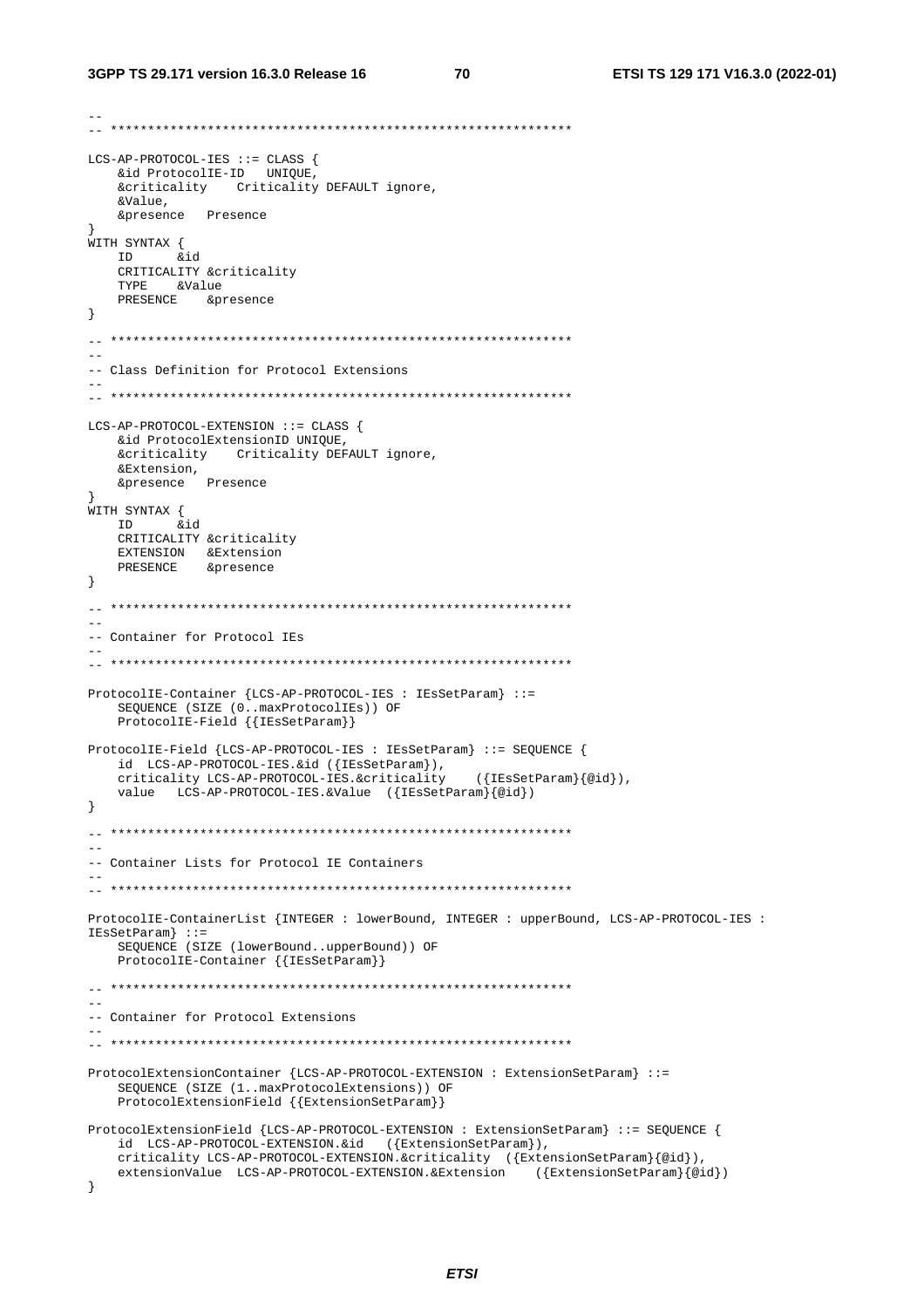```
--
-- **************************************************************

LCS-AP-PROTOCOL-IES ::= CLASS {
    &id ProtocolIE-ID   UNIQUE,
    &criticality    Criticality DEFAULT ignore,
    &Value,
    &presence   Presence
}
WITH SYNTAX {
    ID      &id
    CRITICALITY &criticality
    TYPE    &Value
    PRESENCE    &presence
}

-- **************************************************************
--
-- Class Definition for Protocol Extensions
--
-- **************************************************************

LCS-AP-PROTOCOL-EXTENSION ::= CLASS {
    &id ProtocolExtensionID UNIQUE,
    &criticality    Criticality DEFAULT ignore,
    &Extension,
    &presence   Presence
}
WITH SYNTAX {
    ID      &id
    CRITICALITY &criticality
    EXTENSION   &Extension
    PRESENCE    &presence
}

-- **************************************************************
--
-- Container for Protocol IEs
--
-- **************************************************************

ProtocolIE-Container {LCS-AP-PROTOCOL-IES : IEsSetParam} ::=
    SEQUENCE (SIZE (0..maxProtocolIEs)) OF
    ProtocolIE-Field {{IEsSetParam}}

ProtocolIE-Field {LCS-AP-PROTOCOL-IES : IEsSetParam} ::= SEQUENCE {
    id  LCS-AP-PROTOCOL-IES.&id ({IEsSetParam}),
    criticality LCS-AP-PROTOCOL-IES.&criticality    ({IEsSetParam}{@id}),
    value   LCS-AP-PROTOCOL-IES.&Value  ({IEsSetParam}{@id})
}

-- **************************************************************
--
-- Container Lists for Protocol IE Containers
--
-- **************************************************************

ProtocolIE-ContainerList {INTEGER : lowerBound, INTEGER : upperBound, LCS-AP-PROTOCOL-IES :
IEsSetParam} ::=
    SEQUENCE (SIZE (lowerBound..upperBound)) OF
    ProtocolIE-Container {{IEsSetParam}}

-- **************************************************************
--
-- Container for Protocol Extensions
--
-- **************************************************************

ProtocolExtensionContainer {LCS-AP-PROTOCOL-EXTENSION : ExtensionSetParam} ::=
    SEQUENCE (SIZE (1..maxProtocolExtensions)) OF
    ProtocolExtensionField {{ExtensionSetParam}}

ProtocolExtensionField {LCS-AP-PROTOCOL-EXTENSION : ExtensionSetParam} ::= SEQUENCE {
    id  LCS-AP-PROTOCOL-EXTENSION.&id   ({ExtensionSetParam}),
    criticality LCS-AP-PROTOCOL-EXTENSION.&criticality  ({ExtensionSetParam}{@id}),
    extensionValue  LCS-AP-PROTOCOL-EXTENSION.&Extension    ({ExtensionSetParam}{@id})
}
```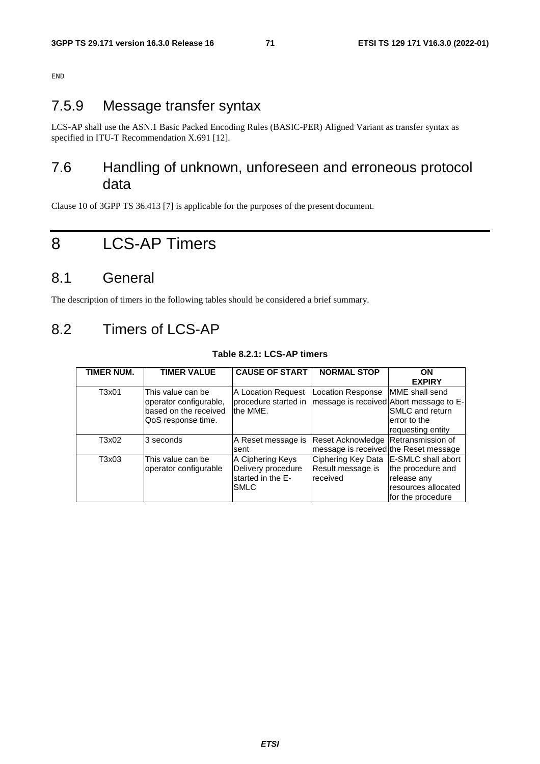```
END
```

## 7.5.9 Message transfer syntax

LCS-AP shall use the ASN.1 Basic Packed Encoding Rules (BASIC-PER) Aligned Variant as transfer syntax as specified in ITU-T Recommendation X.691 [12].

## 7.6 Handling of unknown, unforeseen and erroneous protocol data

Clause 10 of 3GPP TS 36.413 [7] is applicable for the purposes of the present document.

# 8 LCS-AP Timers

## 8.1 General

The description of timers in the following tables should be considered a brief summary.

## 8.2 Timers of LCS-AP

**Table 8.2.1: LCS-AP timers**

| TIMER NUM. | TIMER VALUE | CAUSE OF START | NORMAL STOP | ON EXPIRY |
|---|---|---|---|---|
| T3x01 | This value can be operator configurable, based on the received QoS response time. | A Location Request procedure started in the MME. | Location Response message is received | MME shall send Abort message to E-SMLC and return error to the requesting entity |
| T3x02 | 3 seconds | A Reset message is sent | Reset Acknowledge message is received | Retransmission of the Reset message |
| T3x03 | This value can be operator configurable | A Ciphering Keys Delivery procedure started in the E-SMLC | Ciphering Key Data Result message is received | E-SMLC shall abort the procedure and release any resources allocated for the procedure |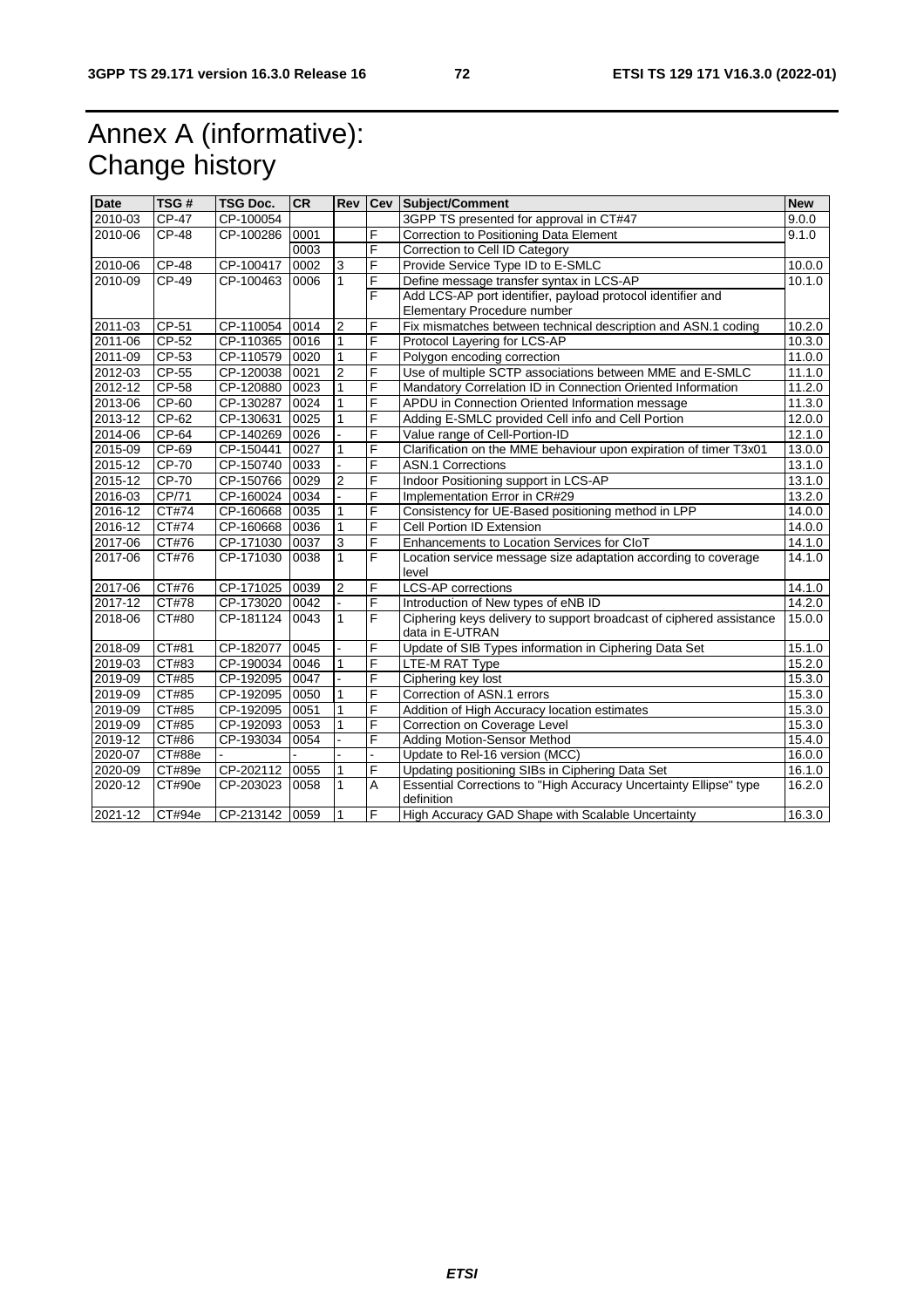# Annex A (informative): Change history

| Date | TSG # | TSG Doc. | CR | Rev | Cev | Subject/Comment | New |
|---|---|---|---|---|---|---|---|
| 2010-03 | CP-47 | CP-100054 | | | | 3GPP TS presented for approval in CT#47 | 9.0.0 |
| 2010-06 | CP-48 | CP-100286 | 0001 | | F | Correction to Positioning Data Element | 9.1.0 |
| | | | 0003 | | F | Correction to Cell ID Category | |
| 2010-06 | CP-48 | CP-100417 | 0002 | 3 | F | Provide Service Type ID to E-SMLC | 10.0.0 |
| 2010-09 | CP-49 | CP-100463 | 0006 | 1 | F | Define message transfer syntax in LCS-AP | 10.1.0 |
| | | | | | F | Add LCS-AP port identifier, payload protocol identifier and Elementary Procedure number | |
| 2011-03 | CP-51 | CP-110054 | 0014 | 2 | F | Fix mismatches between technical description and ASN.1 coding | 10.2.0 |
| 2011-06 | CP-52 | CP-110365 | 0016 | 1 | F | Protocol Layering for LCS-AP | 10.3.0 |
| 2011-09 | CP-53 | CP-110579 | 0020 | 1 | F | Polygon encoding correction | 11.0.0 |
| 2012-03 | CP-55 | CP-120038 | 0021 | 2 | F | Use of multiple SCTP associations between MME and E-SMLC | 11.1.0 |
| 2012-12 | CP-58 | CP-120880 | 0023 | 1 | F | Mandatory Correlation ID in Connection Oriented Information | 11.2.0 |
| 2013-06 | CP-60 | CP-130287 | 0024 | 1 | F | APDU in Connection Oriented Information message | 11.3.0 |
| 2013-12 | CP-62 | CP-130631 | 0025 | 1 | F | Adding E-SMLC provided Cell info and Cell Portion | 12.0.0 |
| 2014-06 | CP-64 | CP-140269 | 0026 | - | F | Value range of Cell-Portion-ID | 12.1.0 |
| 2015-09 | CP-69 | CP-150441 | 0027 | 1 | F | Clarification on the MME behaviour upon expiration of timer T3x01 | 13.0.0 |
| 2015-12 | CP-70 | CP-150740 | 0033 | - | F | ASN.1 Corrections | 13.1.0 |
| 2015-12 | CP-70 | CP-150766 | 0029 | 2 | F | Indoor Positioning support in LCS-AP | 13.1.0 |
| 2016-03 | CP/71 | CP-160024 | 0034 | - | F | Implementation Error in CR#29 | 13.2.0 |
| 2016-12 | CT#74 | CP-160668 | 0035 | 1 | F | Consistency for UE-Based positioning method in LPP | 14.0.0 |
| 2016-12 | CT#74 | CP-160668 | 0036 | 1 | F | Cell Portion ID Extension | 14.0.0 |
| 2017-06 | CT#76 | CP-171030 | 0037 | 3 | F | Enhancements to Location Services for CIoT | 14.1.0 |
| 2017-06 | CT#76 | CP-171030 | 0038 | 1 | F | Location service message size adaptation according to coverage level | 14.1.0 |
| 2017-06 | CT#76 | CP-171025 | 0039 | 2 | F | LCS-AP corrections | 14.1.0 |
| 2017-12 | CT#78 | CP-173020 | 0042 | - | F | Introduction of New types of eNB ID | 14.2.0 |
| 2018-06 | CT#80 | CP-181124 | 0043 | 1 | F | Ciphering keys delivery to support broadcast of ciphered assistance data in E-UTRAN | 15.0.0 |
| 2018-09 | CT#81 | CP-182077 | 0045 | - | F | Update of SIB Types information in Ciphering Data Set | 15.1.0 |
| 2019-03 | CT#83 | CP-190034 | 0046 | 1 | F | LTE-M RAT Type | 15.2.0 |
| 2019-09 | CT#85 | CP-192095 | 0047 | - | F | Ciphering key lost | 15.3.0 |
| 2019-09 | CT#85 | CP-192095 | 0050 | 1 | F | Correction of ASN.1 errors | 15.3.0 |
| 2019-09 | CT#85 | CP-192095 | 0051 | 1 | F | Addition of High Accuracy location estimates | 15.3.0 |
| 2019-09 | CT#85 | CP-192093 | 0053 | 1 | F | Correction on Coverage Level | 15.3.0 |
| 2019-12 | CT#86 | CP-193034 | 0054 | - | F | Adding Motion-Sensor Method | 15.4.0 |
| 2020-07 | CT#88e | - | - | - | - | Update to Rel-16 version (MCC) | 16.0.0 |
| 2020-09 | CT#89e | CP-202112 | 0055 | 1 | F | Updating positioning SIBs in Ciphering Data Set | 16.1.0 |
| 2020-12 | CT#90e | CP-203023 | 0058 | 1 | A | Essential Corrections to "High Accuracy Uncertainty Ellipse" type definition | 16.2.0 |
| 2021-12 | CT#94e | CP-213142 | 0059 | 1 | F | High Accuracy GAD Shape with Scalable Uncertainty | 16.3.0 |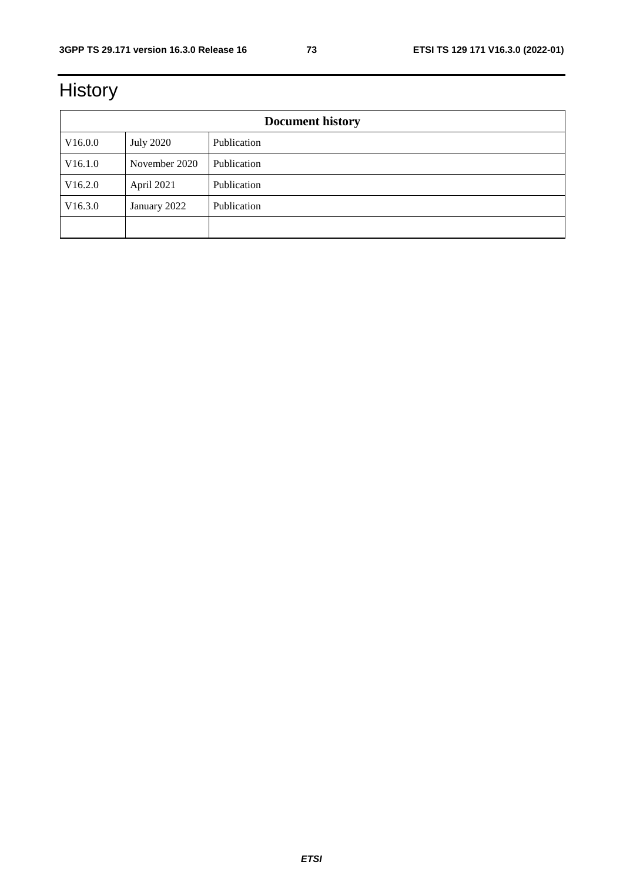# History

| Document history | | |
|---|---|---|
| V16.0.0 | July 2020 | Publication |
| V16.1.0 | November 2020 | Publication |
| V16.2.0 | April 2021 | Publication |
| V16.3.0 | January 2022 | Publication |
| | | |